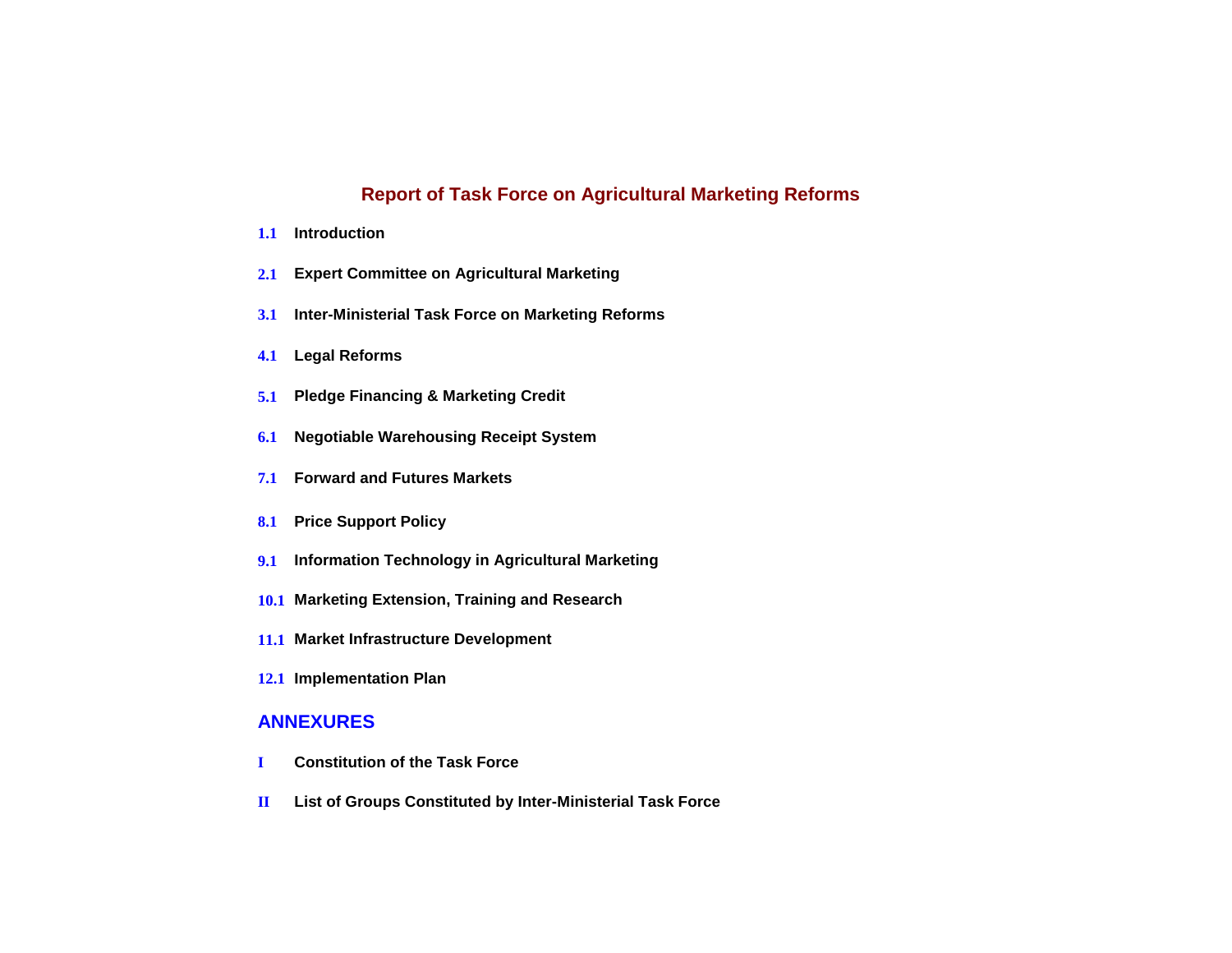# Report of Task Force on Agricultural Marketing Reforms

**1.1** **Introduction**

**2.1** **Expert Committee on Agricultural Marketing**

**3.1** **Inter-Ministerial Task Force on Marketing Reforms**

**4.1** **Legal Reforms**

**5.1** **Pledge Financing & Marketing Credit**

**6.1** **Negotiable Warehousing Receipt System**

**7.1** **Forward and Futures Markets**

**8.1** **Price Support Policy**

**9.1** **Information Technology in Agricultural Marketing**

**10.1** **Marketing Extension, Training and Research**

**11.1** **Market Infrastructure Development**

**12.1** **Implementation Plan**

## ANNEXURES

**I** **Constitution of the Task Force**

**II** **List of Groups Constituted by Inter-Ministerial Task Force**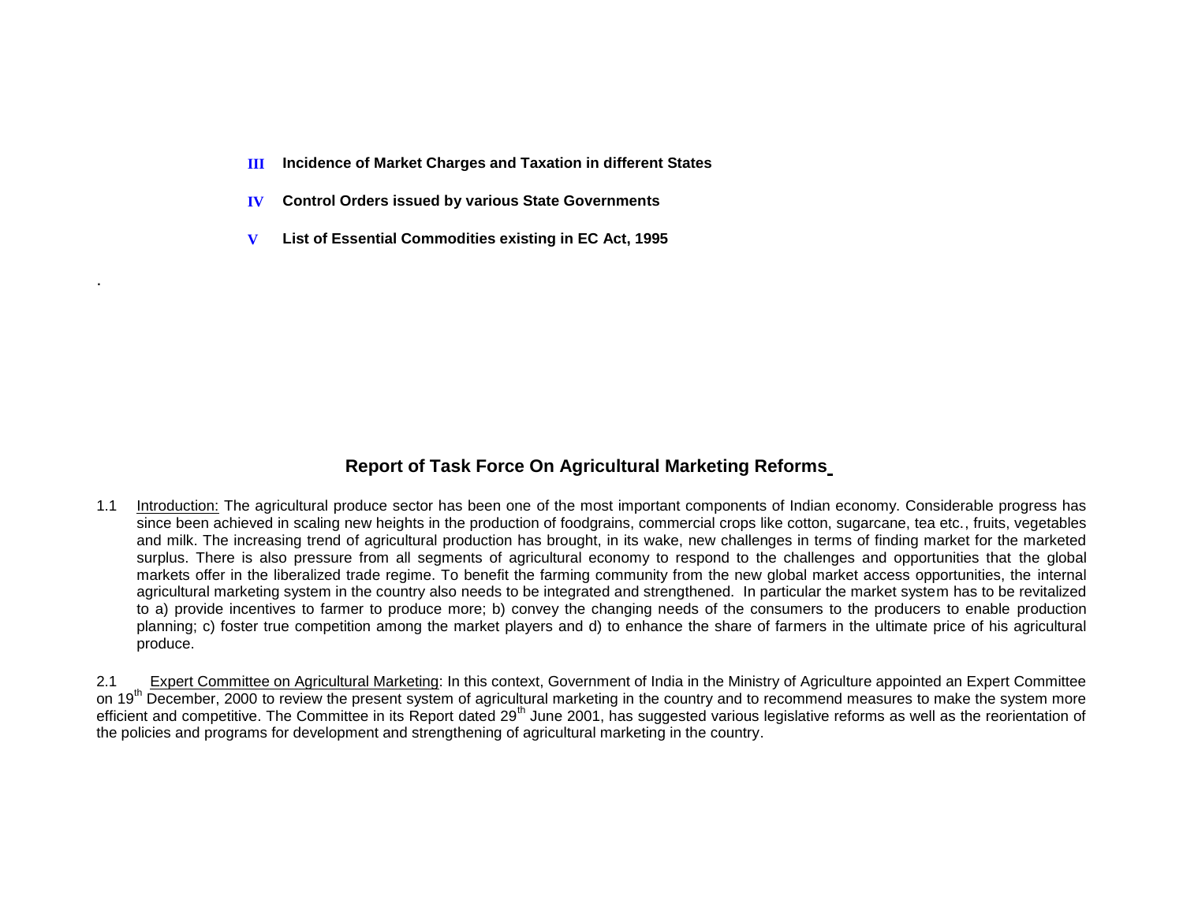**III** **Incidence of Market Charges and Taxation in different States**

**IV** **Control Orders issued by various State Governments**

**V** **List of Essential Commodities existing in EC Act, 1995**

.

## Report of Task Force On Agricultural Marketing Reforms

1.1 Introduction: The agricultural produce sector has been one of the most important components of Indian economy. Considerable progress has since been achieved in scaling new heights in the production of foodgrains, commercial crops like cotton, sugarcane, tea etc., fruits, vegetables and milk. The increasing trend of agricultural production has brought, in its wake, new challenges in terms of finding market for the marketed surplus. There is also pressure from all segments of agricultural economy to respond to the challenges and opportunities that the global markets offer in the liberalized trade regime. To benefit the farming community from the new global market access opportunities, the internal agricultural marketing system in the country also needs to be integrated and strengthened. In particular the market system has to be revitalized to a) provide incentives to farmer to produce more; b) convey the changing needs of the consumers to the producers to enable production planning; c) foster true competition among the market players and d) to enhance the share of farmers in the ultimate price of his agricultural produce.

2.1 Expert Committee on Agricultural Marketing: In this context, Government of India in the Ministry of Agriculture appointed an Expert Committee on 19th December, 2000 to review the present system of agricultural marketing in the country and to recommend measures to make the system more efficient and competitive. The Committee in its Report dated 29th June 2001, has suggested various legislative reforms as well as the reorientation of the policies and programs for development and strengthening of agricultural marketing in the country.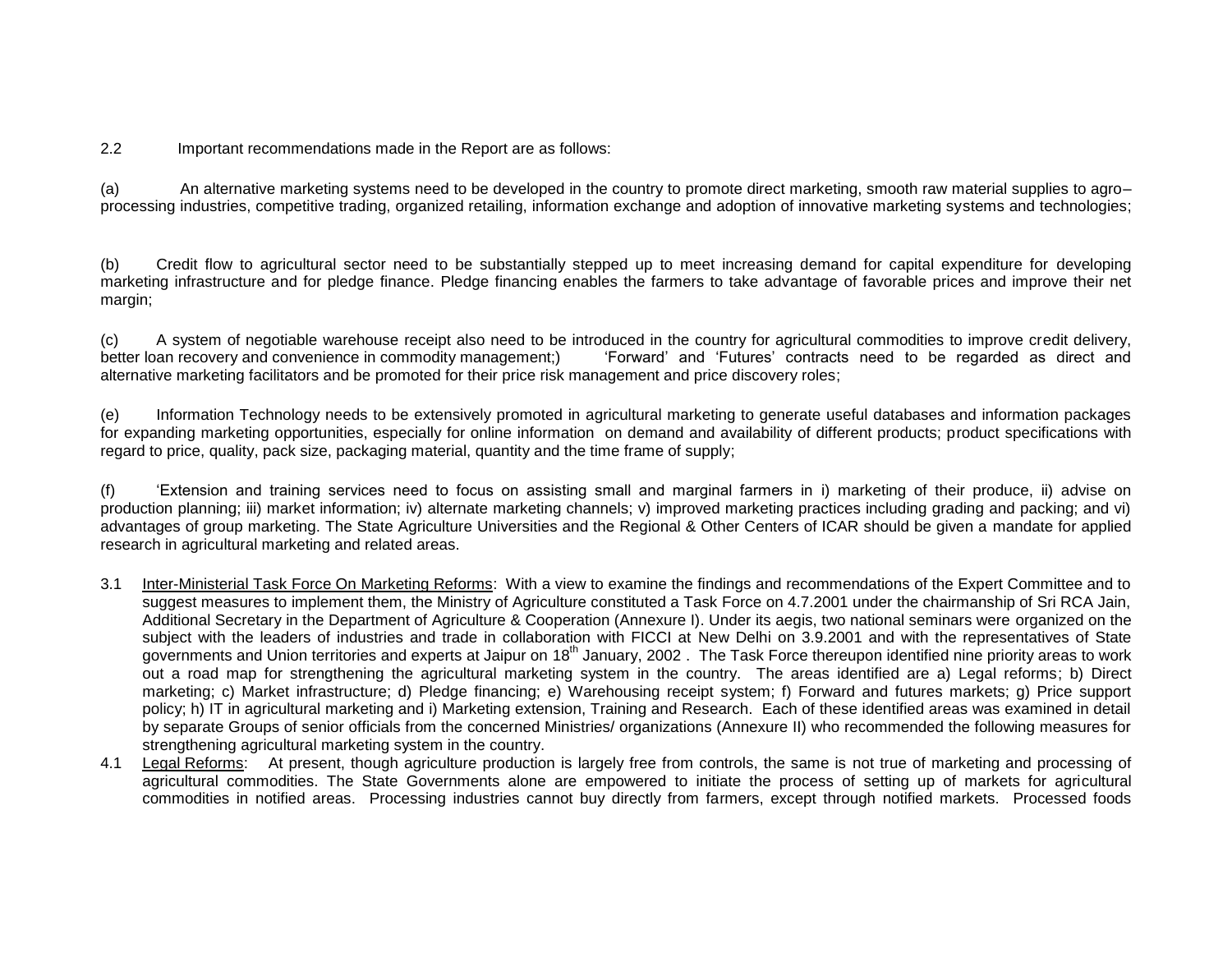2.2 Important recommendations made in the Report are as follows:

(a) An alternative marketing systems need to be developed in the country to promote direct marketing, smooth raw material supplies to agro–processing industries, competitive trading, organized retailing, information exchange and adoption of innovative marketing systems and technologies;

(b) Credit flow to agricultural sector need to be substantially stepped up to meet increasing demand for capital expenditure for developing marketing infrastructure and for pledge finance. Pledge financing enables the farmers to take advantage of favorable prices and improve their net margin;

(c) A system of negotiable warehouse receipt also need to be introduced in the country for agricultural commodities to improve credit delivery, better loan recovery and convenience in commodity management;) 'Forward' and 'Futures' contracts need to be regarded as direct and alternative marketing facilitators and be promoted for their price risk management and price discovery roles;

(e) Information Technology needs to be extensively promoted in agricultural marketing to generate useful databases and information packages for expanding marketing opportunities, especially for online information on demand and availability of different products; product specifications with regard to price, quality, pack size, packaging material, quantity and the time frame of supply;

(f) 'Extension and training services need to focus on assisting small and marginal farmers in i) marketing of their produce, ii) advise on production planning; iii) market information; iv) alternate marketing channels; v) improved marketing practices including grading and packing; and vi) advantages of group marketing. The State Agriculture Universities and the Regional & Other Centers of ICAR should be given a mandate for applied research in agricultural marketing and related areas.

3.1 <u>Inter-Ministerial Task Force On Marketing Reforms</u>: With a view to examine the findings and recommendations of the Expert Committee and to suggest measures to implement them, the Ministry of Agriculture constituted a Task Force on 4.7.2001 under the chairmanship of Sri RCA Jain, Additional Secretary in the Department of Agriculture & Cooperation (Annexure I). Under its aegis, two national seminars were organized on the subject with the leaders of industries and trade in collaboration with FICCI at New Delhi on 3.9.2001 and with the representatives of State governments and Union territories and experts at Jaipur on 18th January, 2002 . The Task Force thereupon identified nine priority areas to work out a road map for strengthening the agricultural marketing system in the country. The areas identified are a) Legal reforms; b) Direct marketing; c) Market infrastructure; d) Pledge financing; e) Warehousing receipt system; f) Forward and futures markets; g) Price support policy; h) IT in agricultural marketing and i) Marketing extension, Training and Research. Each of these identified areas was examined in detail by separate Groups of senior officials from the concerned Ministries/ organizations (Annexure II) who recommended the following measures for strengthening agricultural marketing system in the country.

4.1 <u>Legal Reforms</u>: At present, though agriculture production is largely free from controls, the same is not true of marketing and processing of agricultural commodities. The State Governments alone are empowered to initiate the process of setting up of markets for agricultural commodities in notified areas. Processing industries cannot buy directly from farmers, except through notified markets. Processed foods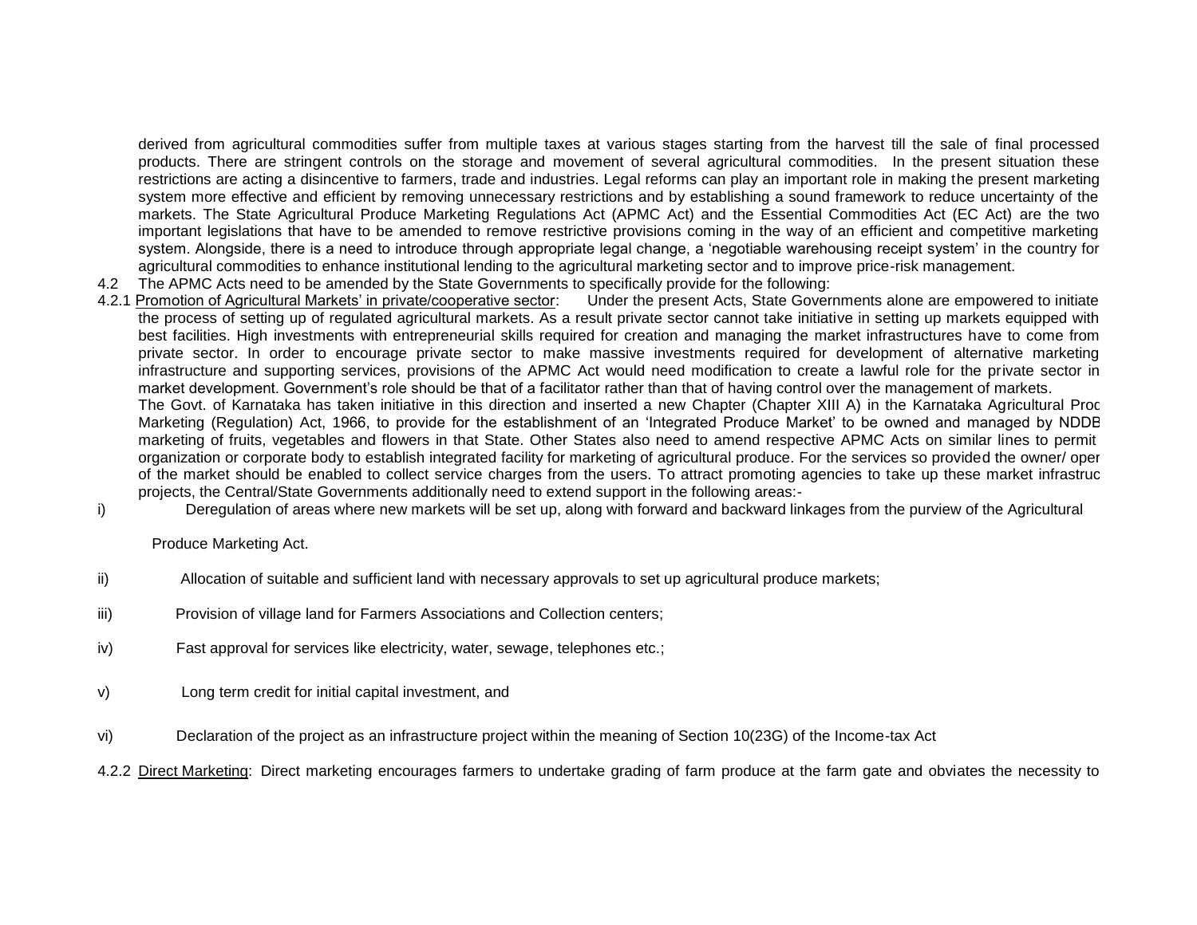derived from agricultural commodities suffer from multiple taxes at various stages starting from the harvest till the sale of final processed products. There are stringent controls on the storage and movement of several agricultural commodities. In the present situation these restrictions are acting a disincentive to farmers, trade and industries. Legal reforms can play an important role in making the present marketing system more effective and efficient by removing unnecessary restrictions and by establishing a sound framework to reduce uncertainty of the markets. The State Agricultural Produce Marketing Regulations Act (APMC Act) and the Essential Commodities Act (EC Act) are the two important legislations that have to be amended to remove restrictive provisions coming in the way of an efficient and competitive marketing system. Alongside, there is a need to introduce through appropriate legal change, a 'negotiable warehousing receipt system' in the country for agricultural commodities to enhance institutional lending to the agricultural marketing sector and to improve price-risk management.

4.2 The APMC Acts need to be amended by the State Governments to specifically provide for the following:

4.2.1 <u>Promotion of Agricultural Markets' in private/cooperative sector</u>: Under the present Acts, State Governments alone are empowered to initiate the process of setting up of regulated agricultural markets. As a result private sector cannot take initiative in setting up markets equipped with best facilities. High investments with entrepreneurial skills required for creation and managing the market infrastructures have to come from private sector. In order to encourage private sector to make massive investments required for development of alternative marketing infrastructure and supporting services, provisions of the APMC Act would need modification to create a lawful role for the private sector in market development. Government's role should be that of a facilitator rather than that of having control over the management of markets.

The Govt. of Karnataka has taken initiative in this direction and inserted a new Chapter (Chapter XIII A) in the Karnataka Agricultural Proc Marketing (Regulation) Act, 1966, to provide for the establishment of an 'Integrated Produce Market' to be owned and managed by NDDB marketing of fruits, vegetables and flowers in that State. Other States also need to amend respective APMC Acts on similar lines to permit organization or corporate body to establish integrated facility for marketing of agricultural produce. For the services so provided the owner/ oper of the market should be enabled to collect service charges from the users. To attract promoting agencies to take up these market infrastruc projects, the Central/State Governments additionally need to extend support in the following areas:-

i) Deregulation of areas where new markets will be set up, along with forward and backward linkages from the purview of the Agricultural Produce Marketing Act.

ii) Allocation of suitable and sufficient land with necessary approvals to set up agricultural produce markets;

iii) Provision of village land for Farmers Associations and Collection centers;

iv) Fast approval for services like electricity, water, sewage, telephones etc.;

v) Long term credit for initial capital investment, and

vi) Declaration of the project as an infrastructure project within the meaning of Section 10(23G) of the Income-tax Act

4.2.2 <u>Direct Marketing</u>: Direct marketing encourages farmers to undertake grading of farm produce at the farm gate and obviates the necessity to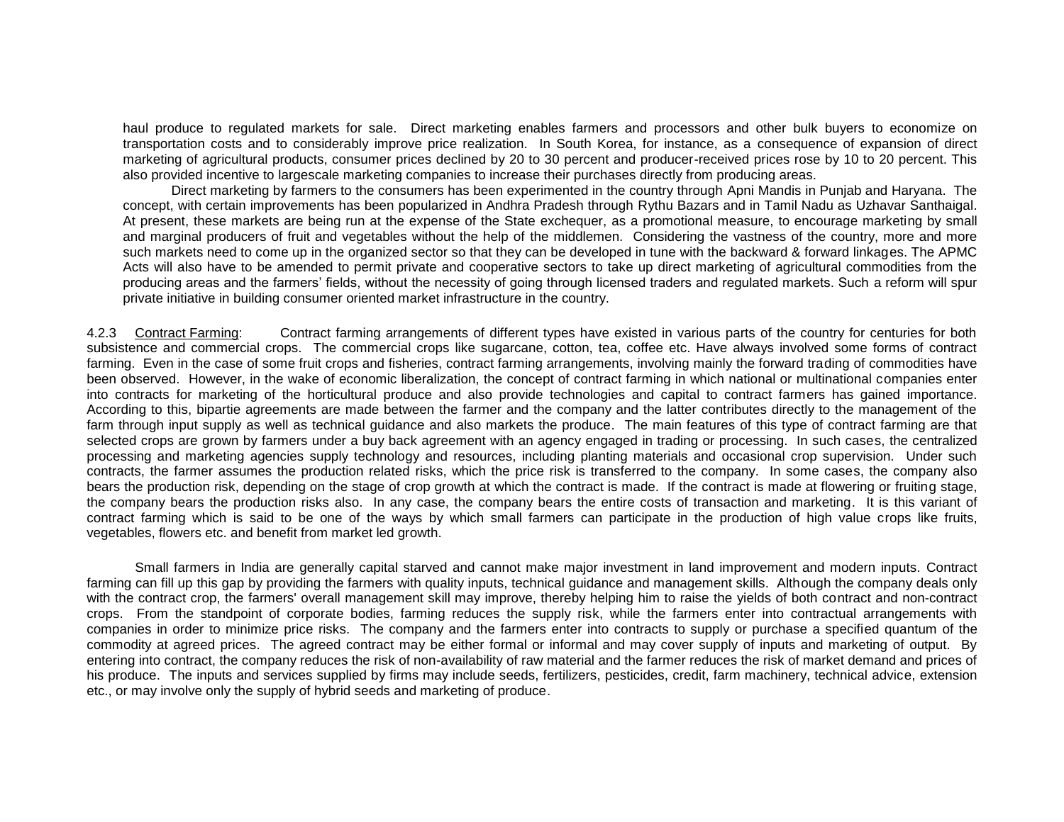haul produce to regulated markets for sale. Direct marketing enables farmers and processors and other bulk buyers to economize on transportation costs and to considerably improve price realization. In South Korea, for instance, as a consequence of expansion of direct marketing of agricultural products, consumer prices declined by 20 to 30 percent and producer-received prices rose by 10 to 20 percent. This also provided incentive to largescale marketing companies to increase their purchases directly from producing areas.

Direct marketing by farmers to the consumers has been experimented in the country through Apni Mandis in Punjab and Haryana. The concept, with certain improvements has been popularized in Andhra Pradesh through Rythu Bazars and in Tamil Nadu as Uzhavar Santhaigal. At present, these markets are being run at the expense of the State exchequer, as a promotional measure, to encourage marketing by small and marginal producers of fruit and vegetables without the help of the middlemen. Considering the vastness of the country, more and more such markets need to come up in the organized sector so that they can be developed in tune with the backward & forward linkages. The APMC Acts will also have to be amended to permit private and cooperative sectors to take up direct marketing of agricultural commodities from the producing areas and the farmers' fields, without the necessity of going through licensed traders and regulated markets. Such a reform will spur private initiative in building consumer oriented market infrastructure in the country.

4.2.3 Contract Farming: Contract farming arrangements of different types have existed in various parts of the country for centuries for both subsistence and commercial crops. The commercial crops like sugarcane, cotton, tea, coffee etc. Have always involved some forms of contract farming. Even in the case of some fruit crops and fisheries, contract farming arrangements, involving mainly the forward trading of commodities have been observed. However, in the wake of economic liberalization, the concept of contract farming in which national or multinational companies enter into contracts for marketing of the horticultural produce and also provide technologies and capital to contract farmers has gained importance. According to this, bipartie agreements are made between the farmer and the company and the latter contributes directly to the management of the farm through input supply as well as technical guidance and also markets the produce. The main features of this type of contract farming are that selected crops are grown by farmers under a buy back agreement with an agency engaged in trading or processing. In such cases, the centralized processing and marketing agencies supply technology and resources, including planting materials and occasional crop supervision. Under such contracts, the farmer assumes the production related risks, which the price risk is transferred to the company. In some cases, the company also bears the production risk, depending on the stage of crop growth at which the contract is made. If the contract is made at flowering or fruiting stage, the company bears the production risks also. In any case, the company bears the entire costs of transaction and marketing. It is this variant of contract farming which is said to be one of the ways by which small farmers can participate in the production of high value crops like fruits, vegetables, flowers etc. and benefit from market led growth.

Small farmers in India are generally capital starved and cannot make major investment in land improvement and modern inputs. Contract farming can fill up this gap by providing the farmers with quality inputs, technical guidance and management skills. Although the company deals only with the contract crop, the farmers' overall management skill may improve, thereby helping him to raise the yields of both contract and non-contract crops. From the standpoint of corporate bodies, farming reduces the supply risk, while the farmers enter into contractual arrangements with companies in order to minimize price risks. The company and the farmers enter into contracts to supply or purchase a specified quantum of the commodity at agreed prices. The agreed contract may be either formal or informal and may cover supply of inputs and marketing of output. By entering into contract, the company reduces the risk of non-availability of raw material and the farmer reduces the risk of market demand and prices of his produce. The inputs and services supplied by firms may include seeds, fertilizers, pesticides, credit, farm machinery, technical advice, extension etc., or may involve only the supply of hybrid seeds and marketing of produce.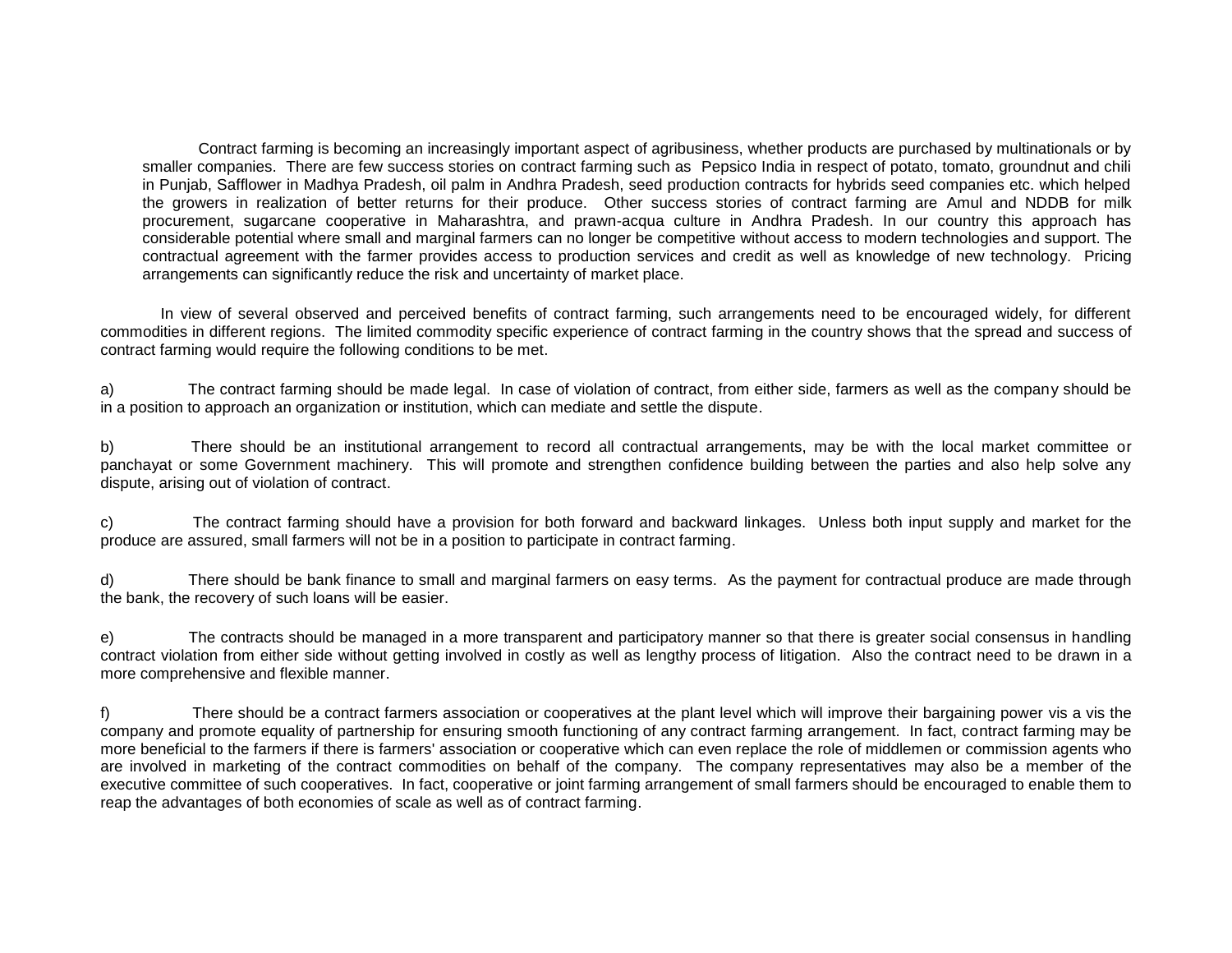Contract farming is becoming an increasingly important aspect of agribusiness, whether products are purchased by multinationals or by smaller companies. There are few success stories on contract farming such as Pepsico India in respect of potato, tomato, groundnut and chili in Punjab, Safflower in Madhya Pradesh, oil palm in Andhra Pradesh, seed production contracts for hybrids seed companies etc. which helped the growers in realization of better returns for their produce. Other success stories of contract farming are Amul and NDDB for milk procurement, sugarcane cooperative in Maharashtra, and prawn-acqua culture in Andhra Pradesh. In our country this approach has considerable potential where small and marginal farmers can no longer be competitive without access to modern technologies and support. The contractual agreement with the farmer provides access to production services and credit as well as knowledge of new technology. Pricing arrangements can significantly reduce the risk and uncertainty of market place.

In view of several observed and perceived benefits of contract farming, such arrangements need to be encouraged widely, for different commodities in different regions. The limited commodity specific experience of contract farming in the country shows that the spread and success of contract farming would require the following conditions to be met.

a) The contract farming should be made legal. In case of violation of contract, from either side, farmers as well as the company should be in a position to approach an organization or institution, which can mediate and settle the dispute.

b) There should be an institutional arrangement to record all contractual arrangements, may be with the local market committee or panchayat or some Government machinery. This will promote and strengthen confidence building between the parties and also help solve any dispute, arising out of violation of contract.

c) The contract farming should have a provision for both forward and backward linkages. Unless both input supply and market for the produce are assured, small farmers will not be in a position to participate in contract farming.

d) There should be bank finance to small and marginal farmers on easy terms. As the payment for contractual produce are made through the bank, the recovery of such loans will be easier.

e) The contracts should be managed in a more transparent and participatory manner so that there is greater social consensus in handling contract violation from either side without getting involved in costly as well as lengthy process of litigation. Also the contract need to be drawn in a more comprehensive and flexible manner.

f) There should be a contract farmers association or cooperatives at the plant level which will improve their bargaining power vis a vis the company and promote equality of partnership for ensuring smooth functioning of any contract farming arrangement. In fact, contract farming may be more beneficial to the farmers if there is farmers' association or cooperative which can even replace the role of middlemen or commission agents who are involved in marketing of the contract commodities on behalf of the company. The company representatives may also be a member of the executive committee of such cooperatives. In fact, cooperative or joint farming arrangement of small farmers should be encouraged to enable them to reap the advantages of both economies of scale as well as of contract farming.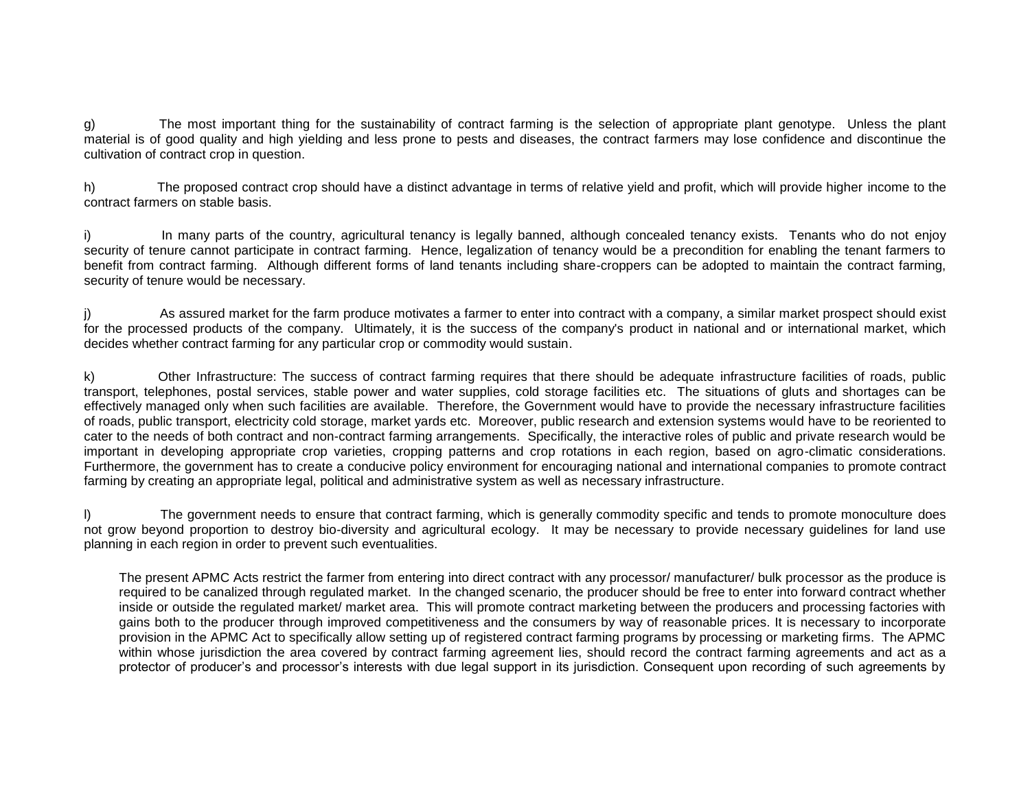g) The most important thing for the sustainability of contract farming is the selection of appropriate plant genotype. Unless the plant material is of good quality and high yielding and less prone to pests and diseases, the contract farmers may lose confidence and discontinue the cultivation of contract crop in question.

h) The proposed contract crop should have a distinct advantage in terms of relative yield and profit, which will provide higher income to the contract farmers on stable basis.

i) In many parts of the country, agricultural tenancy is legally banned, although concealed tenancy exists. Tenants who do not enjoy security of tenure cannot participate in contract farming. Hence, legalization of tenancy would be a precondition for enabling the tenant farmers to benefit from contract farming. Although different forms of land tenants including share-croppers can be adopted to maintain the contract farming, security of tenure would be necessary.

j) As assured market for the farm produce motivates a farmer to enter into contract with a company, a similar market prospect should exist for the processed products of the company. Ultimately, it is the success of the company's product in national and or international market, which decides whether contract farming for any particular crop or commodity would sustain.

k) Other Infrastructure: The success of contract farming requires that there should be adequate infrastructure facilities of roads, public transport, telephones, postal services, stable power and water supplies, cold storage facilities etc. The situations of gluts and shortages can be effectively managed only when such facilities are available. Therefore, the Government would have to provide the necessary infrastructure facilities of roads, public transport, electricity cold storage, market yards etc. Moreover, public research and extension systems would have to be reoriented to cater to the needs of both contract and non-contract farming arrangements. Specifically, the interactive roles of public and private research would be important in developing appropriate crop varieties, cropping patterns and crop rotations in each region, based on agro-climatic considerations. Furthermore, the government has to create a conducive policy environment for encouraging national and international companies to promote contract farming by creating an appropriate legal, political and administrative system as well as necessary infrastructure.

l) The government needs to ensure that contract farming, which is generally commodity specific and tends to promote monoculture does not grow beyond proportion to destroy bio-diversity and agricultural ecology. It may be necessary to provide necessary guidelines for land use planning in each region in order to prevent such eventualities.

The present APMC Acts restrict the farmer from entering into direct contract with any processor/ manufacturer/ bulk processor as the produce is required to be canalized through regulated market. In the changed scenario, the producer should be free to enter into forward contract whether inside or outside the regulated market/ market area. This will promote contract marketing between the producers and processing factories with gains both to the producer through improved competitiveness and the consumers by way of reasonable prices. It is necessary to incorporate provision in the APMC Act to specifically allow setting up of registered contract farming programs by processing or marketing firms. The APMC within whose jurisdiction the area covered by contract farming agreement lies, should record the contract farming agreements and act as a protector of producer's and processor's interests with due legal support in its jurisdiction. Consequent upon recording of such agreements by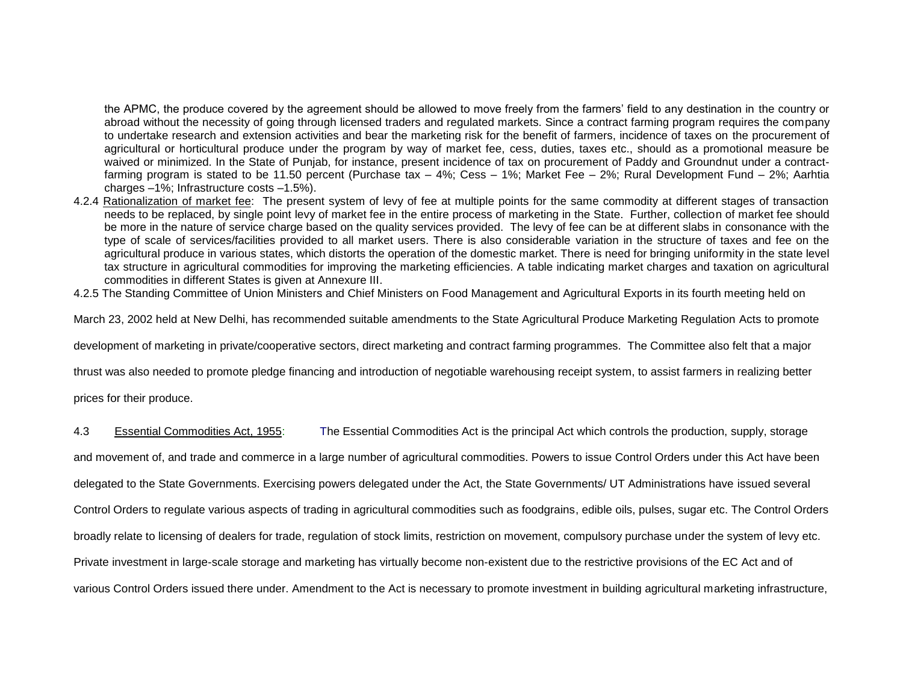the APMC, the produce covered by the agreement should be allowed to move freely from the farmers' field to any destination in the country or abroad without the necessity of going through licensed traders and regulated markets. Since a contract farming program requires the company to undertake research and extension activities and bear the marketing risk for the benefit of farmers, incidence of taxes on the procurement of agricultural or horticultural produce under the program by way of market fee, cess, duties, taxes etc., should as a promotional measure be waived or minimized. In the State of Punjab, for instance, present incidence of tax on procurement of Paddy and Groundnut under a contract-farming program is stated to be 11.50 percent (Purchase tax – 4%; Cess – 1%; Market Fee – 2%; Rural Development Fund – 2%; Aarhtia charges –1%; Infrastructure costs –1.5%).

4.2.4 Rationalization of market fee: The present system of levy of fee at multiple points for the same commodity at different stages of transaction needs to be replaced, by single point levy of market fee in the entire process of marketing in the State. Further, collection of market fee should be more in the nature of service charge based on the quality services provided. The levy of fee can be at different slabs in consonance with the type of scale of services/facilities provided to all market users. There is also considerable variation in the structure of taxes and fee on the agricultural produce in various states, which distorts the operation of the domestic market. There is need for bringing uniformity in the state level tax structure in agricultural commodities for improving the marketing efficiencies. A table indicating market charges and taxation on agricultural commodities in different States is given at Annexure III.

4.2.5 The Standing Committee of Union Ministers and Chief Ministers on Food Management and Agricultural Exports in its fourth meeting held on March 23, 2002 held at New Delhi, has recommended suitable amendments to the State Agricultural Produce Marketing Regulation Acts to promote development of marketing in private/cooperative sectors, direct marketing and contract farming programmes. The Committee also felt that a major thrust was also needed to promote pledge financing and introduction of negotiable warehousing receipt system, to assist farmers in realizing better prices for their produce.

4.3 Essential Commodities Act, 1955: The Essential Commodities Act is the principal Act which controls the production, supply, storage and movement of, and trade and commerce in a large number of agricultural commodities. Powers to issue Control Orders under this Act have been delegated to the State Governments. Exercising powers delegated under the Act, the State Governments/ UT Administrations have issued several Control Orders to regulate various aspects of trading in agricultural commodities such as foodgrains, edible oils, pulses, sugar etc. The Control Orders broadly relate to licensing of dealers for trade, regulation of stock limits, restriction on movement, compulsory purchase under the system of levy etc. Private investment in large-scale storage and marketing has virtually become non-existent due to the restrictive provisions of the EC Act and of various Control Orders issued there under. Amendment to the Act is necessary to promote investment in building agricultural marketing infrastructure,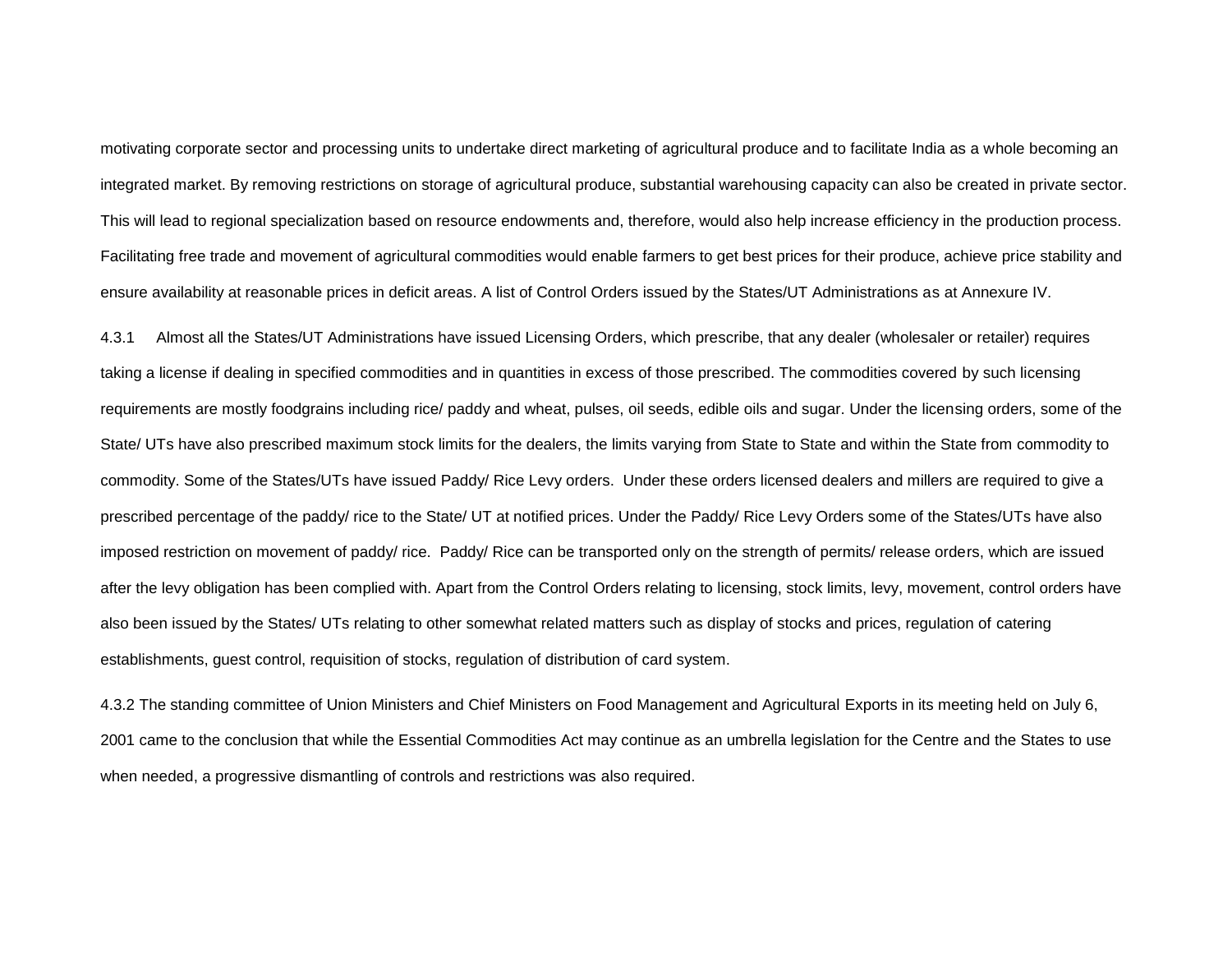motivating corporate sector and processing units to undertake direct marketing of agricultural produce and to facilitate India as a whole becoming an integrated market. By removing restrictions on storage of agricultural produce, substantial warehousing capacity can also be created in private sector. This will lead to regional specialization based on resource endowments and, therefore, would also help increase efficiency in the production process. Facilitating free trade and movement of agricultural commodities would enable farmers to get best prices for their produce, achieve price stability and ensure availability at reasonable prices in deficit areas. A list of Control Orders issued by the States/UT Administrations as at Annexure IV.

4.3.1 Almost all the States/UT Administrations have issued Licensing Orders, which prescribe, that any dealer (wholesaler or retailer) requires taking a license if dealing in specified commodities and in quantities in excess of those prescribed. The commodities covered by such licensing requirements are mostly foodgrains including rice/ paddy and wheat, pulses, oil seeds, edible oils and sugar. Under the licensing orders, some of the State/ UTs have also prescribed maximum stock limits for the dealers, the limits varying from State to State and within the State from commodity to commodity. Some of the States/UTs have issued Paddy/ Rice Levy orders. Under these orders licensed dealers and millers are required to give a prescribed percentage of the paddy/ rice to the State/ UT at notified prices. Under the Paddy/ Rice Levy Orders some of the States/UTs have also imposed restriction on movement of paddy/ rice. Paddy/ Rice can be transported only on the strength of permits/ release orders, which are issued after the levy obligation has been complied with. Apart from the Control Orders relating to licensing, stock limits, levy, movement, control orders have also been issued by the States/ UTs relating to other somewhat related matters such as display of stocks and prices, regulation of catering establishments, guest control, requisition of stocks, regulation of distribution of card system.

4.3.2 The standing committee of Union Ministers and Chief Ministers on Food Management and Agricultural Exports in its meeting held on July 6, 2001 came to the conclusion that while the Essential Commodities Act may continue as an umbrella legislation for the Centre and the States to use when needed, a progressive dismantling of controls and restrictions was also required.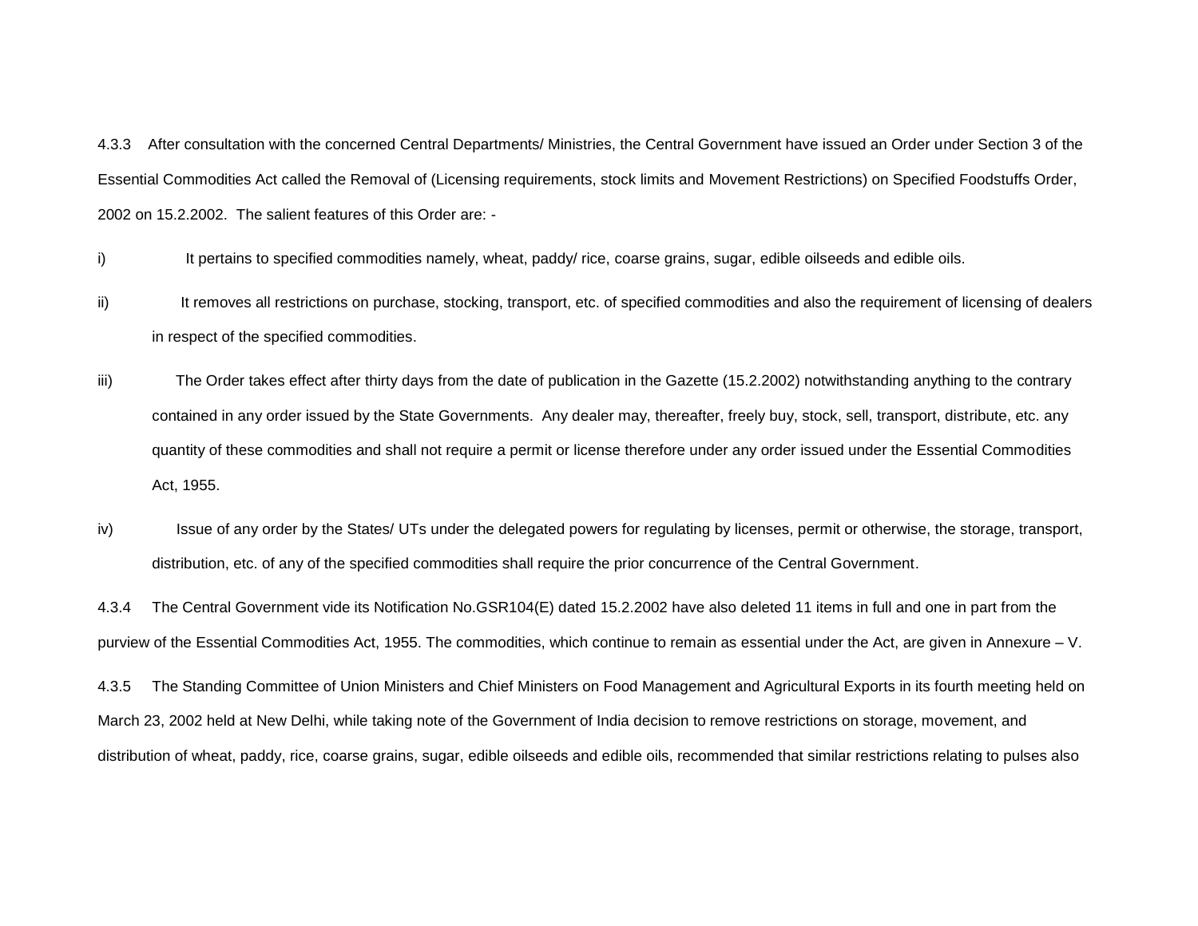4.3.3 After consultation with the concerned Central Departments/ Ministries, the Central Government have issued an Order under Section 3 of the Essential Commodities Act called the Removal of (Licensing requirements, stock limits and Movement Restrictions) on Specified Foodstuffs Order, 2002 on 15.2.2002. The salient features of this Order are: -

i) It pertains to specified commodities namely, wheat, paddy/ rice, coarse grains, sugar, edible oilseeds and edible oils.

ii) It removes all restrictions on purchase, stocking, transport, etc. of specified commodities and also the requirement of licensing of dealers in respect of the specified commodities.

iii) The Order takes effect after thirty days from the date of publication in the Gazette (15.2.2002) notwithstanding anything to the contrary contained in any order issued by the State Governments. Any dealer may, thereafter, freely buy, stock, sell, transport, distribute, etc. any quantity of these commodities and shall not require a permit or license therefore under any order issued under the Essential Commodities Act, 1955.

iv) Issue of any order by the States/ UTs under the delegated powers for regulating by licenses, permit or otherwise, the storage, transport, distribution, etc. of any of the specified commodities shall require the prior concurrence of the Central Government.

4.3.4 The Central Government vide its Notification No.GSR104(E) dated 15.2.2002 have also deleted 11 items in full and one in part from the purview of the Essential Commodities Act, 1955. The commodities, which continue to remain as essential under the Act, are given in Annexure – V.

4.3.5 The Standing Committee of Union Ministers and Chief Ministers on Food Management and Agricultural Exports in its fourth meeting held on March 23, 2002 held at New Delhi, while taking note of the Government of India decision to remove restrictions on storage, movement, and distribution of wheat, paddy, rice, coarse grains, sugar, edible oilseeds and edible oils, recommended that similar restrictions relating to pulses also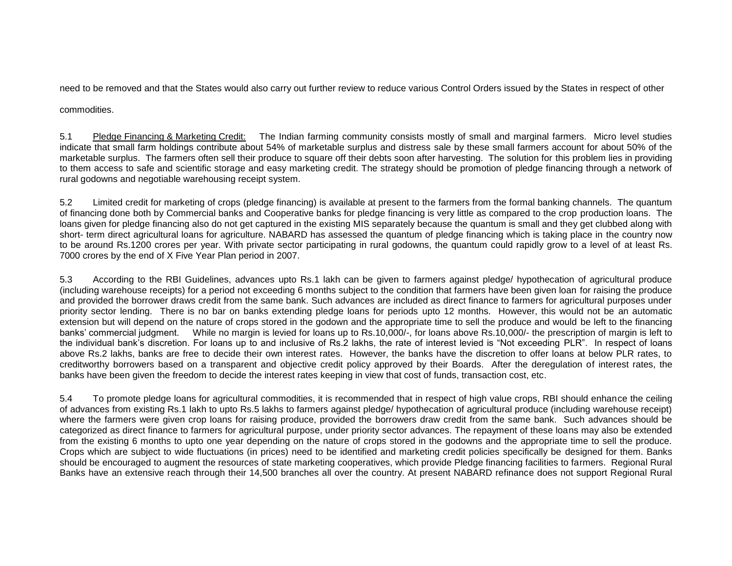need to be removed and that the States would also carry out further review to reduce various Control Orders issued by the States in respect of other commodities.

5.1 Pledge Financing & Marketing Credit: The Indian farming community consists mostly of small and marginal farmers. Micro level studies indicate that small farm holdings contribute about 54% of marketable surplus and distress sale by these small farmers account for about 50% of the marketable surplus. The farmers often sell their produce to square off their debts soon after harvesting. The solution for this problem lies in providing to them access to safe and scientific storage and easy marketing credit. The strategy should be promotion of pledge financing through a network of rural godowns and negotiable warehousing receipt system.

5.2 Limited credit for marketing of crops (pledge financing) is available at present to the farmers from the formal banking channels. The quantum of financing done both by Commercial banks and Cooperative banks for pledge financing is very little as compared to the crop production loans. The loans given for pledge financing also do not get captured in the existing MIS separately because the quantum is small and they get clubbed along with short- term direct agricultural loans for agriculture. NABARD has assessed the quantum of pledge financing which is taking place in the country now to be around Rs.1200 crores per year. With private sector participating in rural godowns, the quantum could rapidly grow to a level of at least Rs. 7000 crores by the end of X Five Year Plan period in 2007.

5.3 According to the RBI Guidelines, advances upto Rs.1 lakh can be given to farmers against pledge/ hypothecation of agricultural produce (including warehouse receipts) for a period not exceeding 6 months subject to the condition that farmers have been given loan for raising the produce and provided the borrower draws credit from the same bank. Such advances are included as direct finance to farmers for agricultural purposes under priority sector lending. There is no bar on banks extending pledge loans for periods upto 12 months. However, this would not be an automatic extension but will depend on the nature of crops stored in the godown and the appropriate time to sell the produce and would be left to the financing banks' commercial judgment. While no margin is levied for loans up to Rs.10,000/-, for loans above Rs.10,000/- the prescription of margin is left to the individual bank's discretion. For loans up to and inclusive of Rs.2 lakhs, the rate of interest levied is "Not exceeding PLR". In respect of loans above Rs.2 lakhs, banks are free to decide their own interest rates. However, the banks have the discretion to offer loans at below PLR rates, to creditworthy borrowers based on a transparent and objective credit policy approved by their Boards. After the deregulation of interest rates, the banks have been given the freedom to decide the interest rates keeping in view that cost of funds, transaction cost, etc.

5.4 To promote pledge loans for agricultural commodities, it is recommended that in respect of high value crops, RBI should enhance the ceiling of advances from existing Rs.1 lakh to upto Rs.5 lakhs to farmers against pledge/ hypothecation of agricultural produce (including warehouse receipt) where the farmers were given crop loans for raising produce, provided the borrowers draw credit from the same bank. Such advances should be categorized as direct finance to farmers for agricultural purpose, under priority sector advances. The repayment of these loans may also be extended from the existing 6 months to upto one year depending on the nature of crops stored in the godowns and the appropriate time to sell the produce. Crops which are subject to wide fluctuations (in prices) need to be identified and marketing credit policies specifically be designed for them. Banks should be encouraged to augment the resources of state marketing cooperatives, which provide Pledge financing facilities to farmers. Regional Rural Banks have an extensive reach through their 14,500 branches all over the country. At present NABARD refinance does not support Regional Rural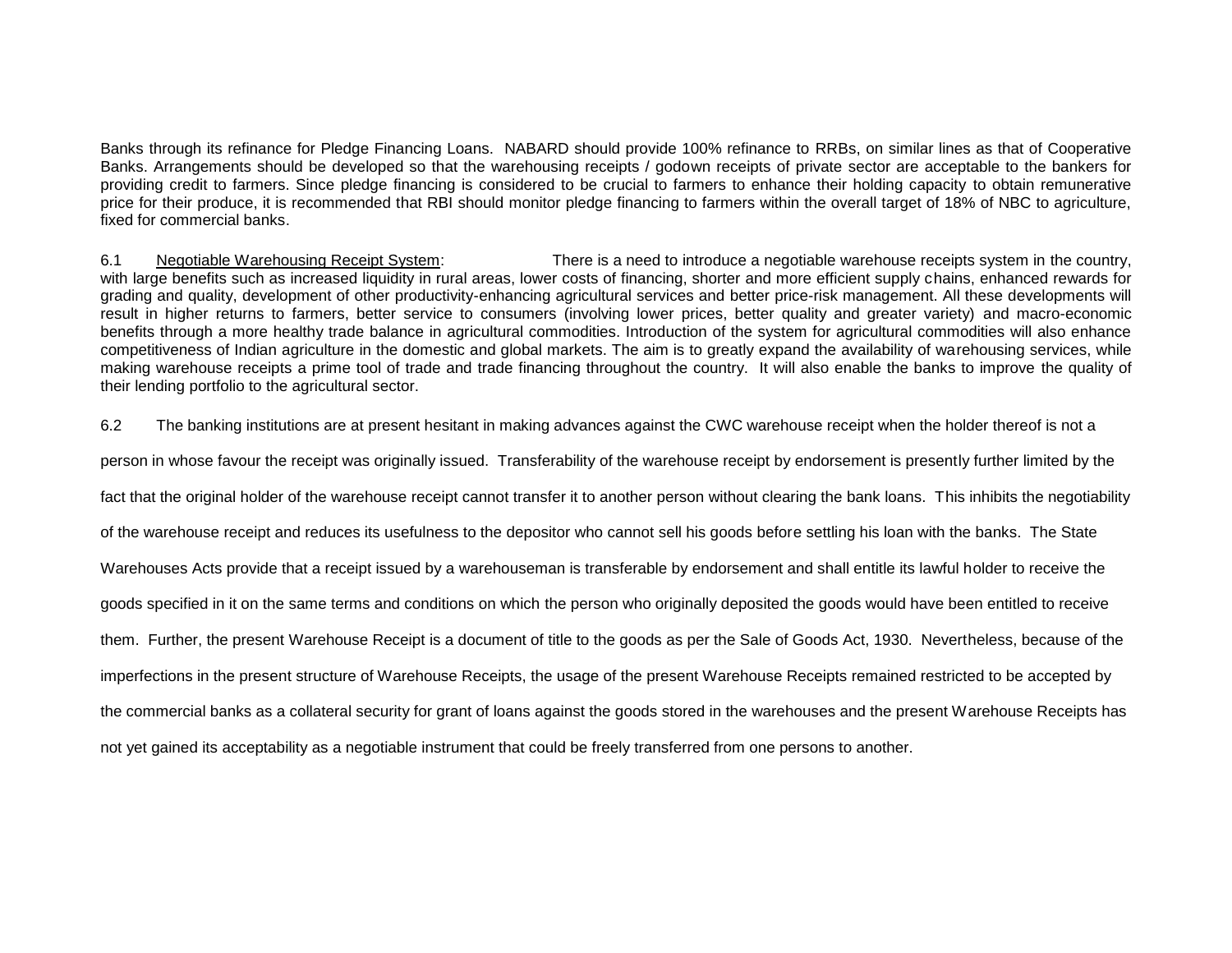Banks through its refinance for Pledge Financing Loans. NABARD should provide 100% refinance to RRBs, on similar lines as that of Cooperative Banks. Arrangements should be developed so that the warehousing receipts / godown receipts of private sector are acceptable to the bankers for providing credit to farmers. Since pledge financing is considered to be crucial to farmers to enhance their holding capacity to obtain remunerative price for their produce, it is recommended that RBI should monitor pledge financing to farmers within the overall target of 18% of NBC to agriculture, fixed for commercial banks.

6.1 Negotiable Warehousing Receipt System: There is a need to introduce a negotiable warehouse receipts system in the country, with large benefits such as increased liquidity in rural areas, lower costs of financing, shorter and more efficient supply chains, enhanced rewards for grading and quality, development of other productivity-enhancing agricultural services and better price-risk management. All these developments will result in higher returns to farmers, better service to consumers (involving lower prices, better quality and greater variety) and macro-economic benefits through a more healthy trade balance in agricultural commodities. Introduction of the system for agricultural commodities will also enhance competitiveness of Indian agriculture in the domestic and global markets. The aim is to greatly expand the availability of warehousing services, while making warehouse receipts a prime tool of trade and trade financing throughout the country. It will also enable the banks to improve the quality of their lending portfolio to the agricultural sector.

6.2 The banking institutions are at present hesitant in making advances against the CWC warehouse receipt when the holder thereof is not a person in whose favour the receipt was originally issued. Transferability of the warehouse receipt by endorsement is presently further limited by the fact that the original holder of the warehouse receipt cannot transfer it to another person without clearing the bank loans. This inhibits the negotiability of the warehouse receipt and reduces its usefulness to the depositor who cannot sell his goods before settling his loan with the banks. The State Warehouses Acts provide that a receipt issued by a warehouseman is transferable by endorsement and shall entitle its lawful holder to receive the goods specified in it on the same terms and conditions on which the person who originally deposited the goods would have been entitled to receive them. Further, the present Warehouse Receipt is a document of title to the goods as per the Sale of Goods Act, 1930. Nevertheless, because of the imperfections in the present structure of Warehouse Receipts, the usage of the present Warehouse Receipts remained restricted to be accepted by the commercial banks as a collateral security for grant of loans against the goods stored in the warehouses and the present Warehouse Receipts has not yet gained its acceptability as a negotiable instrument that could be freely transferred from one persons to another.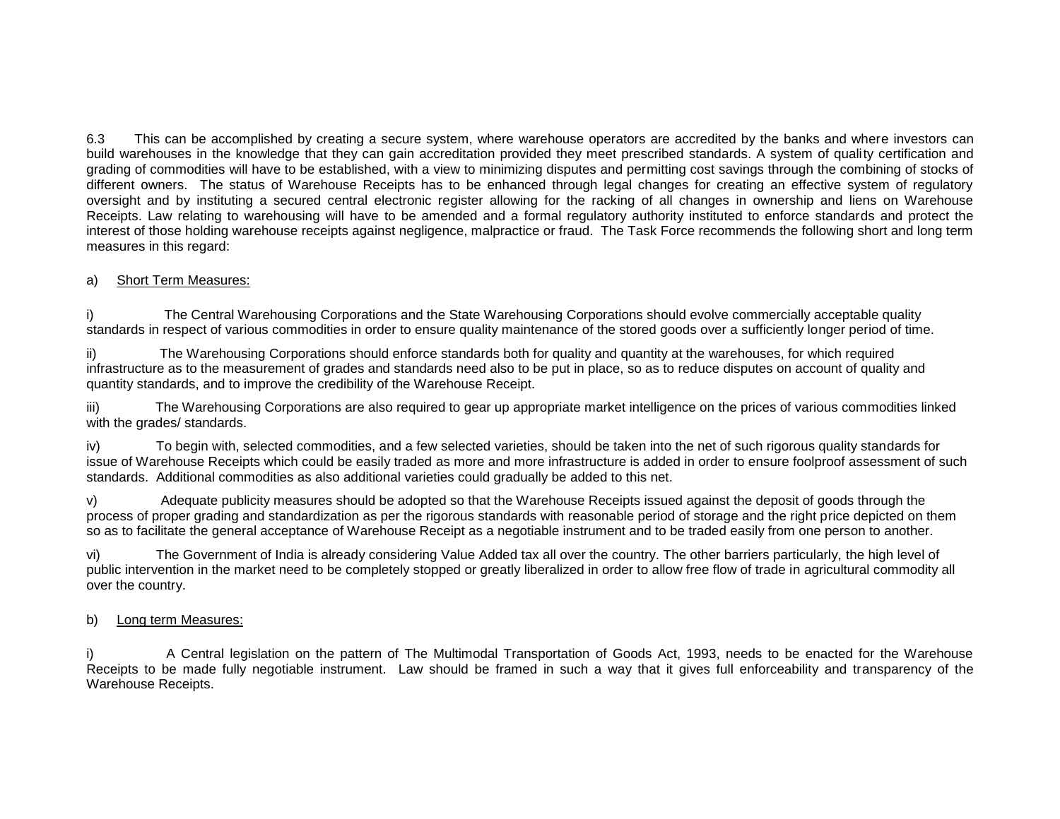6.3 This can be accomplished by creating a secure system, where warehouse operators are accredited by the banks and where investors can build warehouses in the knowledge that they can gain accreditation provided they meet prescribed standards. A system of quality certification and grading of commodities will have to be established, with a view to minimizing disputes and permitting cost savings through the combining of stocks of different owners. The status of Warehouse Receipts has to be enhanced through legal changes for creating an effective system of regulatory oversight and by instituting a secured central electronic register allowing for the racking of all changes in ownership and liens on Warehouse Receipts. Law relating to warehousing will have to be amended and a formal regulatory authority instituted to enforce standards and protect the interest of those holding warehouse receipts against negligence, malpractice or fraud. The Task Force recommends the following short and long term measures in this regard:

a) <u>Short Term Measures:</u>

i) The Central Warehousing Corporations and the State Warehousing Corporations should evolve commercially acceptable quality standards in respect of various commodities in order to ensure quality maintenance of the stored goods over a sufficiently longer period of time.

ii) The Warehousing Corporations should enforce standards both for quality and quantity at the warehouses, for which required infrastructure as to the measurement of grades and standards need also to be put in place, so as to reduce disputes on account of quality and quantity standards, and to improve the credibility of the Warehouse Receipt.

iii) The Warehousing Corporations are also required to gear up appropriate market intelligence on the prices of various commodities linked with the grades/ standards.

iv) To begin with, selected commodities, and a few selected varieties, should be taken into the net of such rigorous quality standards for issue of Warehouse Receipts which could be easily traded as more and more infrastructure is added in order to ensure foolproof assessment of such standards. Additional commodities as also additional varieties could gradually be added to this net.

v) Adequate publicity measures should be adopted so that the Warehouse Receipts issued against the deposit of goods through the process of proper grading and standardization as per the rigorous standards with reasonable period of storage and the right price depicted on them so as to facilitate the general acceptance of Warehouse Receipt as a negotiable instrument and to be traded easily from one person to another.

vi) The Government of India is already considering Value Added tax all over the country. The other barriers particularly, the high level of public intervention in the market need to be completely stopped or greatly liberalized in order to allow free flow of trade in agricultural commodity all over the country.

b) <u>Long term Measures:</u>

i) A Central legislation on the pattern of The Multimodal Transportation of Goods Act, 1993, needs to be enacted for the Warehouse Receipts to be made fully negotiable instrument. Law should be framed in such a way that it gives full enforceability and transparency of the Warehouse Receipts.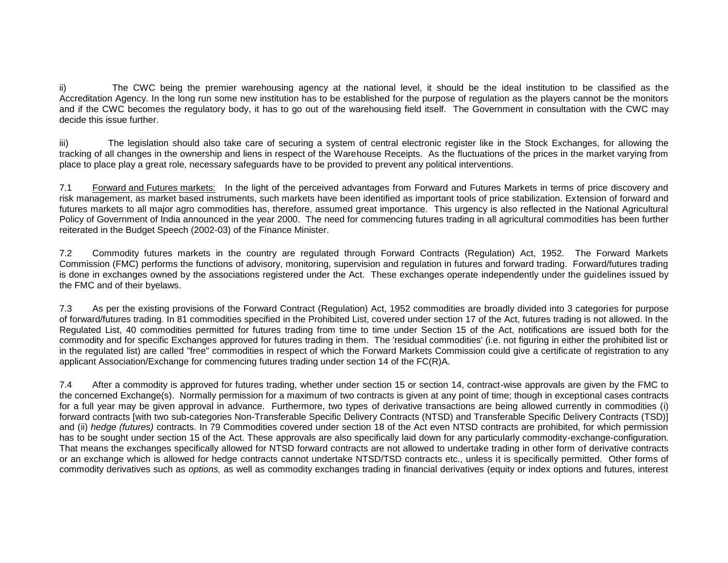ii) The CWC being the premier warehousing agency at the national level, it should be the ideal institution to be classified as the Accreditation Agency. In the long run some new institution has to be established for the purpose of regulation as the players cannot be the monitors and if the CWC becomes the regulatory body, it has to go out of the warehousing field itself. The Government in consultation with the CWC may decide this issue further.

iii) The legislation should also take care of securing a system of central electronic register like in the Stock Exchanges, for allowing the tracking of all changes in the ownership and liens in respect of the Warehouse Receipts. As the fluctuations of the prices in the market varying from place to place play a great role, necessary safeguards have to be provided to prevent any political interventions.

7.1 Forward and Futures markets: In the light of the perceived advantages from Forward and Futures Markets in terms of price discovery and risk management, as market based instruments, such markets have been identified as important tools of price stabilization. Extension of forward and futures markets to all major agro commodities has, therefore, assumed great importance. This urgency is also reflected in the National Agricultural Policy of Government of India announced in the year 2000. The need for commencing futures trading in all agricultural commodities has been further reiterated in the Budget Speech (2002-03) of the Finance Minister.

7.2 Commodity futures markets in the country are regulated through Forward Contracts (Regulation) Act, 1952. The Forward Markets Commission (FMC) performs the functions of advisory, monitoring, supervision and regulation in futures and forward trading. Forward/futures trading is done in exchanges owned by the associations registered under the Act. These exchanges operate independently under the guidelines issued by the FMC and of their byelaws.

7.3 As per the existing provisions of the Forward Contract (Regulation) Act, 1952 commodities are broadly divided into 3 categories for purpose of forward/futures trading. In 81 commodities specified in the Prohibited List, covered under section 17 of the Act, futures trading is not allowed. In the Regulated List, 40 commodities permitted for futures trading from time to time under Section 15 of the Act, notifications are issued both for the commodity and for specific Exchanges approved for futures trading in them. The 'residual commodities' (i.e. not figuring in either the prohibited list or in the regulated list) are called "free" commodities in respect of which the Forward Markets Commission could give a certificate of registration to any applicant Association/Exchange for commencing futures trading under section 14 of the FC(R)A.

7.4 After a commodity is approved for futures trading, whether under section 15 or section 14, contract-wise approvals are given by the FMC to the concerned Exchange(s). Normally permission for a maximum of two contracts is given at any point of time; though in exceptional cases contracts for a full year may be given approval in advance. Furthermore, two types of derivative transactions are being allowed currently in commodities (i) forward contracts [with two sub-categories Non-Transferable Specific Delivery Contracts (NTSD) and Transferable Specific Delivery Contracts (TSD)] and (ii) *hedge (futures)* contracts. In 79 Commodities covered under section 18 of the Act even NTSD contracts are prohibited, for which permission has to be sought under section 15 of the Act. These approvals are also specifically laid down for any particularly commodity-exchange-configuration. That means the exchanges specifically allowed for NTSD forward contracts are not allowed to undertake trading in other form of derivative contracts or an exchange which is allowed for hedge contracts cannot undertake NTSD/TSD contracts etc., unless it is specifically permitted. Other forms of commodity derivatives such as *options,* as well as commodity exchanges trading in financial derivatives (equity or index options and futures, interest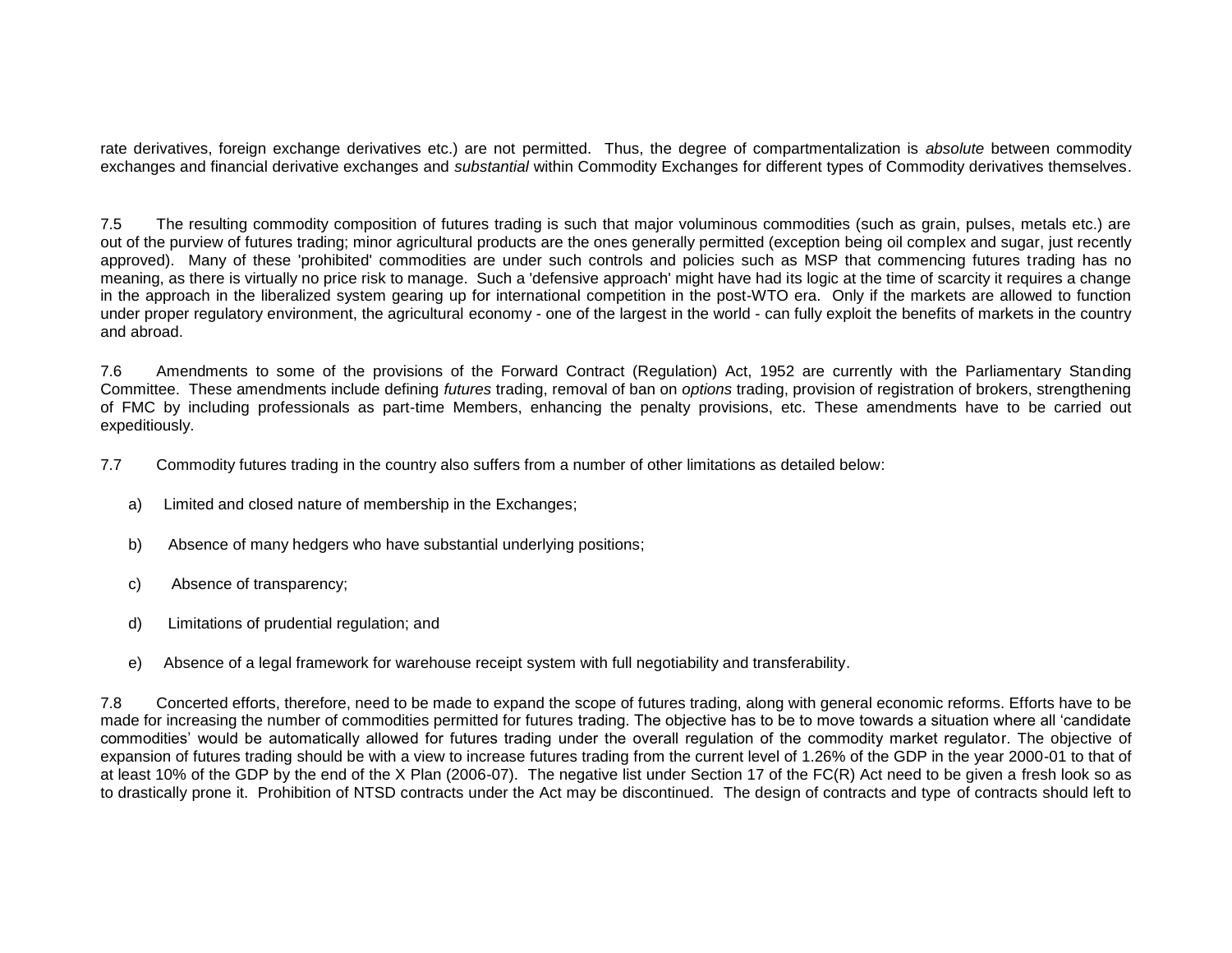rate derivatives, foreign exchange derivatives etc.) are not permitted. Thus, the degree of compartmentalization is *absolute* between commodity exchanges and financial derivative exchanges and *substantial* within Commodity Exchanges for different types of Commodity derivatives themselves.

7.5 The resulting commodity composition of futures trading is such that major voluminous commodities (such as grain, pulses, metals etc.) are out of the purview of futures trading; minor agricultural products are the ones generally permitted (exception being oil complex and sugar, just recently approved). Many of these 'prohibited' commodities are under such controls and policies such as MSP that commencing futures trading has no meaning, as there is virtually no price risk to manage. Such a 'defensive approach' might have had its logic at the time of scarcity it requires a change in the approach in the liberalized system gearing up for international competition in the post-WTO era. Only if the markets are allowed to function under proper regulatory environment, the agricultural economy - one of the largest in the world - can fully exploit the benefits of markets in the country and abroad.

7.6 Amendments to some of the provisions of the Forward Contract (Regulation) Act, 1952 are currently with the Parliamentary Standing Committee. These amendments include defining *futures* trading, removal of ban on *options* trading, provision of registration of brokers, strengthening of FMC by including professionals as part-time Members, enhancing the penalty provisions, etc. These amendments have to be carried out expeditiously.

7.7 Commodity futures trading in the country also suffers from a number of other limitations as detailed below:

a) Limited and closed nature of membership in the Exchanges;

b) Absence of many hedgers who have substantial underlying positions;

c) Absence of transparency;

d) Limitations of prudential regulation; and

e) Absence of a legal framework for warehouse receipt system with full negotiability and transferability.

7.8 Concerted efforts, therefore, need to be made to expand the scope of futures trading, along with general economic reforms. Efforts have to be made for increasing the number of commodities permitted for futures trading. The objective has to be to move towards a situation where all 'candidate commodities' would be automatically allowed for futures trading under the overall regulation of the commodity market regulator. The objective of expansion of futures trading should be with a view to increase futures trading from the current level of 1.26% of the GDP in the year 2000-01 to that of at least 10% of the GDP by the end of the X Plan (2006-07). The negative list under Section 17 of the FC(R) Act need to be given a fresh look so as to drastically prone it. Prohibition of NTSD contracts under the Act may be discontinued. The design of contracts and type of contracts should left to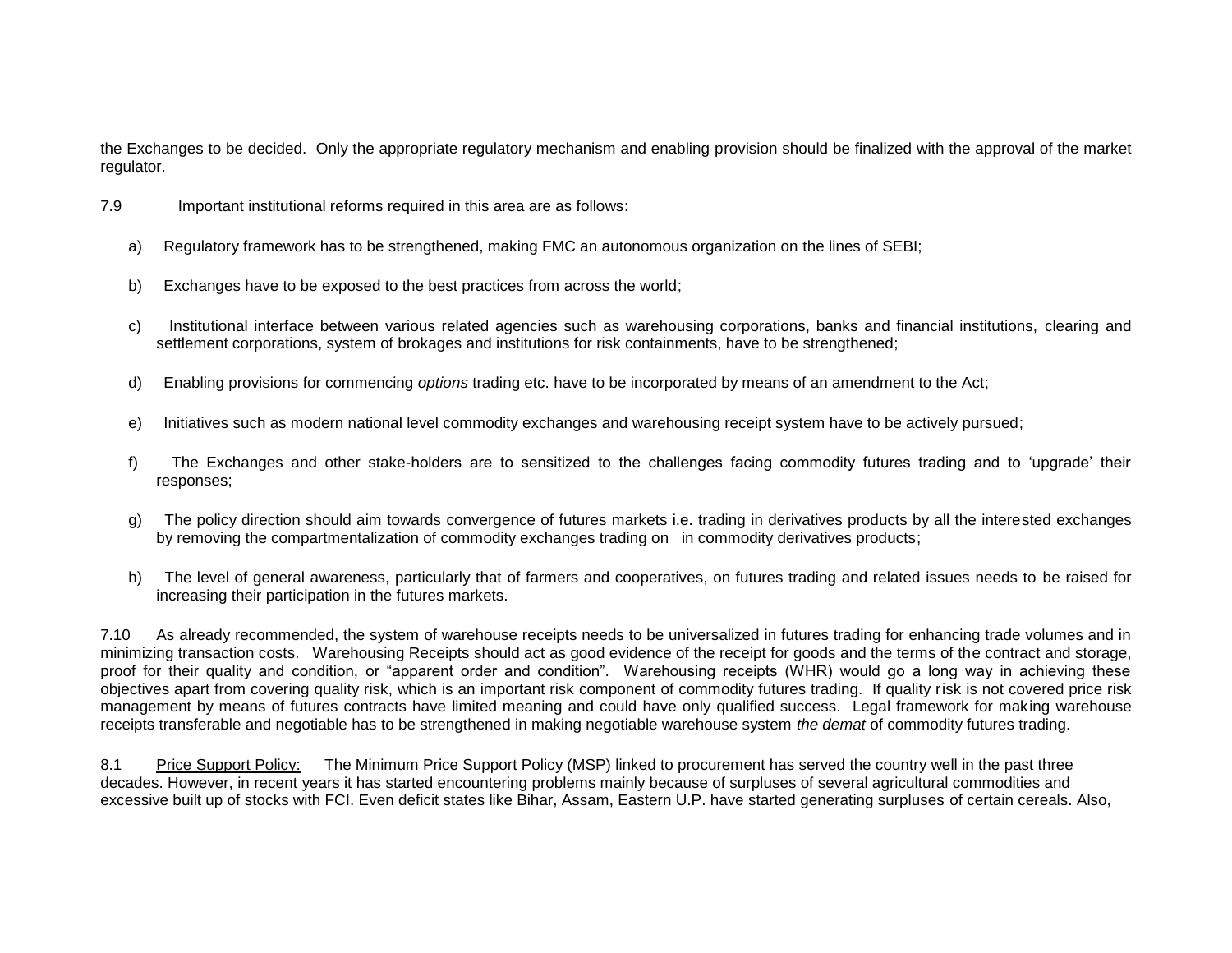the Exchanges to be decided. Only the appropriate regulatory mechanism and enabling provision should be finalized with the approval of the market regulator.

7.9 Important institutional reforms required in this area are as follows:

a) Regulatory framework has to be strengthened, making FMC an autonomous organization on the lines of SEBI;

b) Exchanges have to be exposed to the best practices from across the world;

c) Institutional interface between various related agencies such as warehousing corporations, banks and financial institutions, clearing and settlement corporations, system of brokages and institutions for risk containments, have to be strengthened;

d) Enabling provisions for commencing *options* trading etc. have to be incorporated by means of an amendment to the Act;

e) Initiatives such as modern national level commodity exchanges and warehousing receipt system have to be actively pursued;

f) The Exchanges and other stake-holders are to sensitized to the challenges facing commodity futures trading and to 'upgrade' their responses;

g) The policy direction should aim towards convergence of futures markets i.e. trading in derivatives products by all the interested exchanges by removing the compartmentalization of commodity exchanges trading on in commodity derivatives products;

h) The level of general awareness, particularly that of farmers and cooperatives, on futures trading and related issues needs to be raised for increasing their participation in the futures markets.

7.10 As already recommended, the system of warehouse receipts needs to be universalized in futures trading for enhancing trade volumes and in minimizing transaction costs. Warehousing Receipts should act as good evidence of the receipt for goods and the terms of the contract and storage, proof for their quality and condition, or "apparent order and condition". Warehousing receipts (WHR) would go a long way in achieving these objectives apart from covering quality risk, which is an important risk component of commodity futures trading. If quality risk is not covered price risk management by means of futures contracts have limited meaning and could have only qualified success. Legal framework for making warehouse receipts transferable and negotiable has to be strengthened in making negotiable warehouse system *the demat* of commodity futures trading.

8.1 <u>Price Support Policy:</u> The Minimum Price Support Policy (MSP) linked to procurement has served the country well in the past three decades. However, in recent years it has started encountering problems mainly because of surpluses of several agricultural commodities and excessive built up of stocks with FCI. Even deficit states like Bihar, Assam, Eastern U.P. have started generating surpluses of certain cereals. Also,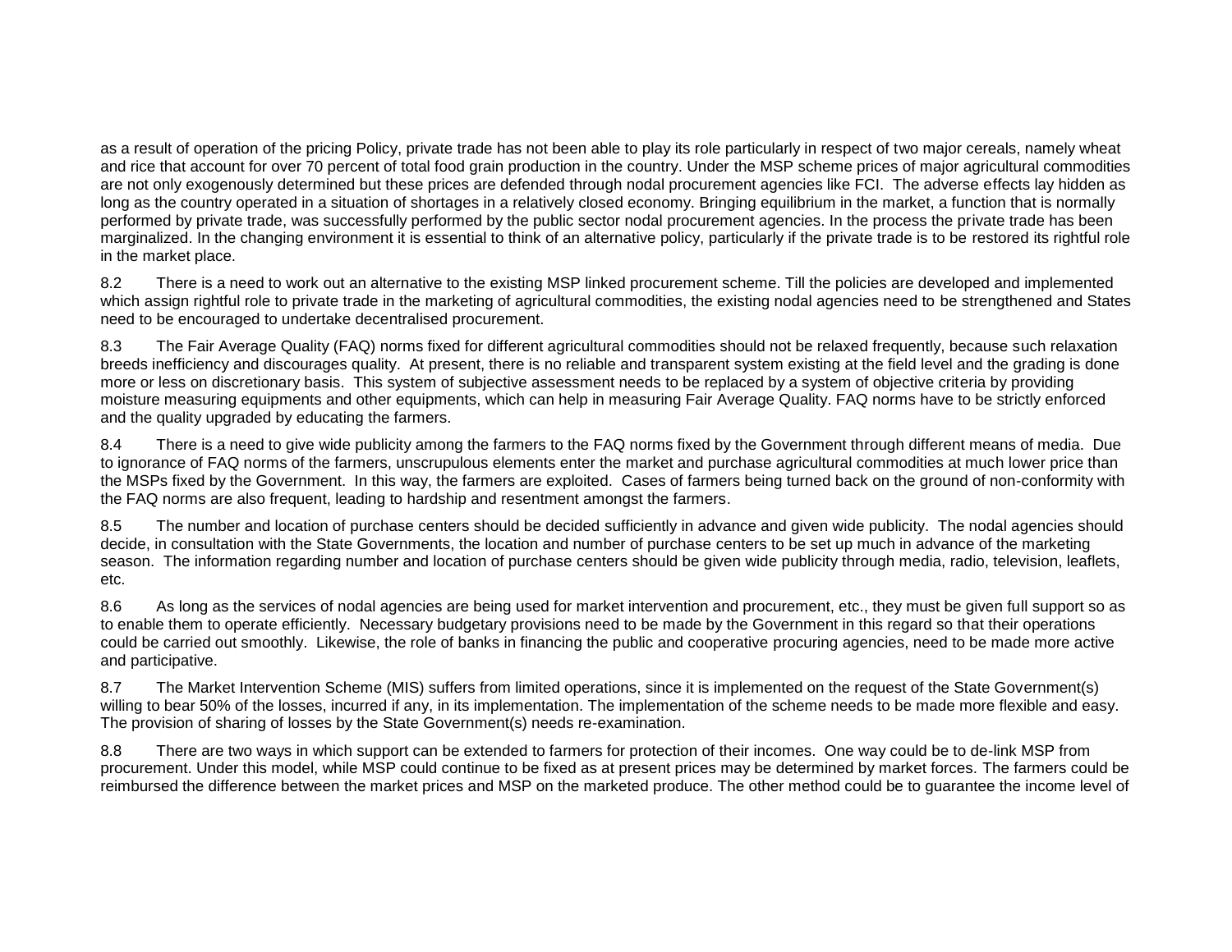as a result of operation of the pricing Policy, private trade has not been able to play its role particularly in respect of two major cereals, namely wheat and rice that account for over 70 percent of total food grain production in the country. Under the MSP scheme prices of major agricultural commodities are not only exogenously determined but these prices are defended through nodal procurement agencies like FCI. The adverse effects lay hidden as long as the country operated in a situation of shortages in a relatively closed economy. Bringing equilibrium in the market, a function that is normally performed by private trade, was successfully performed by the public sector nodal procurement agencies. In the process the private trade has been marginalized. In the changing environment it is essential to think of an alternative policy, particularly if the private trade is to be restored its rightful role in the market place.

8.2 There is a need to work out an alternative to the existing MSP linked procurement scheme. Till the policies are developed and implemented which assign rightful role to private trade in the marketing of agricultural commodities, the existing nodal agencies need to be strengthened and States need to be encouraged to undertake decentralised procurement.

8.3 The Fair Average Quality (FAQ) norms fixed for different agricultural commodities should not be relaxed frequently, because such relaxation breeds inefficiency and discourages quality. At present, there is no reliable and transparent system existing at the field level and the grading is done more or less on discretionary basis. This system of subjective assessment needs to be replaced by a system of objective criteria by providing moisture measuring equipments and other equipments, which can help in measuring Fair Average Quality. FAQ norms have to be strictly enforced and the quality upgraded by educating the farmers.

8.4 There is a need to give wide publicity among the farmers to the FAQ norms fixed by the Government through different means of media. Due to ignorance of FAQ norms of the farmers, unscrupulous elements enter the market and purchase agricultural commodities at much lower price than the MSPs fixed by the Government. In this way, the farmers are exploited. Cases of farmers being turned back on the ground of non-conformity with the FAQ norms are also frequent, leading to hardship and resentment amongst the farmers.

8.5 The number and location of purchase centers should be decided sufficiently in advance and given wide publicity. The nodal agencies should decide, in consultation with the State Governments, the location and number of purchase centers to be set up much in advance of the marketing season. The information regarding number and location of purchase centers should be given wide publicity through media, radio, television, leaflets, etc.

8.6 As long as the services of nodal agencies are being used for market intervention and procurement, etc., they must be given full support so as to enable them to operate efficiently. Necessary budgetary provisions need to be made by the Government in this regard so that their operations could be carried out smoothly. Likewise, the role of banks in financing the public and cooperative procuring agencies, need to be made more active and participative.

8.7 The Market Intervention Scheme (MIS) suffers from limited operations, since it is implemented on the request of the State Government(s) willing to bear 50% of the losses, incurred if any, in its implementation. The implementation of the scheme needs to be made more flexible and easy. The provision of sharing of losses by the State Government(s) needs re-examination.

8.8 There are two ways in which support can be extended to farmers for protection of their incomes. One way could be to de-link MSP from procurement. Under this model, while MSP could continue to be fixed as at present prices may be determined by market forces. The farmers could be reimbursed the difference between the market prices and MSP on the marketed produce. The other method could be to guarantee the income level of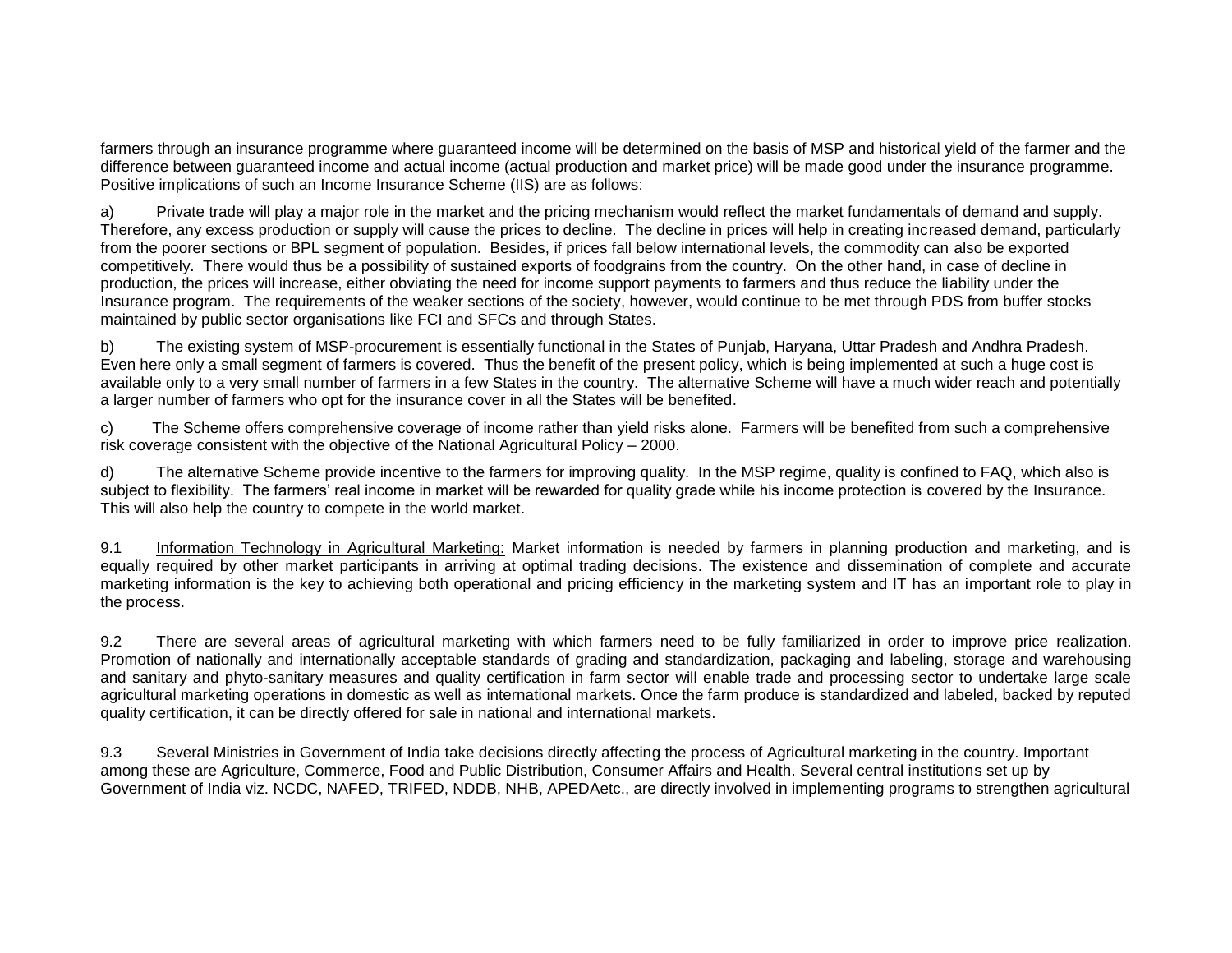farmers through an insurance programme where guaranteed income will be determined on the basis of MSP and historical yield of the farmer and the difference between guaranteed income and actual income (actual production and market price) will be made good under the insurance programme. Positive implications of such an Income Insurance Scheme (IIS) are as follows:

a) Private trade will play a major role in the market and the pricing mechanism would reflect the market fundamentals of demand and supply. Therefore, any excess production or supply will cause the prices to decline. The decline in prices will help in creating increased demand, particularly from the poorer sections or BPL segment of population. Besides, if prices fall below international levels, the commodity can also be exported competitively. There would thus be a possibility of sustained exports of foodgrains from the country. On the other hand, in case of decline in production, the prices will increase, either obviating the need for income support payments to farmers and thus reduce the liability under the Insurance program. The requirements of the weaker sections of the society, however, would continue to be met through PDS from buffer stocks maintained by public sector organisations like FCI and SFCs and through States.

b) The existing system of MSP-procurement is essentially functional in the States of Punjab, Haryana, Uttar Pradesh and Andhra Pradesh. Even here only a small segment of farmers is covered. Thus the benefit of the present policy, which is being implemented at such a huge cost is available only to a very small number of farmers in a few States in the country. The alternative Scheme will have a much wider reach and potentially a larger number of farmers who opt for the insurance cover in all the States will be benefited.

c) The Scheme offers comprehensive coverage of income rather than yield risks alone. Farmers will be benefited from such a comprehensive risk coverage consistent with the objective of the National Agricultural Policy – 2000.

d) The alternative Scheme provide incentive to the farmers for improving quality. In the MSP regime, quality is confined to FAQ, which also is subject to flexibility. The farmers' real income in market will be rewarded for quality grade while his income protection is covered by the Insurance. This will also help the country to compete in the world market.

9.1 Information Technology in Agricultural Marketing: Market information is needed by farmers in planning production and marketing, and is equally required by other market participants in arriving at optimal trading decisions. The existence and dissemination of complete and accurate marketing information is the key to achieving both operational and pricing efficiency in the marketing system and IT has an important role to play in the process.

9.2 There are several areas of agricultural marketing with which farmers need to be fully familiarized in order to improve price realization. Promotion of nationally and internationally acceptable standards of grading and standardization, packaging and labeling, storage and warehousing and sanitary and phyto-sanitary measures and quality certification in farm sector will enable trade and processing sector to undertake large scale agricultural marketing operations in domestic as well as international markets. Once the farm produce is standardized and labeled, backed by reputed quality certification, it can be directly offered for sale in national and international markets.

9.3 Several Ministries in Government of India take decisions directly affecting the process of Agricultural marketing in the country. Important among these are Agriculture, Commerce, Food and Public Distribution, Consumer Affairs and Health. Several central institutions set up by Government of India viz. NCDC, NAFED, TRIFED, NDDB, NHB, APEDAetc., are directly involved in implementing programs to strengthen agricultural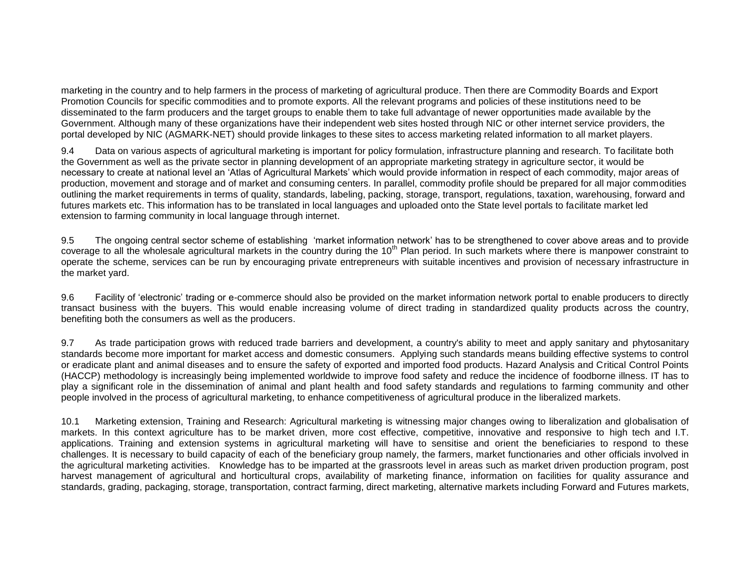marketing in the country and to help farmers in the process of marketing of agricultural produce. Then there are Commodity Boards and Export Promotion Councils for specific commodities and to promote exports. All the relevant programs and policies of these institutions need to be disseminated to the farm producers and the target groups to enable them to take full advantage of newer opportunities made available by the Government. Although many of these organizations have their independent web sites hosted through NIC or other internet service providers, the portal developed by NIC (AGMARK-NET) should provide linkages to these sites to access marketing related information to all market players.

9.4 Data on various aspects of agricultural marketing is important for policy formulation, infrastructure planning and research. To facilitate both the Government as well as the private sector in planning development of an appropriate marketing strategy in agriculture sector, it would be necessary to create at national level an 'Atlas of Agricultural Markets' which would provide information in respect of each commodity, major areas of production, movement and storage and of market and consuming centers. In parallel, commodity profile should be prepared for all major commodities outlining the market requirements in terms of quality, standards, labeling, packing, storage, transport, regulations, taxation, warehousing, forward and futures markets etc. This information has to be translated in local languages and uploaded onto the State level portals to facilitate market led extension to farming community in local language through internet.

9.5 The ongoing central sector scheme of establishing 'market information network' has to be strengthened to cover above areas and to provide coverage to all the wholesale agricultural markets in the country during the 10th Plan period. In such markets where there is manpower constraint to operate the scheme, services can be run by encouraging private entrepreneurs with suitable incentives and provision of necessary infrastructure in the market yard.

9.6 Facility of 'electronic' trading or e-commerce should also be provided on the market information network portal to enable producers to directly transact business with the buyers. This would enable increasing volume of direct trading in standardized quality products across the country, benefiting both the consumers as well as the producers.

9.7 As trade participation grows with reduced trade barriers and development, a country's ability to meet and apply sanitary and phytosanitary standards become more important for market access and domestic consumers. Applying such standards means building effective systems to control or eradicate plant and animal diseases and to ensure the safety of exported and imported food products. Hazard Analysis and Critical Control Points (HACCP) methodology is increasingly being implemented worldwide to improve food safety and reduce the incidence of foodborne illness. IT has to play a significant role in the dissemination of animal and plant health and food safety standards and regulations to farming community and other people involved in the process of agricultural marketing, to enhance competitiveness of agricultural produce in the liberalized markets.

10.1 Marketing extension, Training and Research: Agricultural marketing is witnessing major changes owing to liberalization and globalisation of markets. In this context agriculture has to be market driven, more cost effective, competitive, innovative and responsive to high tech and I.T. applications. Training and extension systems in agricultural marketing will have to sensitise and orient the beneficiaries to respond to these challenges. It is necessary to build capacity of each of the beneficiary group namely, the farmers, market functionaries and other officials involved in the agricultural marketing activities. Knowledge has to be imparted at the grassroots level in areas such as market driven production program, post harvest management of agricultural and horticultural crops, availability of marketing finance, information on facilities for quality assurance and standards, grading, packaging, storage, transportation, contract farming, direct marketing, alternative markets including Forward and Futures markets,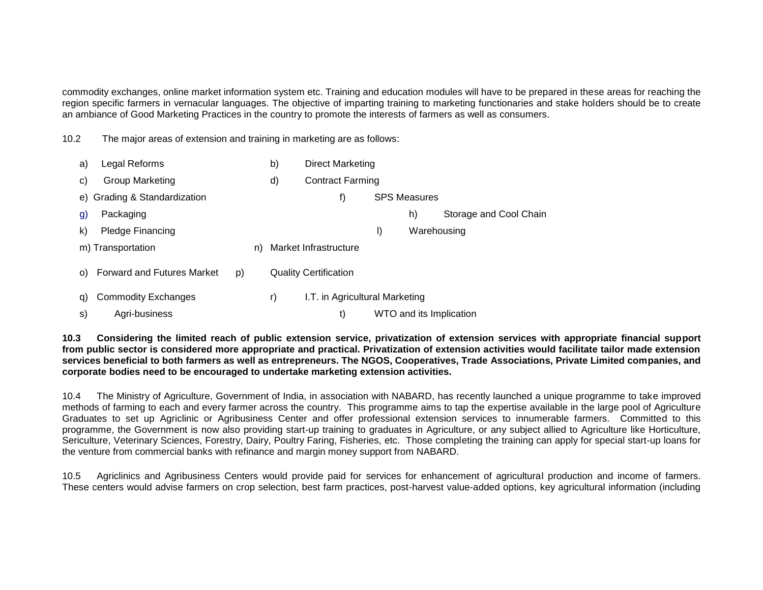commodity exchanges, online market information system etc. Training and education modules will have to be prepared in these areas for reaching the region specific farmers in vernacular languages. The objective of imparting training to marketing functionaries and stake holders should be to create an ambiance of Good Marketing Practices in the country to promote the interests of farmers as well as consumers.

10.2 The major areas of extension and training in marketing are as follows:

a) Legal Reforms
b) Direct Marketing
c) Group Marketing
d) Contract Farming
e) Grading & Standardization
f) SPS Measures
g) Packaging
h) Storage and Cool Chain
k) Pledge Financing
l) Warehousing
m) Transportation
n) Market Infrastructure
o) Forward and Futures Market
p) Quality Certification
q) Commodity Exchanges
r) I.T. in Agricultural Marketing
s) Agri-business
t) WTO and its Implication

**10.3 Considering the limited reach of public extension service, privatization of extension services with appropriate financial support from public sector is considered more appropriate and practical. Privatization of extension activities would facilitate tailor made extension services beneficial to both farmers as well as entrepreneurs. The NGOS, Cooperatives, Trade Associations, Private Limited companies, and corporate bodies need to be encouraged to undertake marketing extension activities.**

10.4 The Ministry of Agriculture, Government of India, in association with NABARD, has recently launched a unique programme to take improved methods of farming to each and every farmer across the country. This programme aims to tap the expertise available in the large pool of Agriculture Graduates to set up Agriclinic or Agribusiness Center and offer professional extension services to innumerable farmers. Committed to this programme, the Government is now also providing start-up training to graduates in Agriculture, or any subject allied to Agriculture like Horticulture, Sericulture, Veterinary Sciences, Forestry, Dairy, Poultry Faring, Fisheries, etc. Those completing the training can apply for special start-up loans for the venture from commercial banks with refinance and margin money support from NABARD.

10.5 Agriclinics and Agribusiness Centers would provide paid for services for enhancement of agricultural production and income of farmers. These centers would advise farmers on crop selection, best farm practices, post-harvest value-added options, key agricultural information (including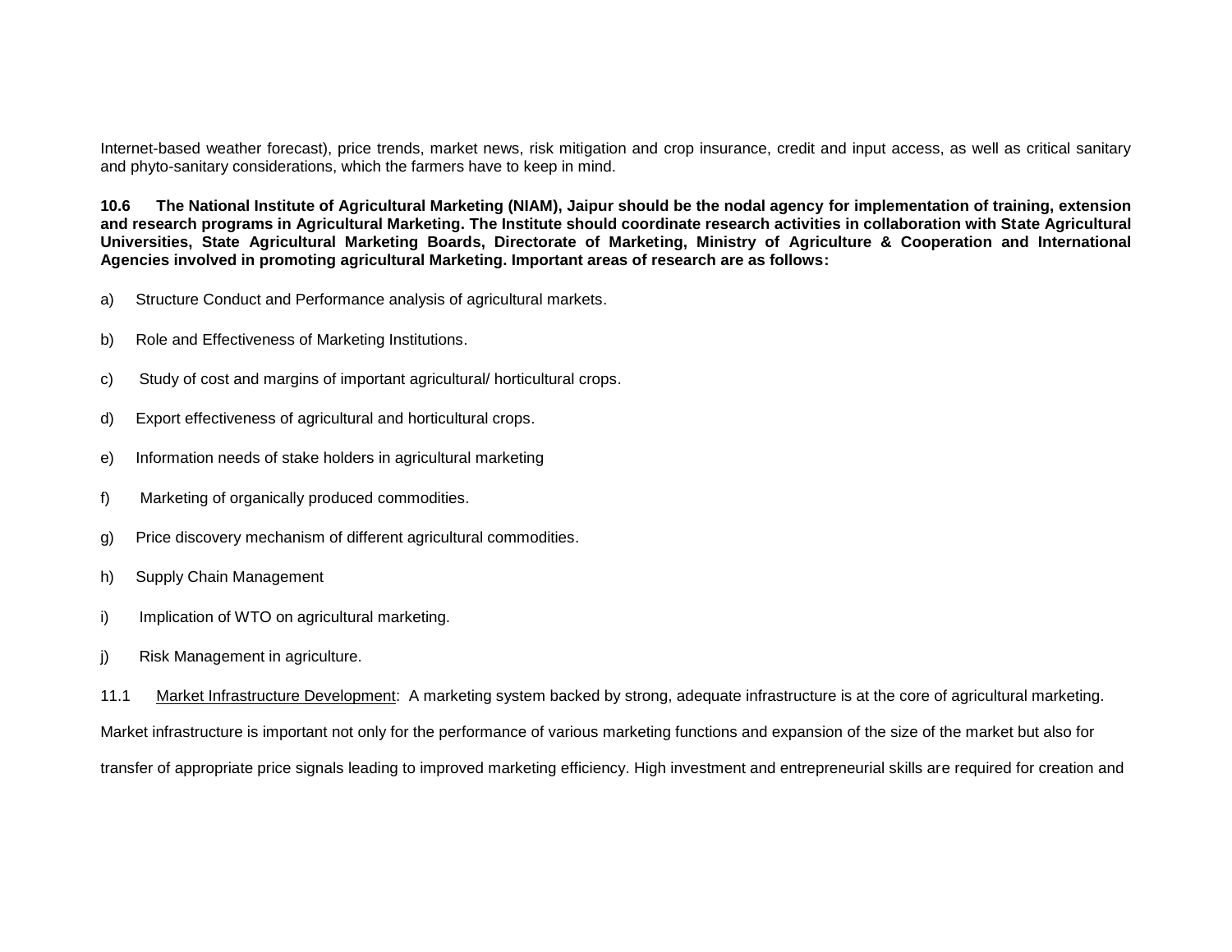Internet-based weather forecast), price trends, market news, risk mitigation and crop insurance, credit and input access, as well as critical sanitary and phyto-sanitary considerations, which the farmers have to keep in mind.

**10.6 The National Institute of Agricultural Marketing (NIAM), Jaipur should be the nodal agency for implementation of training, extension and research programs in Agricultural Marketing. The Institute should coordinate research activities in collaboration with State Agricultural Universities, State Agricultural Marketing Boards, Directorate of Marketing, Ministry of Agriculture & Cooperation and International Agencies involved in promoting agricultural Marketing. Important areas of research are as follows:**

a) Structure Conduct and Performance analysis of agricultural markets.

b) Role and Effectiveness of Marketing Institutions.

c) Study of cost and margins of important agricultural/ horticultural crops.

d) Export effectiveness of agricultural and horticultural crops.

e) Information needs of stake holders in agricultural marketing

f) Marketing of organically produced commodities.

g) Price discovery mechanism of different agricultural commodities.

h) Supply Chain Management

i) Implication of WTO on agricultural marketing.

j) Risk Management in agriculture.

11.1 Market Infrastructure Development: A marketing system backed by strong, adequate infrastructure is at the core of agricultural marketing. Market infrastructure is important not only for the performance of various marketing functions and expansion of the size of the market but also for transfer of appropriate price signals leading to improved marketing efficiency. High investment and entrepreneurial skills are required for creation and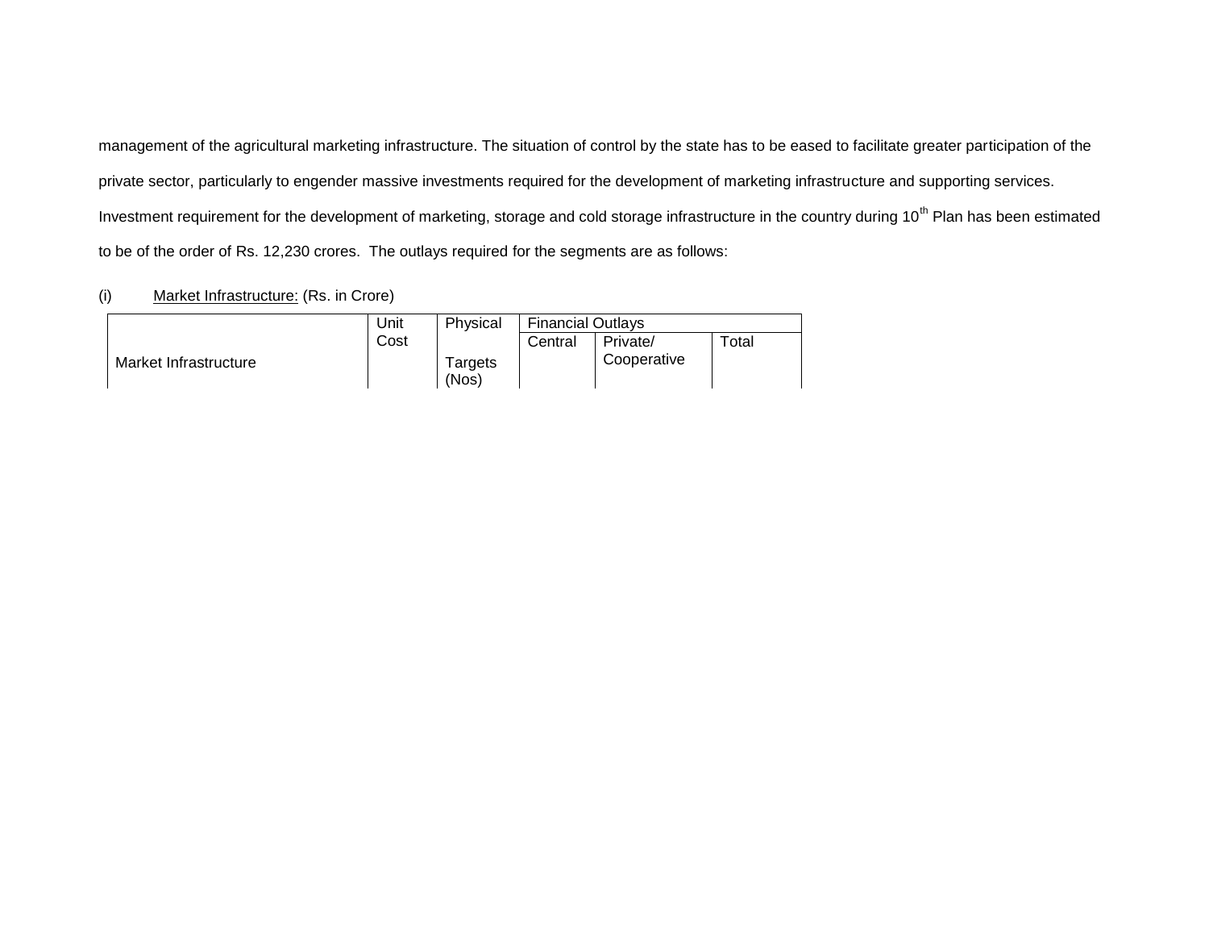management of the agricultural marketing infrastructure. The situation of control by the state has to be eased to facilitate greater participation of the private sector, particularly to engender massive investments required for the development of marketing infrastructure and supporting services. Investment requirement for the development of marketing, storage and cold storage infrastructure in the country during 10$^{th}$ Plan has been estimated to be of the order of Rs. 12,230 crores. The outlays required for the segments are as follows:

(i) Market Infrastructure: (Rs. in Crore)

| Market Infrastructure | Unit Cost | Physical Targets (Nos) | Financial Outlays | | |
|---|---|---|---|---|---|
| | | | Central | Private/ Cooperative | Total |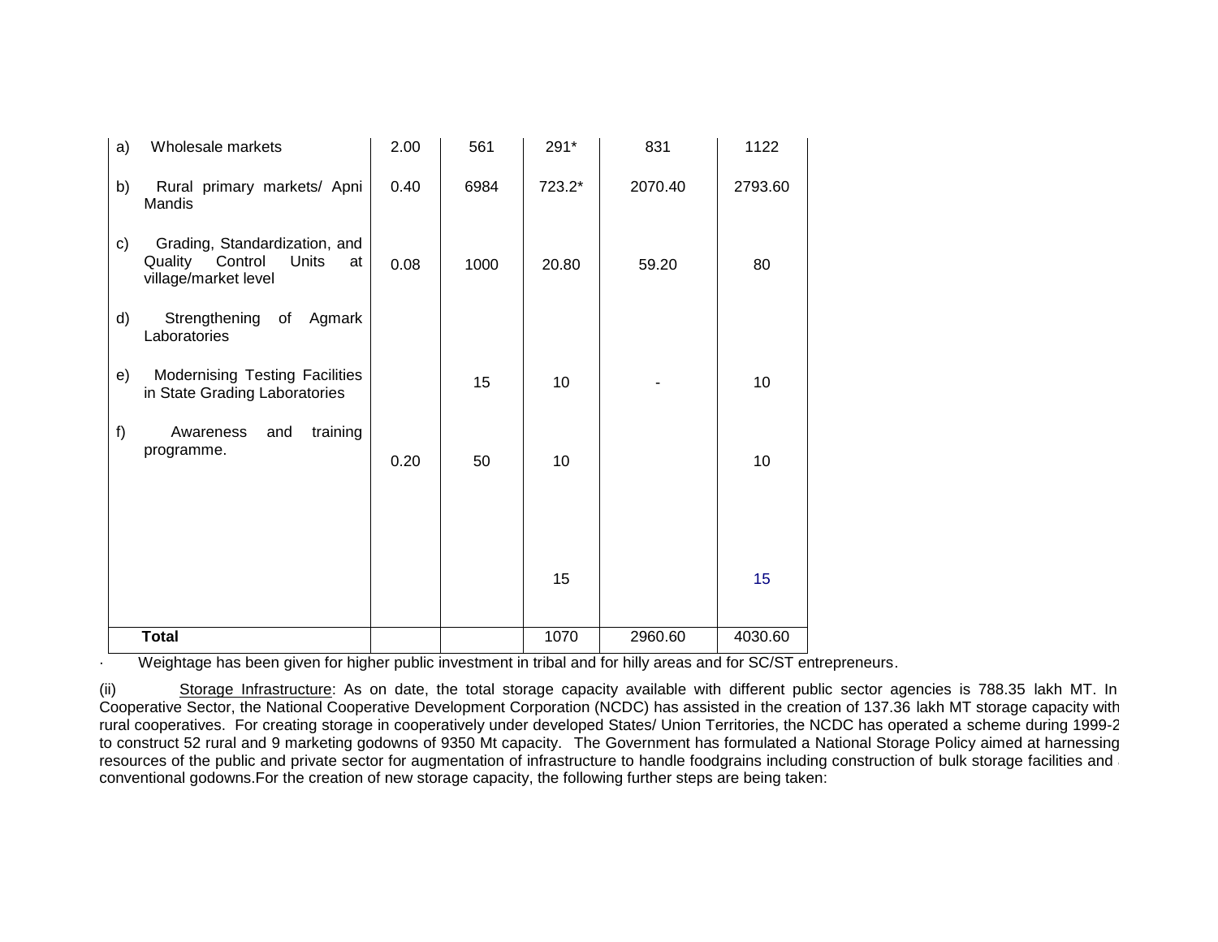| | | | | | |
|---|---|---|---|---|---|
| a) Wholesale markets | 2.00 | 561 | 291* | 831 | 1122 |
| b) Rural primary markets/ Apni Mandis | 0.40 | 6984 | 723.2* | 2070.40 | 2793.60 |
| c) Grading, Standardization, and Quality Control Units at village/market level | 0.08 | 1000 | 20.80 | 59.20 | 80 |
| d) Strengthening of Agmark Laboratories | | | | | |
| e) Modernising Testing Facilities in State Grading Laboratories | | 15 | 10 | - | 10 |
| f) Awareness and training programme. | 0.20 | 50 | 10 | | 10 |
| | | | 15 | | 15 |
| **Total** | | | 1070 | 2960.60 | 4030.60 |

· Weightage has been given for higher public investment in tribal and for hilly areas and for SC/ST entrepreneurs.

(ii) Storage Infrastructure: As on date, the total storage capacity available with different public sector agencies is 788.35 lakh MT. In Cooperative Sector, the National Cooperative Development Corporation (NCDC) has assisted in the creation of 137.36 lakh MT storage capacity with rural cooperatives. For creating storage in cooperatively under developed States/ Union Territories, the NCDC has operated a scheme during 1999-2 to construct 52 rural and 9 marketing godowns of 9350 Mt capacity. The Government has formulated a National Storage Policy aimed at harnessing resources of the public and private sector for augmentation of infrastructure to handle foodgrains including construction of bulk storage facilities and conventional godowns.For the creation of new storage capacity, the following further steps are being taken: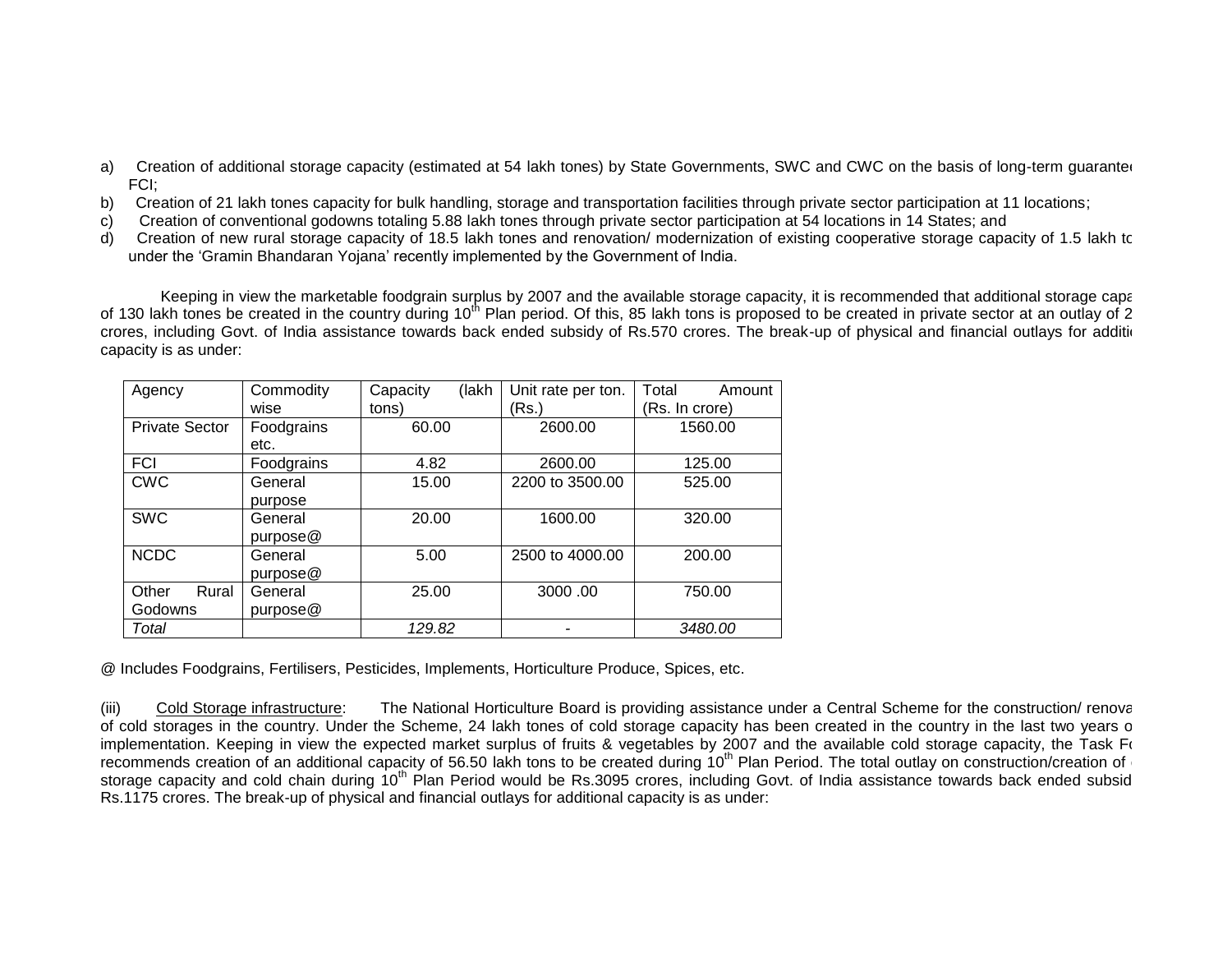a) Creation of additional storage capacity (estimated at 54 lakh tones) by State Governments, SWC and CWC on the basis of long-term guarantee FCI;
b) Creation of 21 lakh tones capacity for bulk handling, storage and transportation facilities through private sector participation at 11 locations;
c) Creation of conventional godowns totaling 5.88 lakh tones through private sector participation at 54 locations in 14 States; and
d) Creation of new rural storage capacity of 18.5 lakh tones and renovation/ modernization of existing cooperative storage capacity of 1.5 lakh to under the 'Gramin Bhandaran Yojana' recently implemented by the Government of India.

Keeping in view the marketable foodgrain surplus by 2007 and the available storage capacity, it is recommended that additional storage capa of 130 lakh tones be created in the country during 10th Plan period. Of this, 85 lakh tons is proposed to be created in private sector at an outlay of 2 crores, including Govt. of India assistance towards back ended subsidy of Rs.570 crores. The break-up of physical and financial outlays for additi capacity is as under:

| Agency | Commodity wise | Capacity (lakh tons) | Unit rate per ton. (Rs.) | Total Amount (Rs. In crore) |
|---|---|---|---|---|
| Private Sector | Foodgrains etc. | 60.00 | 2600.00 | 1560.00 |
| FCI | Foodgrains | 4.82 | 2600.00 | 125.00 |
| CWC | General purpose | 15.00 | 2200 to 3500.00 | 525.00 |
| SWC | General purpose@ | 20.00 | 1600.00 | 320.00 |
| NCDC | General purpose@ | 5.00 | 2500 to 4000.00 | 200.00 |
| Other Rural Godowns | General purpose@ | 25.00 | 3000 .00 | 750.00 |
| *Total* | | *129.82* | - | *3480.00* |

@ Includes Foodgrains, Fertilisers, Pesticides, Implements, Horticulture Produce, Spices, etc.

(iii) Cold Storage infrastructure: The National Horticulture Board is providing assistance under a Central Scheme for the construction/ renova of cold storages in the country. Under the Scheme, 24 lakh tones of cold storage capacity has been created in the country in the last two years o implementation. Keeping in view the expected market surplus of fruits & vegetables by 2007 and the available cold storage capacity, the Task Fo recommends creation of an additional capacity of 56.50 lakh tons to be created during 10th Plan Period. The total outlay on construction/creation of storage capacity and cold chain during 10th Plan Period would be Rs.3095 crores, including Govt. of India assistance towards back ended subsid Rs.1175 crores. The break-up of physical and financial outlays for additional capacity is as under: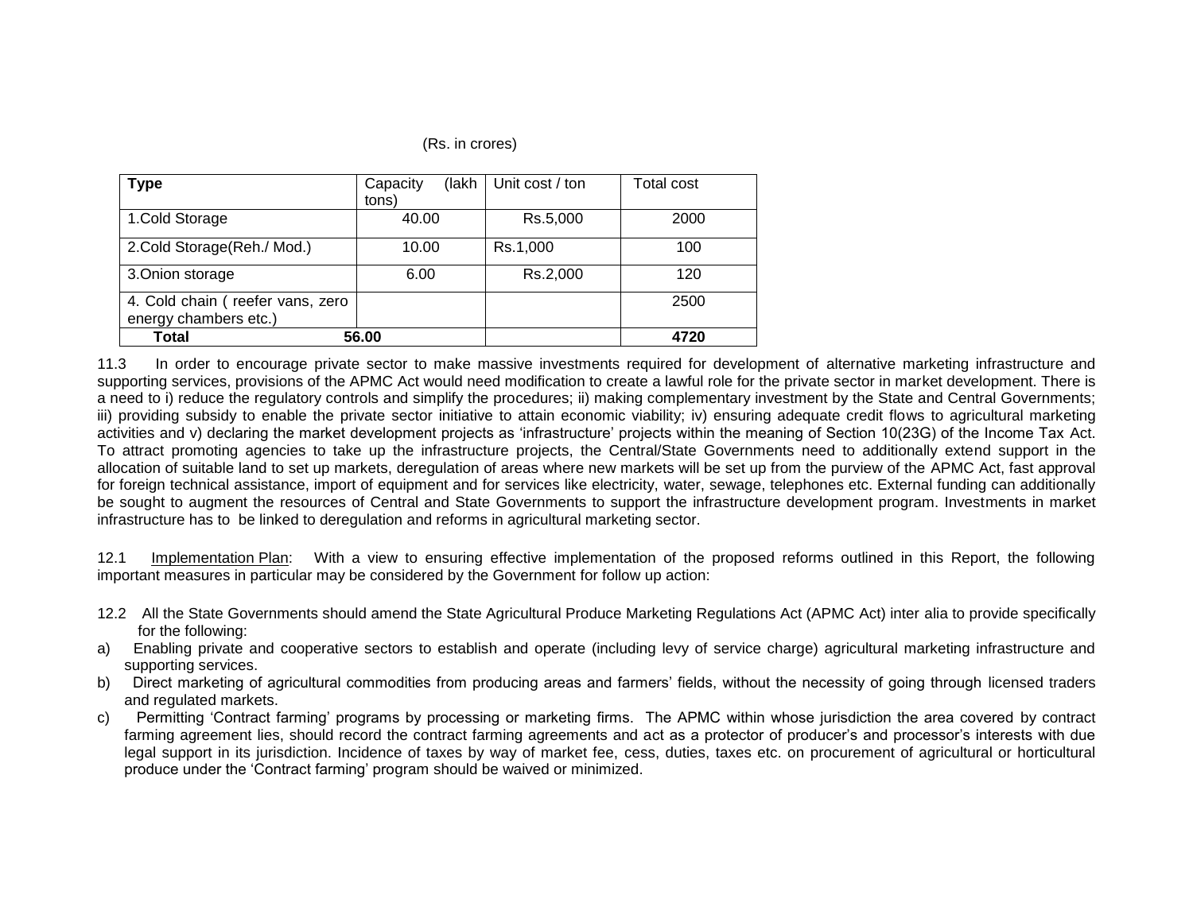(Rs. in crores)

| Type | Capacity (lakh tons) | Unit cost / ton | Total cost |
|---|---|---|---|
| 1.Cold Storage | 40.00 | Rs.5,000 | 2000 |
| 2.Cold Storage(Reh./ Mod.) | 10.00 | Rs.1,000 | 100 |
| 3.Onion storage | 6.00 | Rs.2,000 | 120 |
| 4. Cold chain ( reefer vans, zero energy chambers etc.) | | | 2500 |
| **Total** | **56.00** | | **4720** |

11.3 In order to encourage private sector to make massive investments required for development of alternative marketing infrastructure and supporting services, provisions of the APMC Act would need modification to create a lawful role for the private sector in market development. There is a need to i) reduce the regulatory controls and simplify the procedures; ii) making complementary investment by the State and Central Governments; iii) providing subsidy to enable the private sector initiative to attain economic viability; iv) ensuring adequate credit flows to agricultural marketing activities and v) declaring the market development projects as 'infrastructure' projects within the meaning of Section 10(23G) of the Income Tax Act. To attract promoting agencies to take up the infrastructure projects, the Central/State Governments need to additionally extend support in the allocation of suitable land to set up markets, deregulation of areas where new markets will be set up from the purview of the APMC Act, fast approval for foreign technical assistance, import of equipment and for services like electricity, water, sewage, telephones etc. External funding can additionally be sought to augment the resources of Central and State Governments to support the infrastructure development program. Investments in market infrastructure has to be linked to deregulation and reforms in agricultural marketing sector.

12.1 Implementation Plan: With a view to ensuring effective implementation of the proposed reforms outlined in this Report, the following important measures in particular may be considered by the Government for follow up action:

12.2 All the State Governments should amend the State Agricultural Produce Marketing Regulations Act (APMC Act) inter alia to provide specifically for the following:

a) Enabling private and cooperative sectors to establish and operate (including levy of service charge) agricultural marketing infrastructure and supporting services.

b) Direct marketing of agricultural commodities from producing areas and farmers' fields, without the necessity of going through licensed traders and regulated markets.

c) Permitting 'Contract farming' programs by processing or marketing firms. The APMC within whose jurisdiction the area covered by contract farming agreement lies, should record the contract farming agreements and act as a protector of producer's and processor's interests with due legal support in its jurisdiction. Incidence of taxes by way of market fee, cess, duties, taxes etc. on procurement of agricultural or horticultural produce under the 'Contract farming' program should be waived or minimized.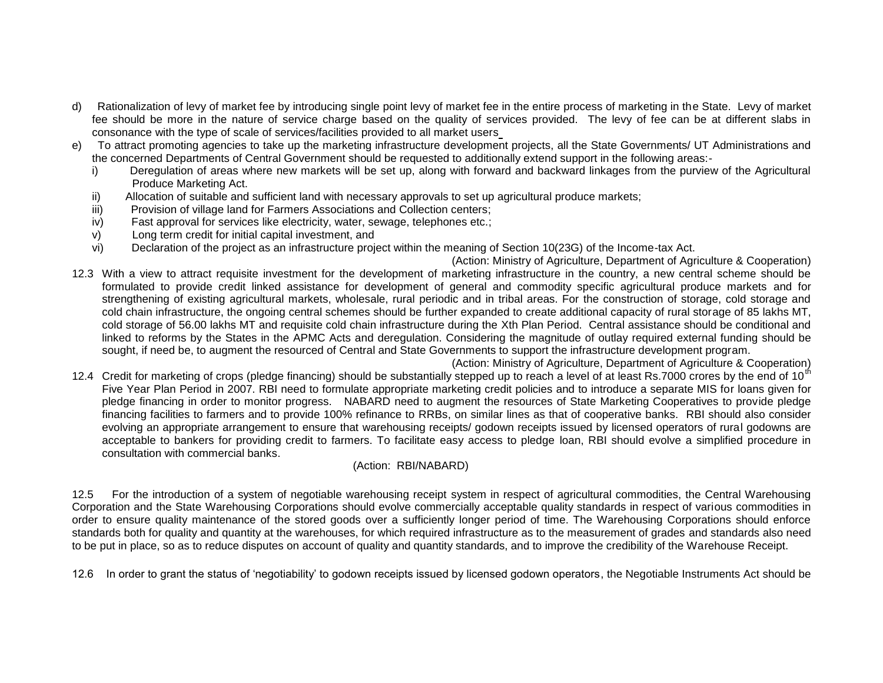d) Rationalization of levy of market fee by introducing single point levy of market fee in the entire process of marketing in the State. Levy of market fee should be more in the nature of service charge based on the quality of services provided. The levy of fee can be at different slabs in consonance with the type of scale of services/facilities provided to all market users

e) To attract promoting agencies to take up the marketing infrastructure development projects, all the State Governments/ UT Administrations and the concerned Departments of Central Government should be requested to additionally extend support in the following areas:-

   i) Deregulation of areas where new markets will be set up, along with forward and backward linkages from the purview of the Agricultural Produce Marketing Act.
   ii) Allocation of suitable and sufficient land with necessary approvals to set up agricultural produce markets;
   iii) Provision of village land for Farmers Associations and Collection centers;
   iv) Fast approval for services like electricity, water, sewage, telephones etc.;
   v) Long term credit for initial capital investment, and
   vi) Declaration of the project as an infrastructure project within the meaning of Section 10(23G) of the Income-tax Act.

(Action: Ministry of Agriculture, Department of Agriculture & Cooperation)

12.3 With a view to attract requisite investment for the development of marketing infrastructure in the country, a new central scheme should be formulated to provide credit linked assistance for development of general and commodity specific agricultural produce markets and for strengthening of existing agricultural markets, wholesale, rural periodic and in tribal areas. For the construction of storage, cold storage and cold chain infrastructure, the ongoing central schemes should be further expanded to create additional capacity of rural storage of 85 lakhs MT, cold storage of 56.00 lakhs MT and requisite cold chain infrastructure during the Xth Plan Period. Central assistance should be conditional and linked to reforms by the States in the APMC Acts and deregulation. Considering the magnitude of outlay required external funding should be sought, if need be, to augment the resourced of Central and State Governments to support the infrastructure development program.

(Action: Ministry of Agriculture, Department of Agriculture & Cooperation)

12.4 Credit for marketing of crops (pledge financing) should be substantially stepped up to reach a level of at least Rs.7000 crores by the end of 10th Five Year Plan Period in 2007. RBI need to formulate appropriate marketing credit policies and to introduce a separate MIS for loans given for pledge financing in order to monitor progress. NABARD need to augment the resources of State Marketing Cooperatives to provide pledge financing facilities to farmers and to provide 100% refinance to RRBs, on similar lines as that of cooperative banks. RBI should also consider evolving an appropriate arrangement to ensure that warehousing receipts/ godown receipts issued by licensed operators of rural godowns are acceptable to bankers for providing credit to farmers. To facilitate easy access to pledge loan, RBI should evolve a simplified procedure in consultation with commercial banks.

(Action: RBI/NABARD)

12.5 For the introduction of a system of negotiable warehousing receipt system in respect of agricultural commodities, the Central Warehousing Corporation and the State Warehousing Corporations should evolve commercially acceptable quality standards in respect of various commodities in order to ensure quality maintenance of the stored goods over a sufficiently longer period of time. The Warehousing Corporations should enforce standards both for quality and quantity at the warehouses, for which required infrastructure as to the measurement of grades and standards also need to be put in place, so as to reduce disputes on account of quality and quantity standards, and to improve the credibility of the Warehouse Receipt.

12.6 In order to grant the status of 'negotiability' to godown receipts issued by licensed godown operators, the Negotiable Instruments Act should be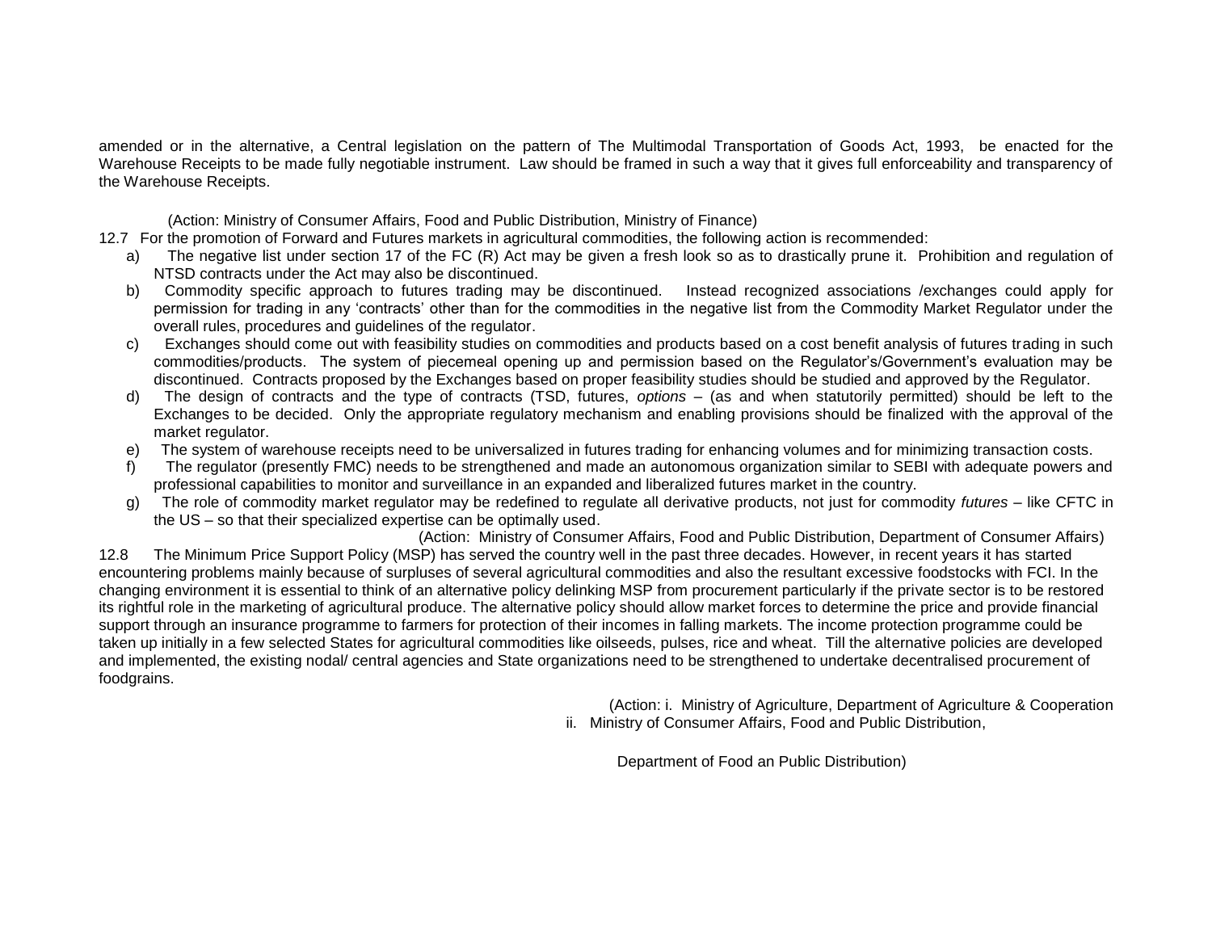amended or in the alternative, a Central legislation on the pattern of The Multimodal Transportation of Goods Act, 1993, be enacted for the Warehouse Receipts to be made fully negotiable instrument. Law should be framed in such a way that it gives full enforceability and transparency of the Warehouse Receipts.

(Action: Ministry of Consumer Affairs, Food and Public Distribution, Ministry of Finance)

12.7 For the promotion of Forward and Futures markets in agricultural commodities, the following action is recommended:

a) The negative list under section 17 of the FC (R) Act may be given a fresh look so as to drastically prune it. Prohibition and regulation of NTSD contracts under the Act may also be discontinued.
b) Commodity specific approach to futures trading may be discontinued. Instead recognized associations /exchanges could apply for permission for trading in any 'contracts' other than for the commodities in the negative list from the Commodity Market Regulator under the overall rules, procedures and guidelines of the regulator.
c) Exchanges should come out with feasibility studies on commodities and products based on a cost benefit analysis of futures trading in such commodities/products. The system of piecemeal opening up and permission based on the Regulator's/Government's evaluation may be discontinued. Contracts proposed by the Exchanges based on proper feasibility studies should be studied and approved by the Regulator.
d) The design of contracts and the type of contracts (TSD, futures, *options* – (as and when statutorily permitted) should be left to the Exchanges to be decided. Only the appropriate regulatory mechanism and enabling provisions should be finalized with the approval of the market regulator.
e) The system of warehouse receipts need to be universalized in futures trading for enhancing volumes and for minimizing transaction costs.
f) The regulator (presently FMC) needs to be strengthened and made an autonomous organization similar to SEBI with adequate powers and professional capabilities to monitor and surveillance in an expanded and liberalized futures market in the country.
g) The role of commodity market regulator may be redefined to regulate all derivative products, not just for commodity *futures* – like CFTC in the US – so that their specialized expertise can be optimally used.

(Action: Ministry of Consumer Affairs, Food and Public Distribution, Department of Consumer Affairs)

12.8 The Minimum Price Support Policy (MSP) has served the country well in the past three decades. However, in recent years it has started encountering problems mainly because of surpluses of several agricultural commodities and also the resultant excessive foodstocks with FCI. In the changing environment it is essential to think of an alternative policy delinking MSP from procurement particularly if the private sector is to be restored its rightful role in the marketing of agricultural produce. The alternative policy should allow market forces to determine the price and provide financial support through an insurance programme to farmers for protection of their incomes in falling markets. The income protection programme could be taken up initially in a few selected States for agricultural commodities like oilseeds, pulses, rice and wheat. Till the alternative policies are developed and implemented, the existing nodal/ central agencies and State organizations need to be strengthened to undertake decentralised procurement of foodgrains.

(Action: i. Ministry of Agriculture, Department of Agriculture & Cooperation
ii. Ministry of Consumer Affairs, Food and Public Distribution,

Department of Food an Public Distribution)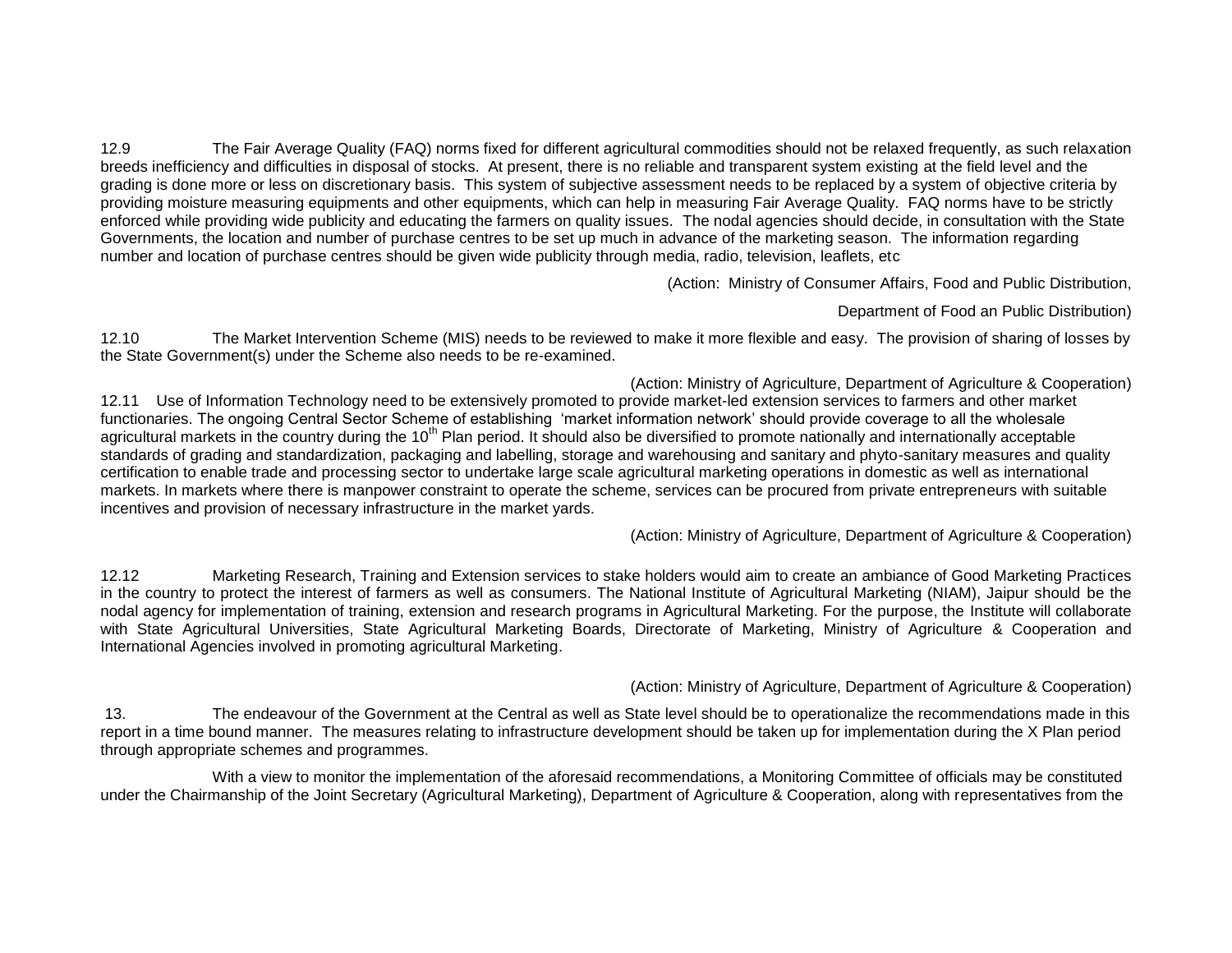12.9 The Fair Average Quality (FAQ) norms fixed for different agricultural commodities should not be relaxed frequently, as such relaxation breeds inefficiency and difficulties in disposal of stocks. At present, there is no reliable and transparent system existing at the field level and the grading is done more or less on discretionary basis. This system of subjective assessment needs to be replaced by a system of objective criteria by providing moisture measuring equipments and other equipments, which can help in measuring Fair Average Quality. FAQ norms have to be strictly enforced while providing wide publicity and educating the farmers on quality issues. The nodal agencies should decide, in consultation with the State Governments, the location and number of purchase centres to be set up much in advance of the marketing season. The information regarding number and location of purchase centres should be given wide publicity through media, radio, television, leaflets, etc

(Action: Ministry of Consumer Affairs, Food and Public Distribution,

Department of Food an Public Distribution)

12.10 The Market Intervention Scheme (MIS) needs to be reviewed to make it more flexible and easy. The provision of sharing of losses by the State Government(s) under the Scheme also needs to be re-examined.

(Action: Ministry of Agriculture, Department of Agriculture & Cooperation)

12.11 Use of Information Technology need to be extensively promoted to provide market-led extension services to farmers and other market functionaries. The ongoing Central Sector Scheme of establishing 'market information network' should provide coverage to all the wholesale agricultural markets in the country during the 10th Plan period. It should also be diversified to promote nationally and internationally acceptable standards of grading and standardization, packaging and labelling, storage and warehousing and sanitary and phyto-sanitary measures and quality certification to enable trade and processing sector to undertake large scale agricultural marketing operations in domestic as well as international markets. In markets where there is manpower constraint to operate the scheme, services can be procured from private entrepreneurs with suitable incentives and provision of necessary infrastructure in the market yards.

(Action: Ministry of Agriculture, Department of Agriculture & Cooperation)

12.12 Marketing Research, Training and Extension services to stake holders would aim to create an ambiance of Good Marketing Practices in the country to protect the interest of farmers as well as consumers. The National Institute of Agricultural Marketing (NIAM), Jaipur should be the nodal agency for implementation of training, extension and research programs in Agricultural Marketing. For the purpose, the Institute will collaborate with State Agricultural Universities, State Agricultural Marketing Boards, Directorate of Marketing, Ministry of Agriculture & Cooperation and International Agencies involved in promoting agricultural Marketing.

(Action: Ministry of Agriculture, Department of Agriculture & Cooperation)

13. The endeavour of the Government at the Central as well as State level should be to operationalize the recommendations made in this report in a time bound manner. The measures relating to infrastructure development should be taken up for implementation during the X Plan period through appropriate schemes and programmes.

With a view to monitor the implementation of the aforesaid recommendations, a Monitoring Committee of officials may be constituted under the Chairmanship of the Joint Secretary (Agricultural Marketing), Department of Agriculture & Cooperation, along with representatives from the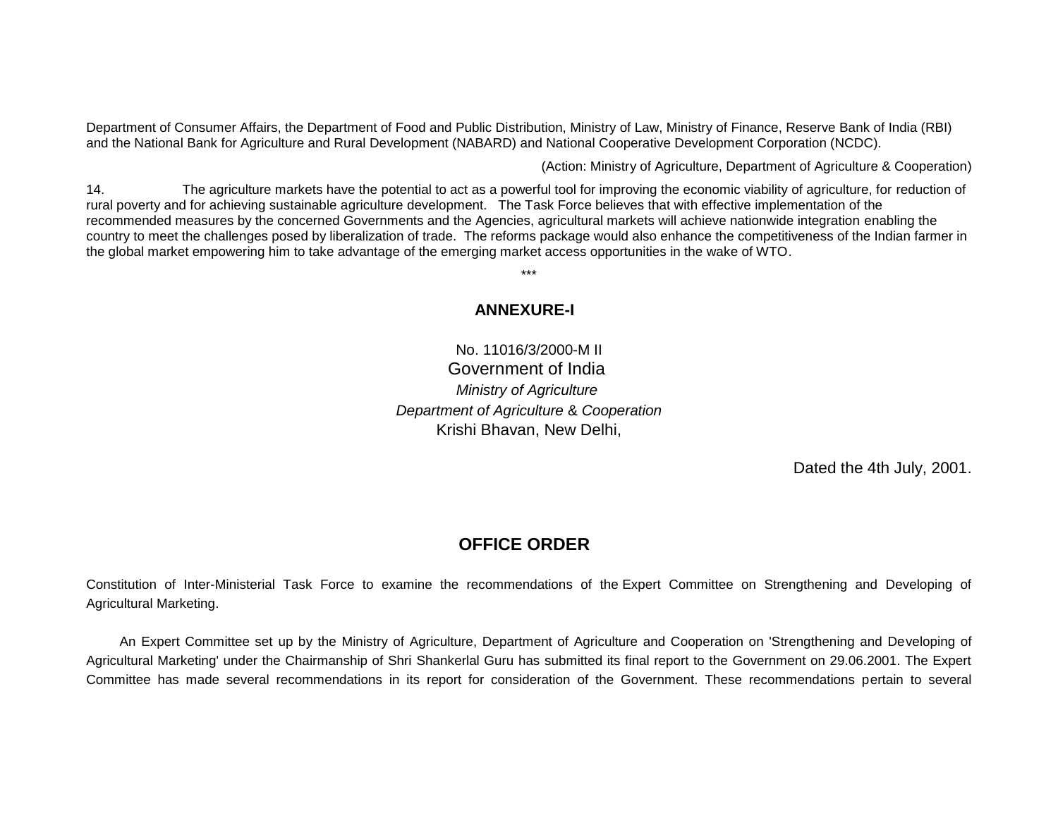Department of Consumer Affairs, the Department of Food and Public Distribution, Ministry of Law, Ministry of Finance, Reserve Bank of India (RBI) and the National Bank for Agriculture and Rural Development (NABARD) and National Cooperative Development Corporation (NCDC).

(Action: Ministry of Agriculture, Department of Agriculture & Cooperation)

14. The agriculture markets have the potential to act as a powerful tool for improving the economic viability of agriculture, for reduction of rural poverty and for achieving sustainable agriculture development. The Task Force believes that with effective implementation of the recommended measures by the concerned Governments and the Agencies, agricultural markets will achieve nationwide integration enabling the country to meet the challenges posed by liberalization of trade. The reforms package would also enhance the competitiveness of the Indian farmer in the global market empowering him to take advantage of the emerging market access opportunities in the wake of WTO.

***

## ANNEXURE-I

No. 11016/3/2000-M II
Government of India
*Ministry of Agriculture*
*Department of Agriculture & Cooperation*
Krishi Bhavan, New Delhi,

Dated the 4th July, 2001.

## OFFICE ORDER

Constitution of Inter-Ministerial Task Force to examine the recommendations of the Expert Committee on Strengthening and Developing of Agricultural Marketing.

An Expert Committee set up by the Ministry of Agriculture, Department of Agriculture and Cooperation on 'Strengthening and Developing of Agricultural Marketing' under the Chairmanship of Shri Shankerlal Guru has submitted its final report to the Government on 29.06.2001. The Expert Committee has made several recommendations in its report for consideration of the Government. These recommendations pertain to several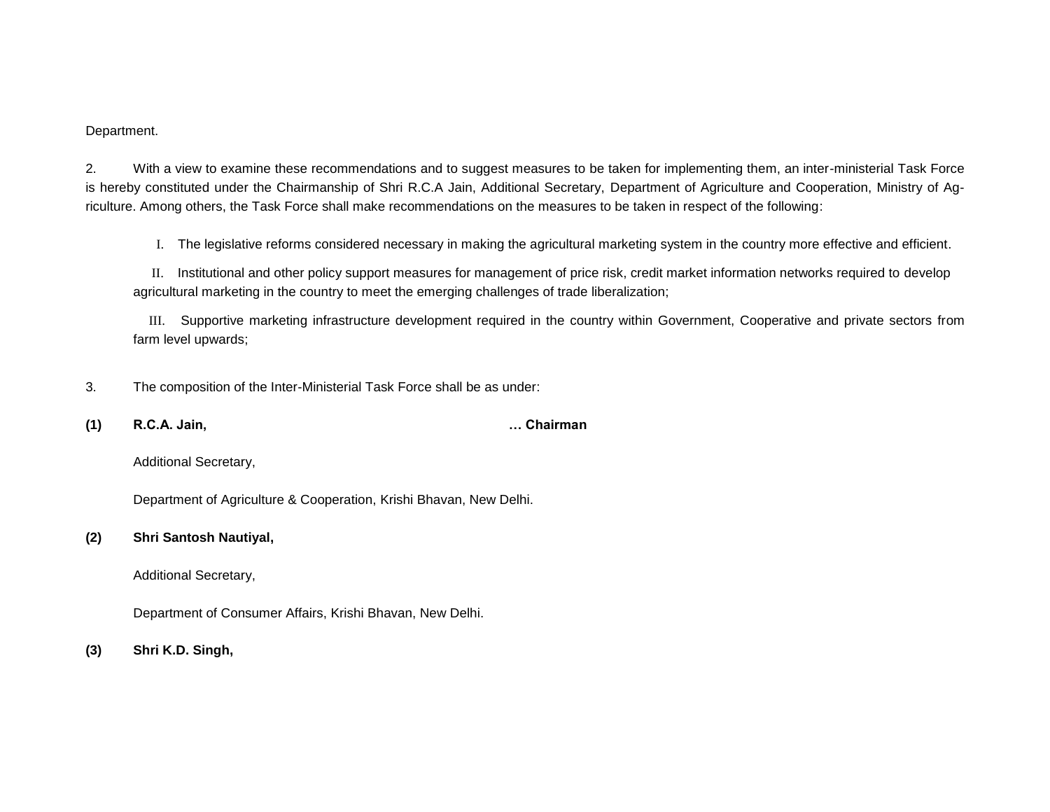Department.

2. With a view to examine these recommendations and to suggest measures to be taken for implementing them, an inter-ministerial Task Force is hereby constituted under the Chairmanship of Shri R.C.A Jain, Additional Secretary, Department of Agriculture and Cooperation, Ministry of Agriculture. Among others, the Task Force shall make recommendations on the measures to be taken in respect of the following:

I. The legislative reforms considered necessary in making the agricultural marketing system in the country more effective and efficient.

II. Institutional and other policy support measures for management of price risk, credit market information networks required to develop agricultural marketing in the country to meet the emerging challenges of trade liberalization;

III. Supportive marketing infrastructure development required in the country within Government, Cooperative and private sectors from farm level upwards;

3. The composition of the Inter-Ministerial Task Force shall be as under:

**(1) R.C.A. Jain, … Chairman**

Additional Secretary,

Department of Agriculture & Cooperation, Krishi Bhavan, New Delhi.

**(2) Shri Santosh Nautiyal,**

Additional Secretary,

Department of Consumer Affairs, Krishi Bhavan, New Delhi.

**(3) Shri K.D. Singh,**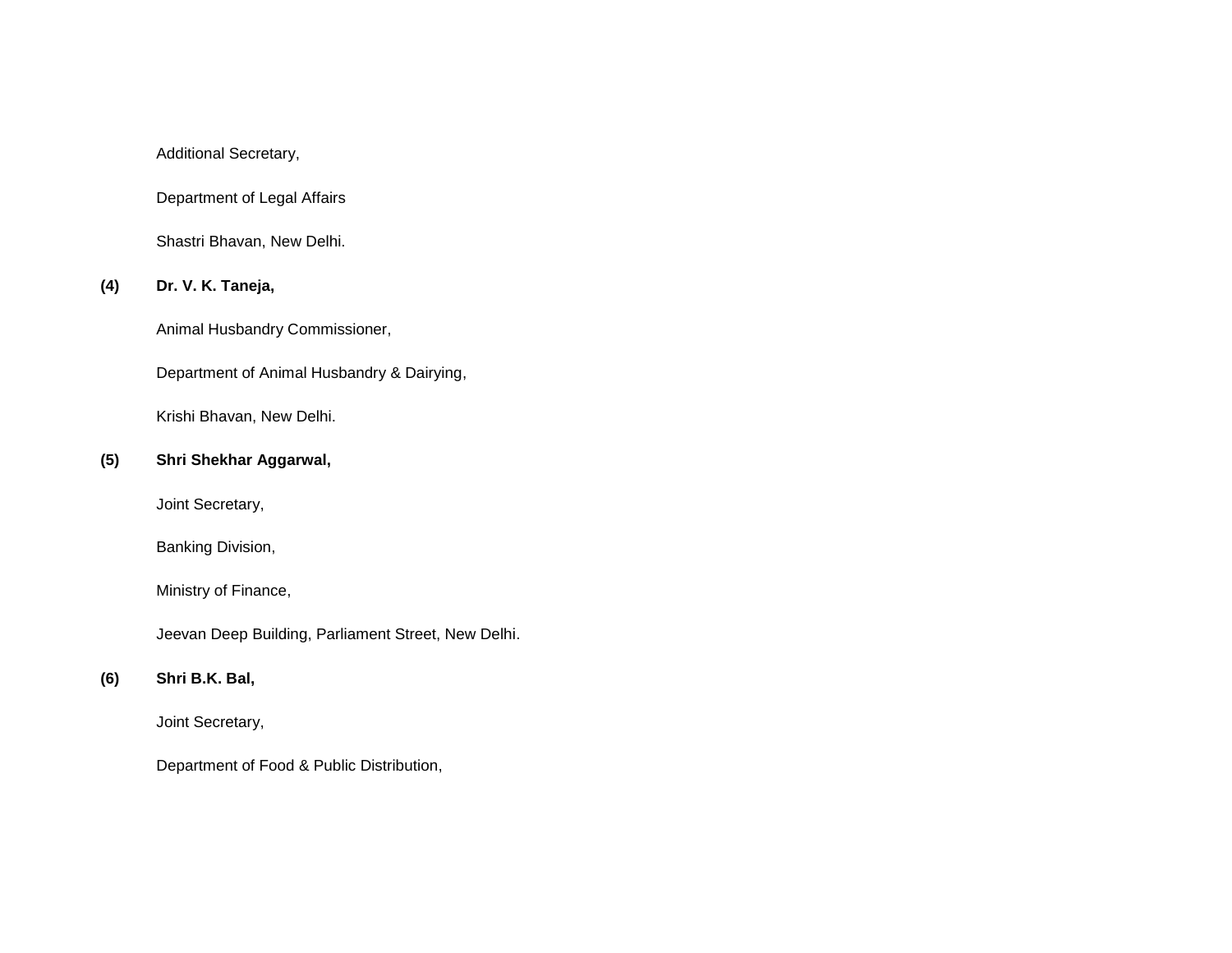Additional Secretary,

Department of Legal Affairs

Shastri Bhavan, New Delhi.

**(4)** **Dr. V. K. Taneja,**

Animal Husbandry Commissioner,

Department of Animal Husbandry & Dairying,

Krishi Bhavan, New Delhi.

**(5)** **Shri Shekhar Aggarwal,**

Joint Secretary,

Banking Division,

Ministry of Finance,

Jeevan Deep Building, Parliament Street, New Delhi.

**(6)** **Shri B.K. Bal,**

Joint Secretary,

Department of Food & Public Distribution,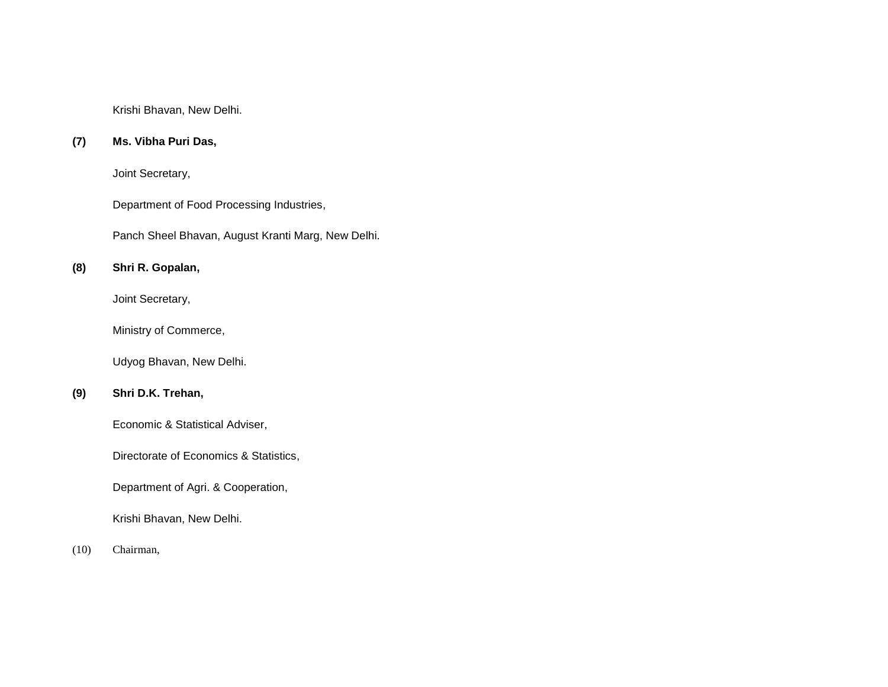Krishi Bhavan, New Delhi.

**(7) Ms. Vibha Puri Das,**

Joint Secretary,

Department of Food Processing Industries,

Panch Sheel Bhavan, August Kranti Marg, New Delhi.

**(8) Shri R. Gopalan,**

Joint Secretary,

Ministry of Commerce,

Udyog Bhavan, New Delhi.

**(9) Shri D.K. Trehan,**

Economic & Statistical Adviser,

Directorate of Economics & Statistics,

Department of Agri. & Cooperation,

Krishi Bhavan, New Delhi.

(10) Chairman,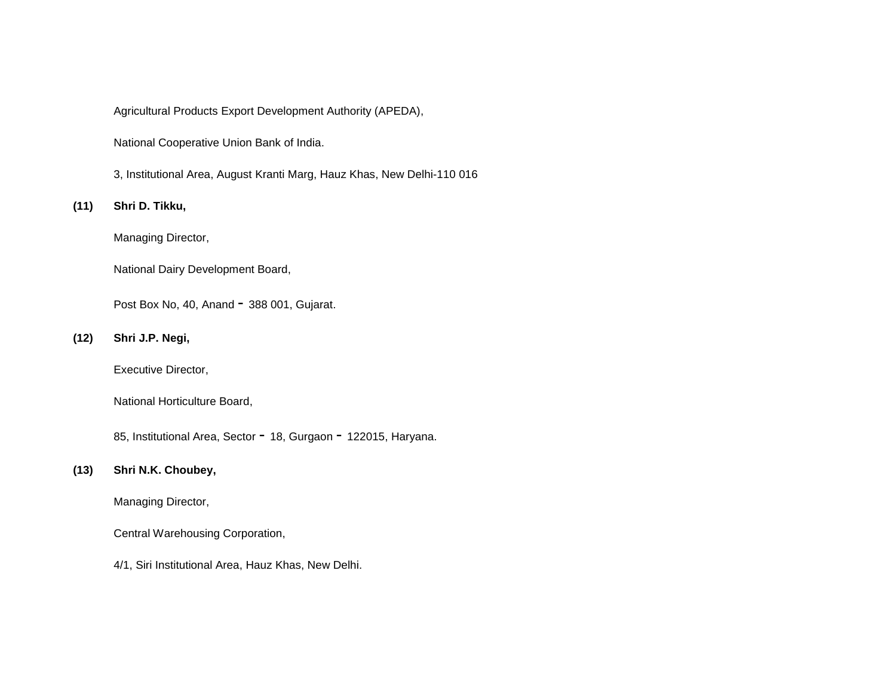Agricultural Products Export Development Authority (APEDA),

National Cooperative Union Bank of India.

3, Institutional Area, August Kranti Marg, Hauz Khas, New Delhi-110 016

**(11)** **Shri D. Tikku,**

Managing Director,

National Dairy Development Board,

Post Box No, 40, Anand - 388 001, Gujarat.

**(12)** **Shri J.P. Negi,**

Executive Director,

National Horticulture Board,

85, Institutional Area, Sector - 18, Gurgaon - 122015, Haryana.

**(13)** **Shri N.K. Choubey,**

Managing Director,

Central Warehousing Corporation,

4/1, Siri Institutional Area, Hauz Khas, New Delhi.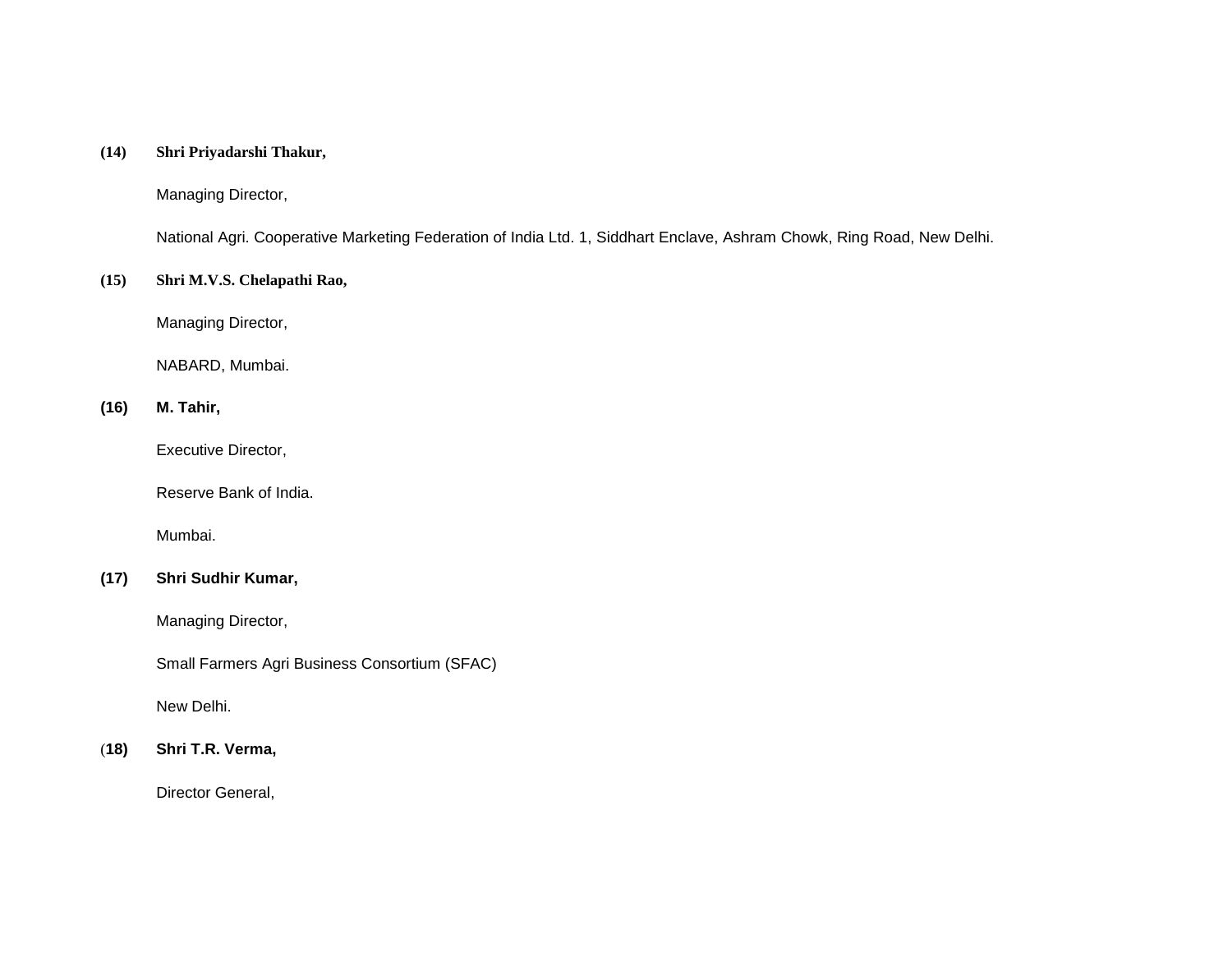**(14)** **Shri Priyadarshi Thakur,**

Managing Director,

National Agri. Cooperative Marketing Federation of India Ltd. 1, Siddhart Enclave, Ashram Chowk, Ring Road, New Delhi.

**(15)** **Shri M.V.S. Chelapathi Rao,**

Managing Director,

NABARD, Mumbai.

**(16)** **M. Tahir,**

Executive Director,

Reserve Bank of India.

Mumbai.

**(17)** **Shri Sudhir Kumar,**

Managing Director,

Small Farmers Agri Business Consortium (SFAC)

New Delhi.

**(18)** **Shri T.R. Verma,**

Director General,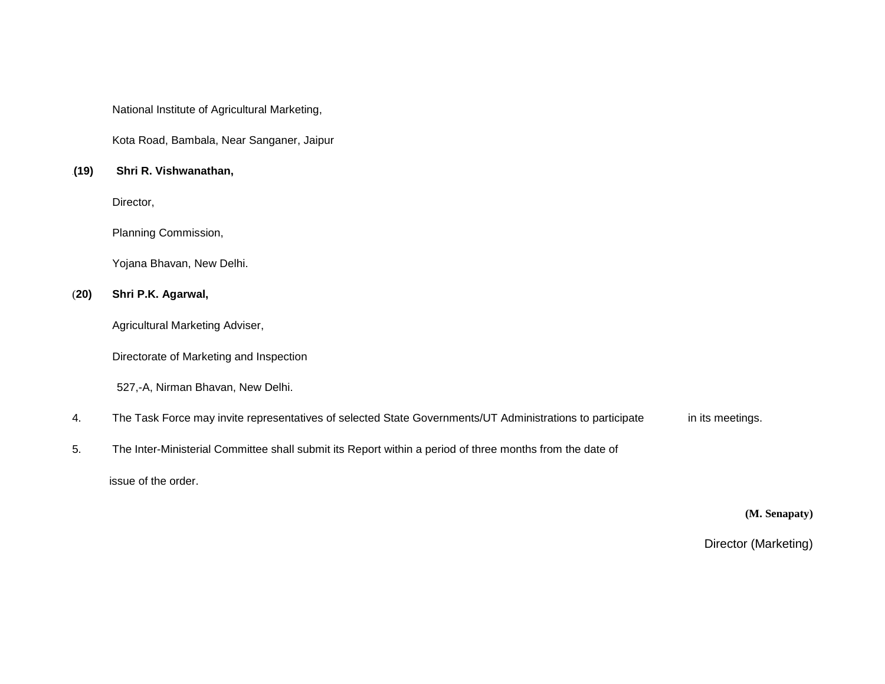National Institute of Agricultural Marketing,

Kota Road, Bambala, Near Sanganer, Jaipur

**(19)** **Shri R. Vishwanathan,**

Director,

Planning Commission,

Yojana Bhavan, New Delhi.

(**20)** **Shri P.K. Agarwal,**

Agricultural Marketing Adviser,

Directorate of Marketing and Inspection

527,-A, Nirman Bhavan, New Delhi.

4. The Task Force may invite representatives of selected State Governments/UT Administrations to participate in its meetings.

5. The Inter-Ministerial Committee shall submit its Report within a period of three months from the date of issue of the order.

**(M. Senapaty)**

Director (Marketing)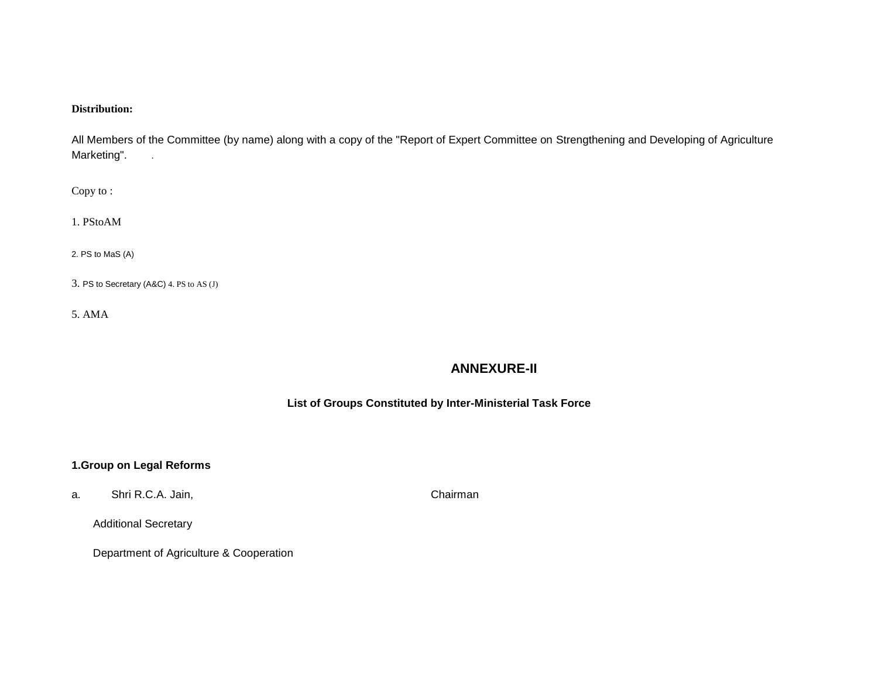**Distribution:**

All Members of the Committee (by name) along with a copy of the "Report of Expert Committee on Strengthening and Developing of Agriculture Marketing". .

Copy to :

1. PStoAM

2. PS to MaS (A)

3. PS to Secretary (A&C) 4. PS to AS (J)

5. AMA

## ANNEXURE-II

### List of Groups Constituted by Inter-Ministerial Task Force

**1.Group on Legal Reforms**

a. Shri R.C.A. Jain, Chairman

Additional Secretary

Department of Agriculture & Cooperation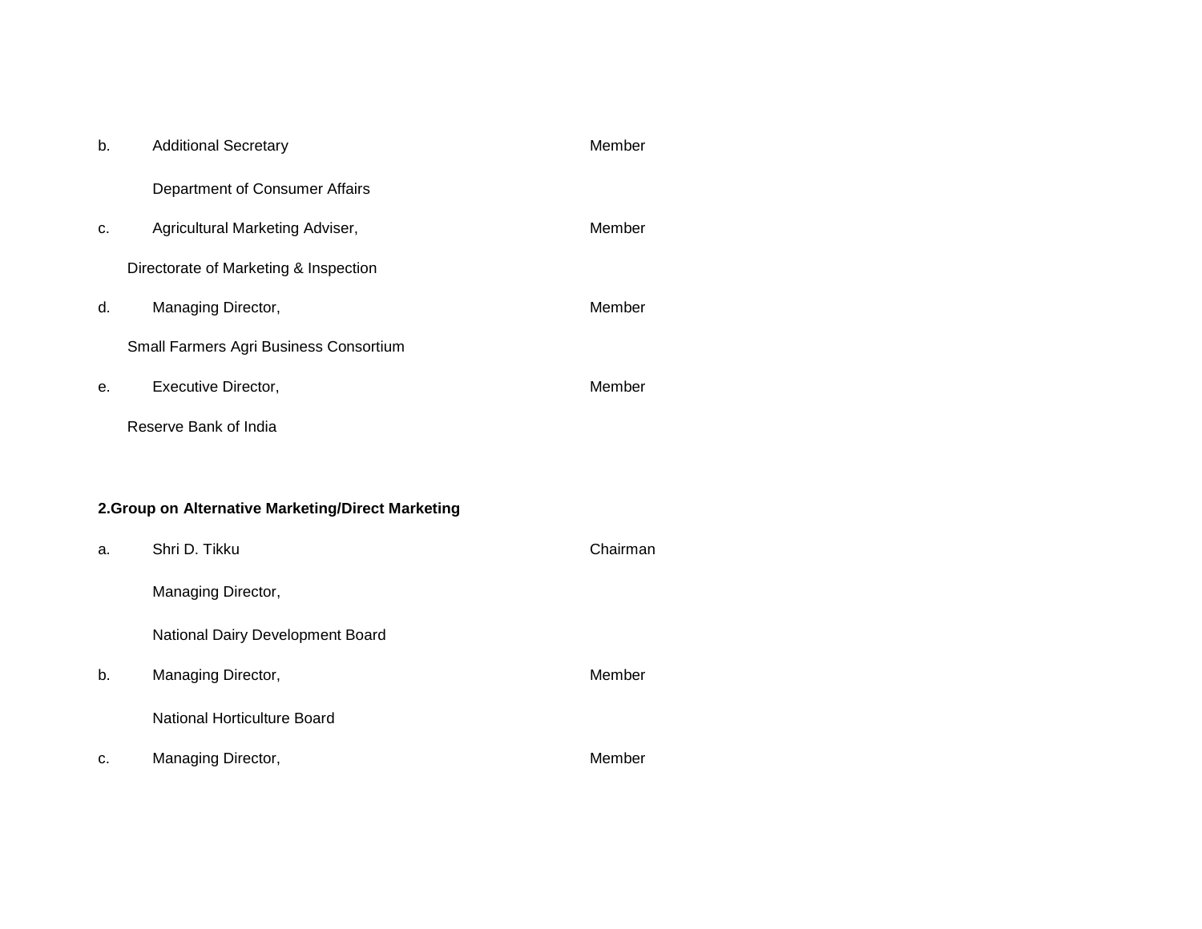b. Additional Secretary — Member

Department of Consumer Affairs

c. Agricultural Marketing Adviser, — Member

Directorate of Marketing & Inspection

d. Managing Director, — Member

Small Farmers Agri Business Consortium

e. Executive Director, — Member

Reserve Bank of India

**2.Group on Alternative Marketing/Direct Marketing**

a. Shri D. Tikku — Chairman

Managing Director,

National Dairy Development Board

b. Managing Director, — Member

National Horticulture Board

c. Managing Director, — Member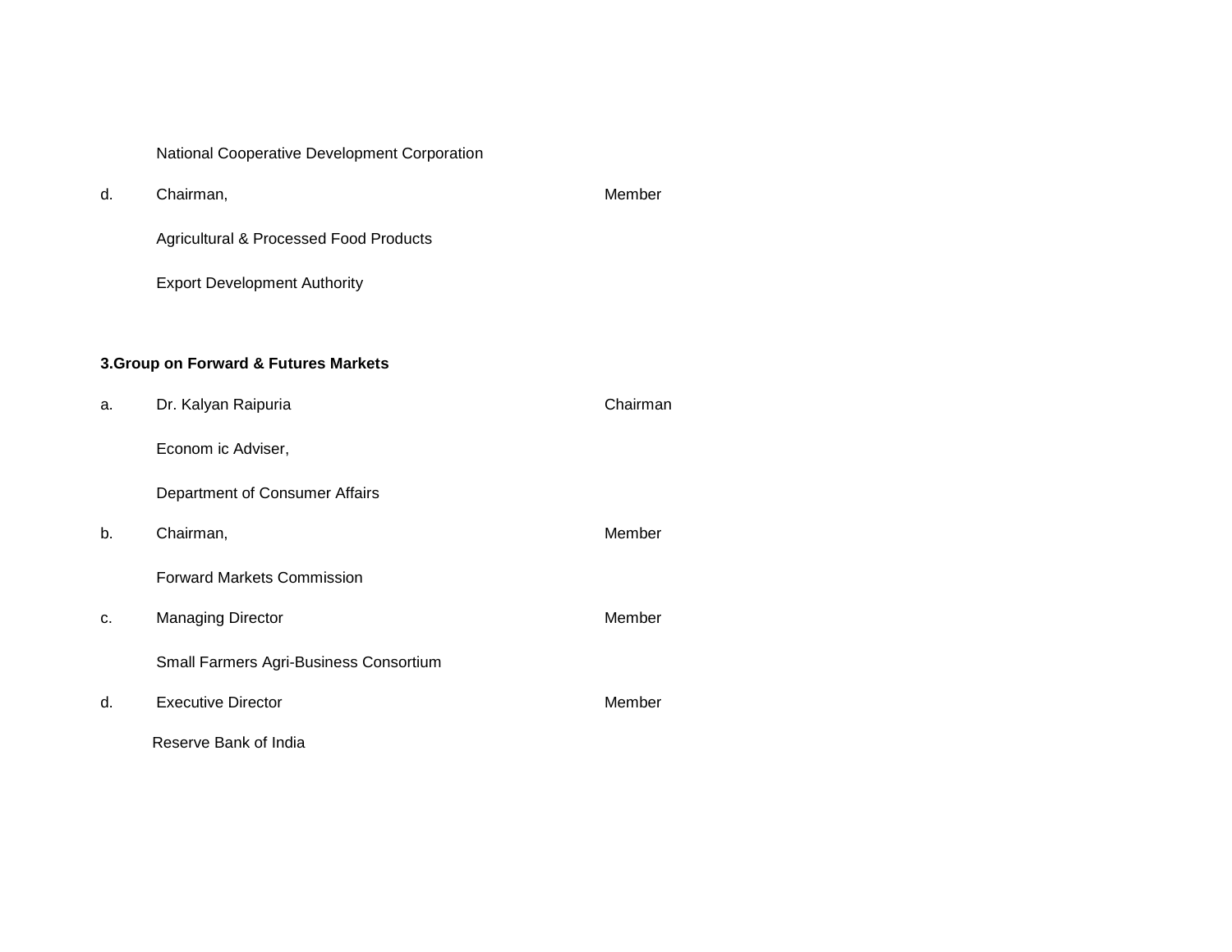National Cooperative Development Corporation

| | | |
|---|---|---|
| d. | Chairman,<br>Agricultural & Processed Food Products<br>Export Development Authority | Member |

**3.Group on Forward & Futures Markets**

| | | |
|---|---|---|
| a. | Dr. Kalyan Raipuria<br>Econom ic Adviser,<br>Department of Consumer Affairs | Chairman |
| b. | Chairman,<br>Forward Markets Commission | Member |
| c. | Managing Director<br>Small Farmers Agri-Business Consortium | Member |
| d. | Executive Director<br>Reserve Bank of India | Member |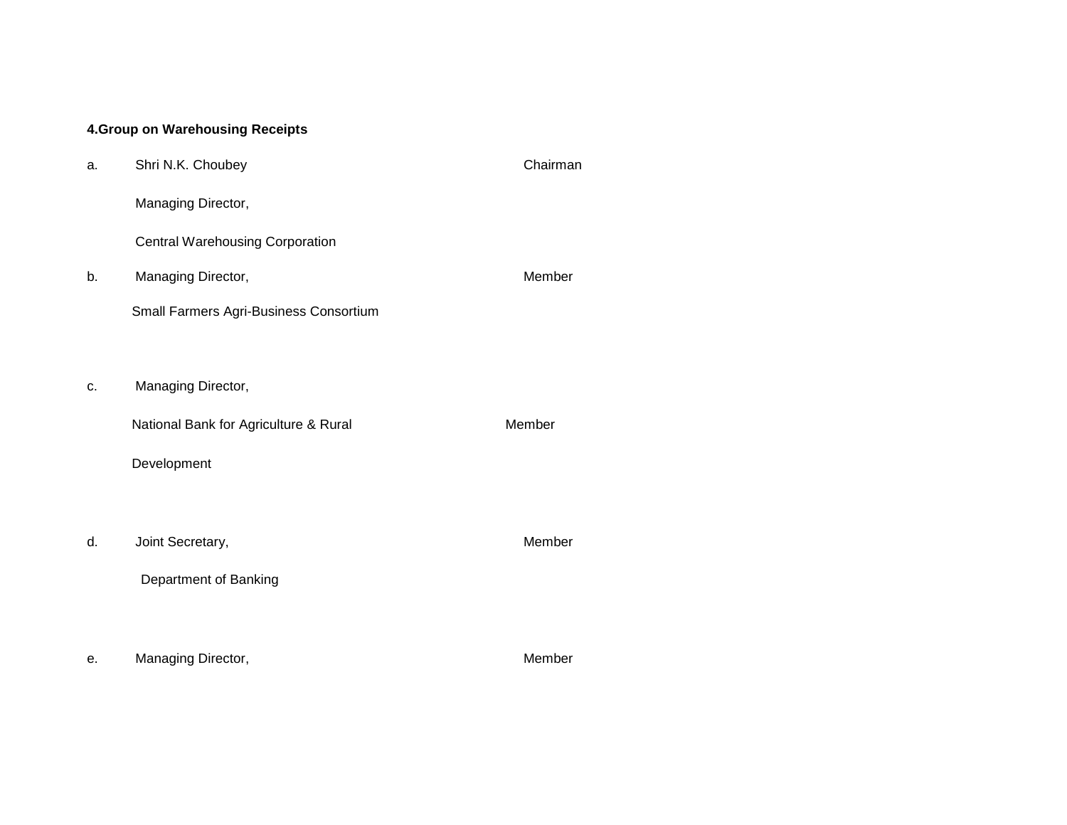**4.Group on Warehousing Receipts**

| | Name / Designation | Role |
|---|---|---|
| a. | Shri N.K. Choubey<br>Managing Director,<br>Central Warehousing Corporation | Chairman |
| b. | Managing Director,<br>Small Farmers Agri-Business Consortium | Member |
| c. | Managing Director,<br>National Bank for Agriculture & Rural Development | Member |
| d. | Joint Secretary,<br>Department of Banking | Member |
| e. | Managing Director, | Member |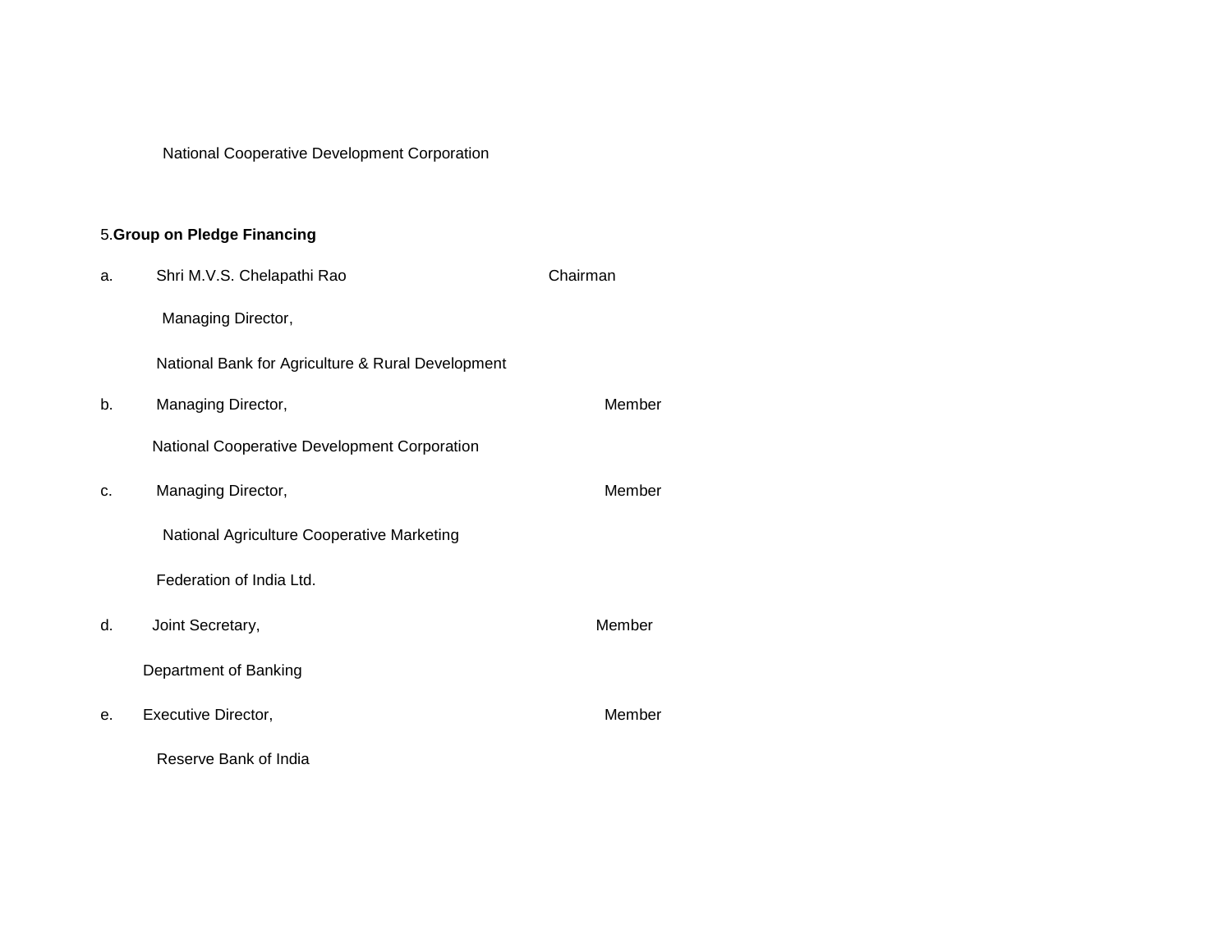National Cooperative Development Corporation

5.**Group on Pledge Financing**

a. Shri M.V.S. Chelapathi Rao — Chairman
Managing Director,
National Bank for Agriculture & Rural Development

b. Managing Director, — Member
National Cooperative Development Corporation

c. Managing Director, — Member
National Agriculture Cooperative Marketing
Federation of India Ltd.

d. Joint Secretary, — Member
Department of Banking

e. Executive Director, — Member
Reserve Bank of India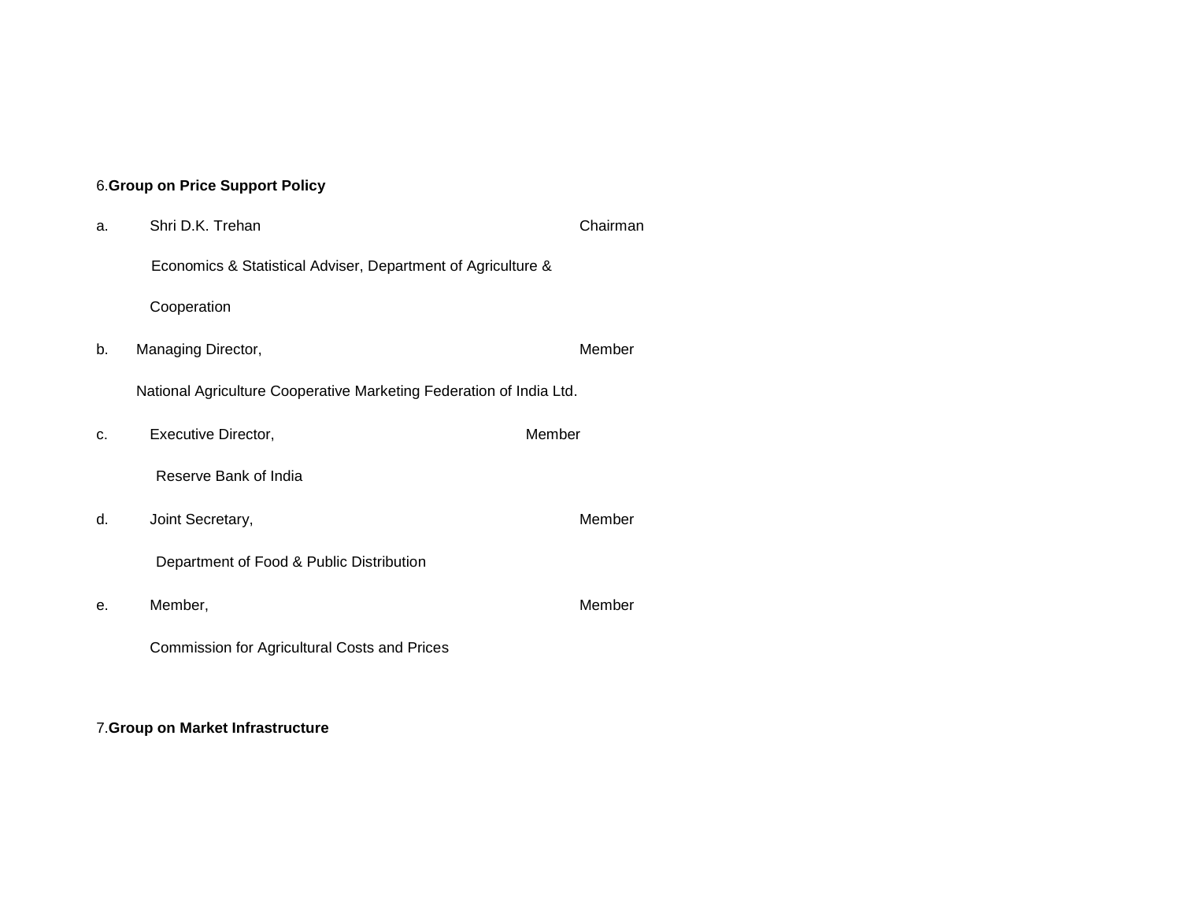6.**Group on Price Support Policy**

a. Shri D.K. Trehan — Chairman
 Economics & Statistical Adviser, Department of Agriculture & Cooperation

b. Managing Director, — Member
 National Agriculture Cooperative Marketing Federation of India Ltd.

c. Executive Director, — Member
 Reserve Bank of India

d. Joint Secretary, — Member
 Department of Food & Public Distribution

e. Member, — Member
 Commission for Agricultural Costs and Prices

7.**Group on Market Infrastructure**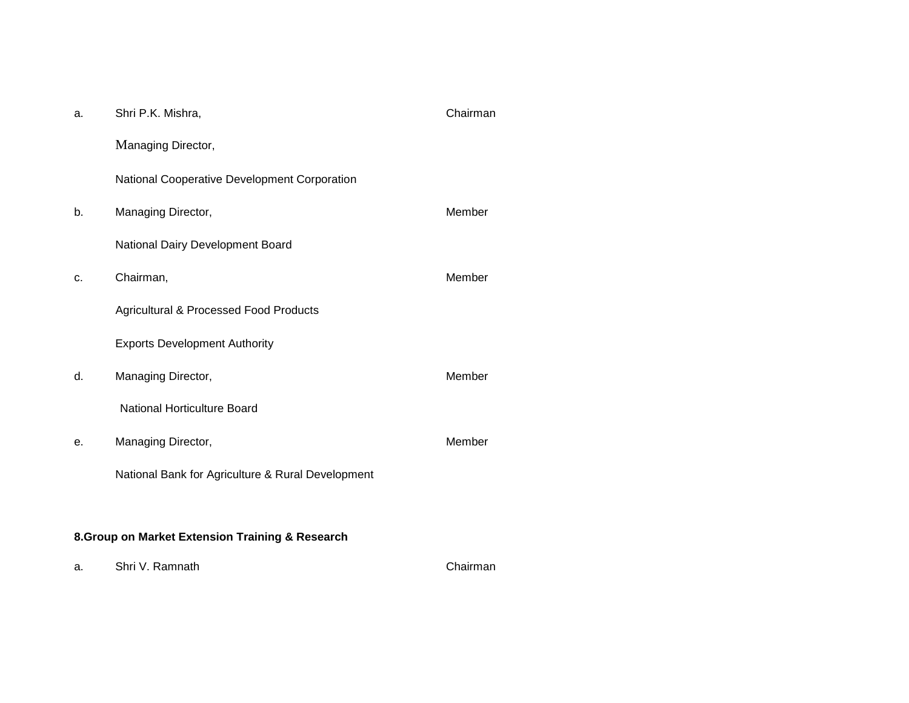| | | |
|---|---|---|
| a. | Shri P.K. Mishra,<br>Managing Director,<br>National Cooperative Development Corporation | Chairman |
| b. | Managing Director,<br>National Dairy Development Board | Member |
| c. | Chairman,<br>Agricultural & Processed Food Products<br>Exports Development Authority | Member |
| d. | Managing Director,<br>National Horticulture Board | Member |
| e. | Managing Director,<br>National Bank for Agriculture & Rural Development | Member |

**8.Group on Market Extension Training & Research**

| | | |
|---|---|---|
| a. | Shri V. Ramnath | Chairman |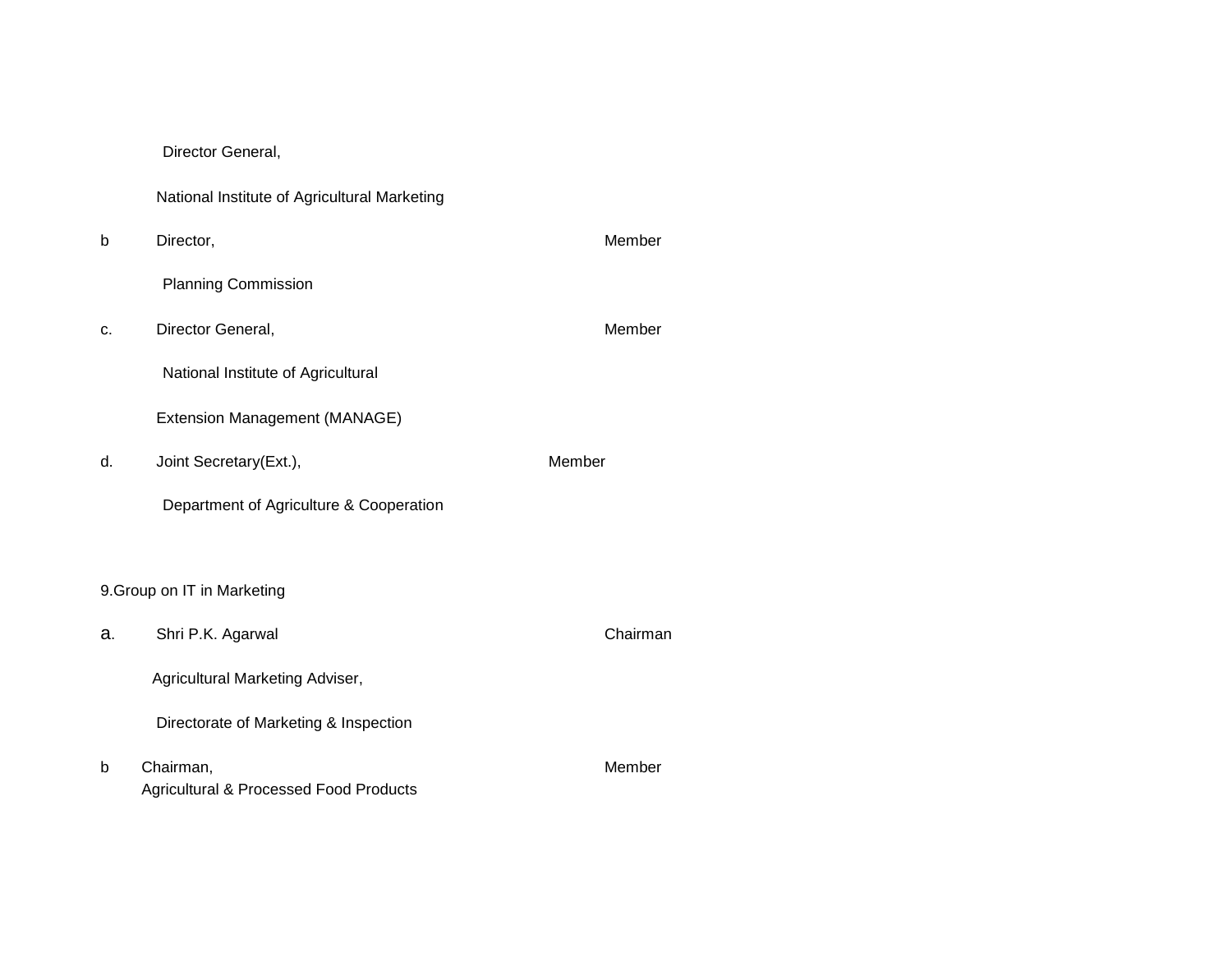Director General,

National Institute of Agricultural Marketing

| | | |
|---|---|---|
| b | Director,<br>Planning Commission | Member |
| c. | Director General,<br>National Institute of Agricultural<br>Extension Management (MANAGE) | Member |
| d. | Joint Secretary(Ext.),<br>Department of Agriculture & Cooperation | Member |

9.Group on IT in Marketing

| | | |
|---|---|---|
| a. | Shri P.K. Agarwal<br>Agricultural Marketing Adviser,<br>Directorate of Marketing & Inspection | Chairman |
| b | Chairman,<br>Agricultural & Processed Food Products | Member |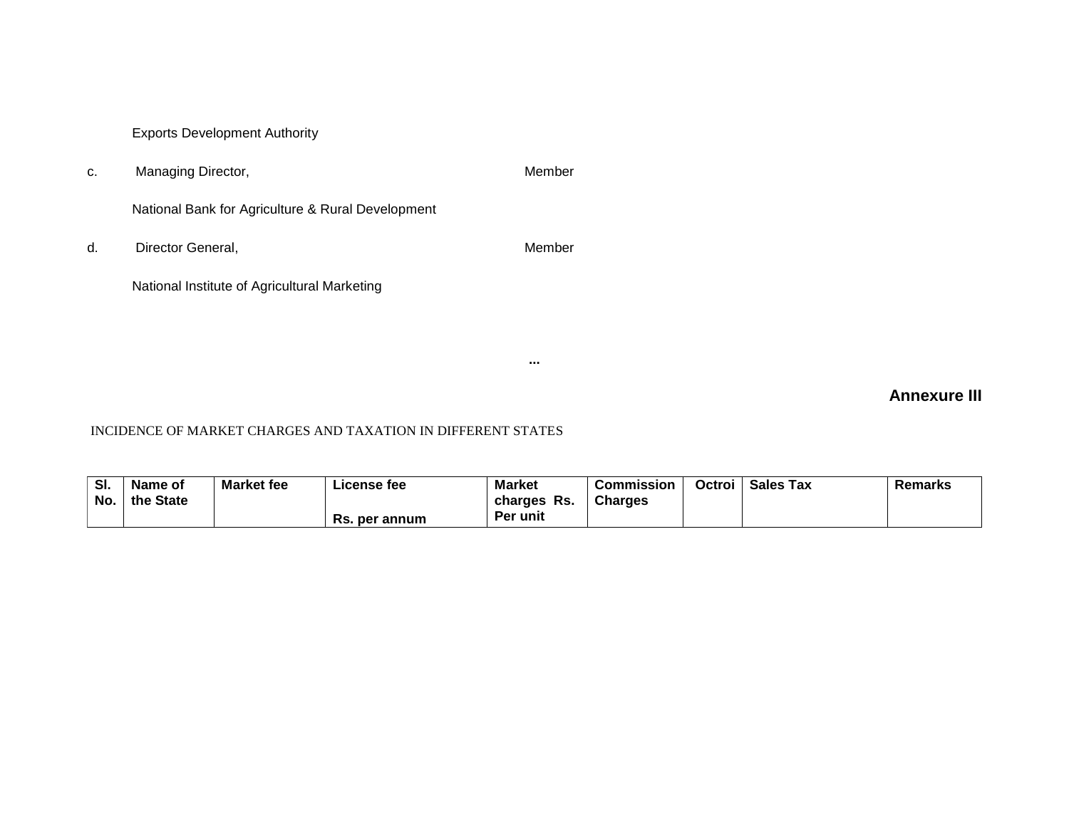Exports Development Authority

c. Managing Director, Member

National Bank for Agriculture & Rural Development

d. Director General, Member

National Institute of Agricultural Marketing

...

**Annexure III**

INCIDENCE OF MARKET CHARGES AND TAXATION IN DIFFERENT STATES

| Sl. No. | Name of the State | Market fee | License fee Rs. per annum | Market charges Rs. Per unit | Commission Charges | Octroi | Sales Tax | Remarks |
|---|---|---|---|---|---|---|---|---|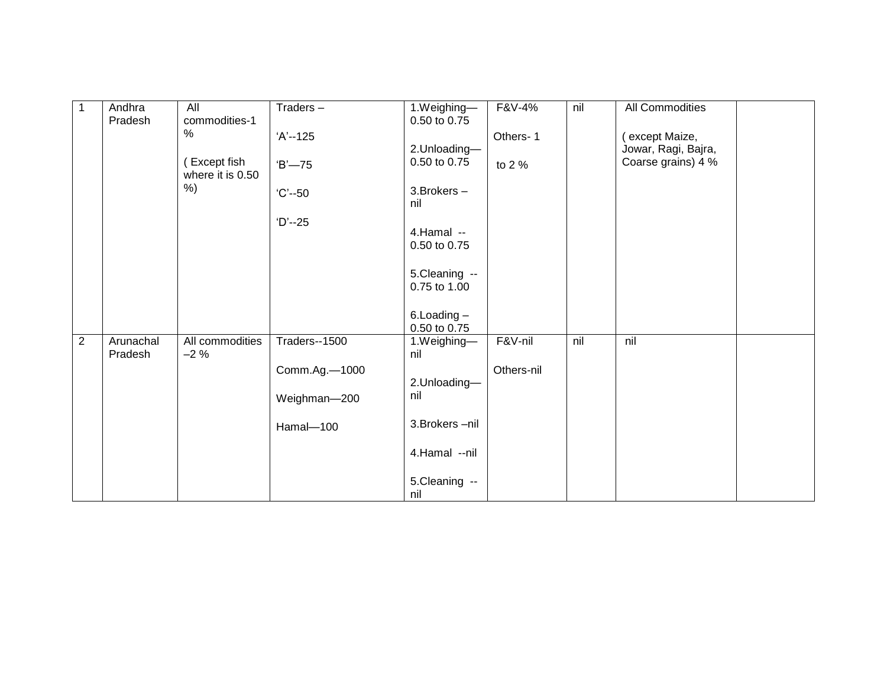| 1 | Andhra Pradesh | All commodities-1 %<br><br>( Except fish where it is 0.50 %) | Traders –<br><br>'A'--125<br><br>'B'—75<br><br>'C'--50<br><br>'D'--25 | 1.Weighing—0.50 to 0.75<br><br>2.Unloading—0.50 to 0.75<br><br>3.Brokers – nil<br><br>4.Hamal -- 0.50 to 0.75<br><br>5.Cleaning -- 0.75 to 1.00<br><br>6.Loading – 0.50 to 0.75 | F&V-4%<br><br>Others- 1 to 2 % | nil | All Commodities<br><br>( except Maize, Jowar, Ragi, Bajra, Coarse grains) 4 % | |
|---|---|---|---|---|---|---|---|---|
| 2 | Arunachal Pradesh | All commodities –2 % | Traders--1500<br><br>Comm.Ag.—1000<br><br>Weighman—200<br><br>Hamal—100 | 1.Weighing—nil<br><br>2.Unloading—nil<br><br>3.Brokers –nil<br><br>4.Hamal --nil<br><br>5.Cleaning -- nil | F&V-nil<br><br>Others-nil | nil | nil | |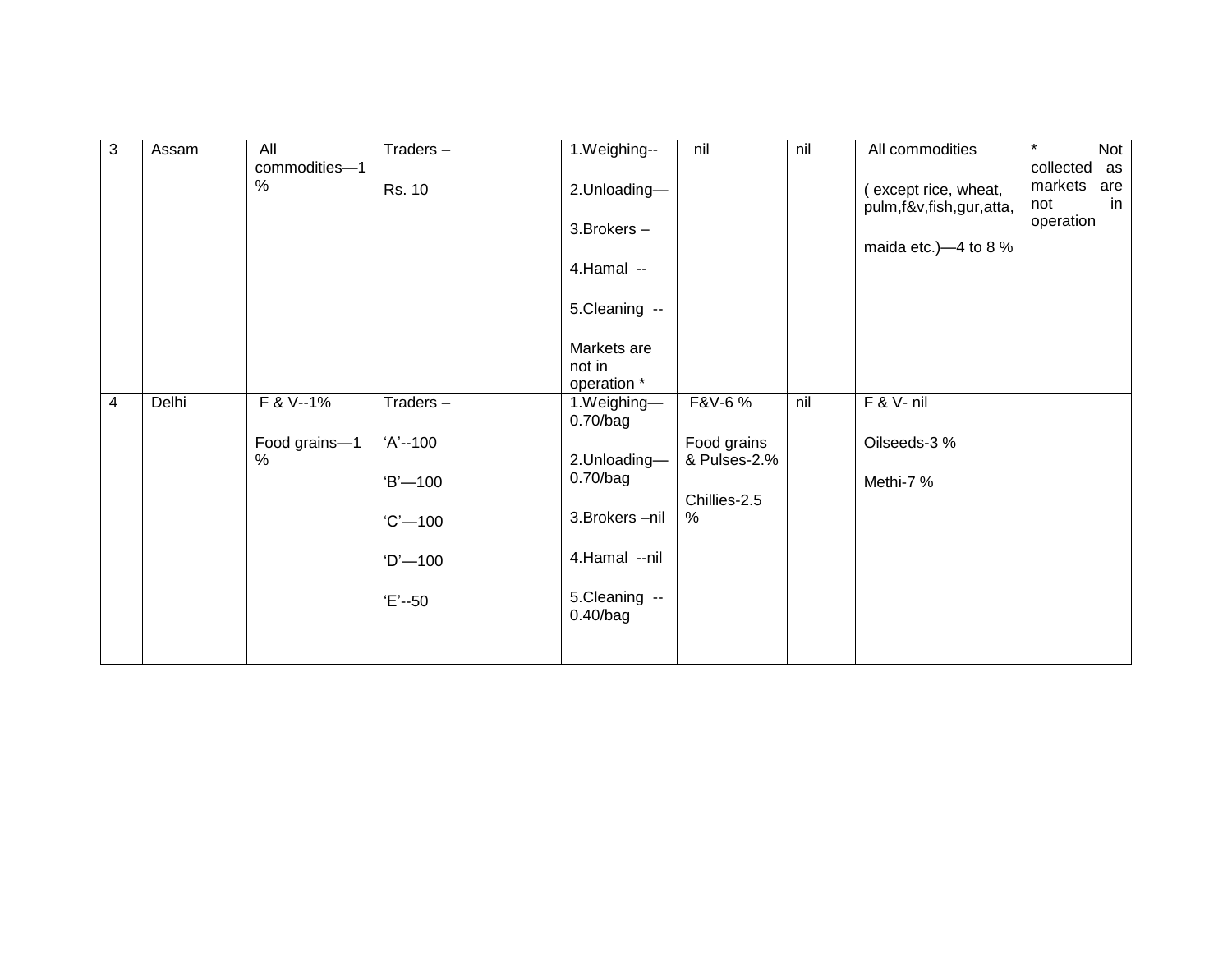| | | | | | | | | |
|---|---|---|---|---|---|---|---|---|
| 3 | Assam | All commodities—1 % | Traders – Rs. 10 | 1.Weighing-- 2.Unloading— 3.Brokers – 4.Hamal -- 5.Cleaning -- Markets are not in operation * | nil | nil | All commodities ( except rice, wheat, pulm,f&v,fish,gur,atta, maida etc.)—4 to 8 % | * Not collected as markets are not in operation |
| 4 | Delhi | F & V--1% Food grains—1 % | Traders – 'A'--100 'B'—100 'C'—100 'D'—100 'E'--50 | 1.Weighing—0.70/bag 2.Unloading—0.70/bag 3.Brokers –nil 4.Hamal --nil 5.Cleaning --0.40/bag | F&V-6 % Food grains & Pulses-2.% Chillies-2.5 % | nil | F & V- nil Oilseeds-3 % Methi-7 % | |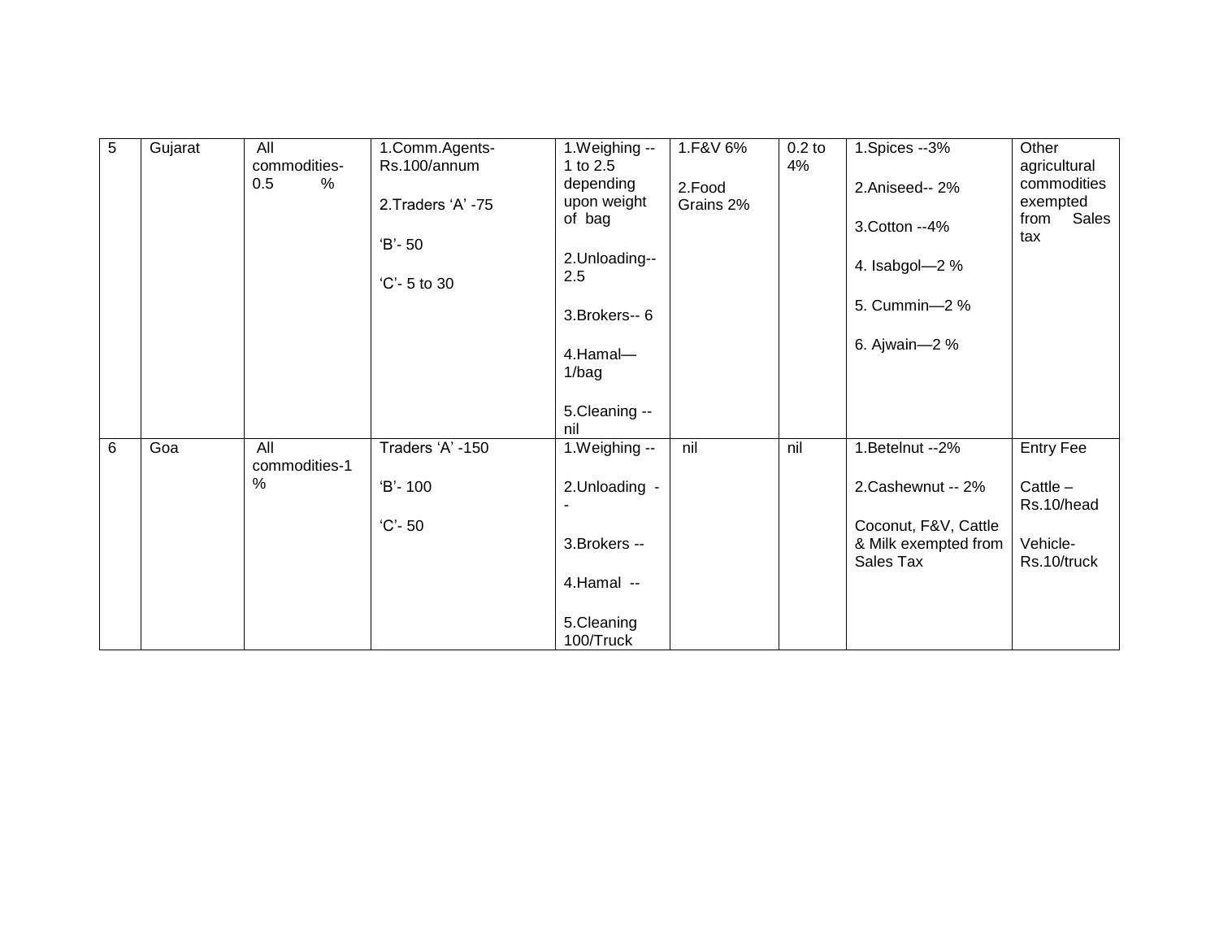| 5 | Gujarat | All commodities- 0.5 % | 1.Comm.Agents- Rs.100/annum<br><br>2.Traders 'A' -75<br><br>'B'- 50<br><br>'C'- 5 to 30 | 1.Weighing -- 1 to 2.5 depending upon weight of bag<br><br>2.Unloading-- 2.5<br><br>3.Brokers-- 6<br><br>4.Hamal— 1/bag<br><br>5.Cleaning -- nil | 1.F&V 6%<br><br>2.Food Grains 2% | 0.2 to 4% | 1.Spices --3%<br><br>2.Aniseed-- 2%<br><br>3.Cotton --4%<br><br>4. Isabgol—2 %<br><br>5. Cummin—2 %<br><br>6. Ajwain—2 % | Other agricultural commodities exempted from Sales tax |
|---|---|---|---|---|---|---|---|---|
| 6 | Goa | All commodities-1 % | Traders 'A' -150<br><br>'B'- 100<br><br>'C'- 50 | 1.Weighing --<br><br>2.Unloading --<br><br>3.Brokers --<br><br>4.Hamal --<br><br>5.Cleaning 100/Truck | nil | nil | 1.Betelnut --2%<br><br>2.Cashewnut -- 2%<br><br>Coconut, F&V, Cattle & Milk exempted from Sales Tax | Entry Fee<br><br>Cattle – Rs.10/head<br><br>Vehicle- Rs.10/truck |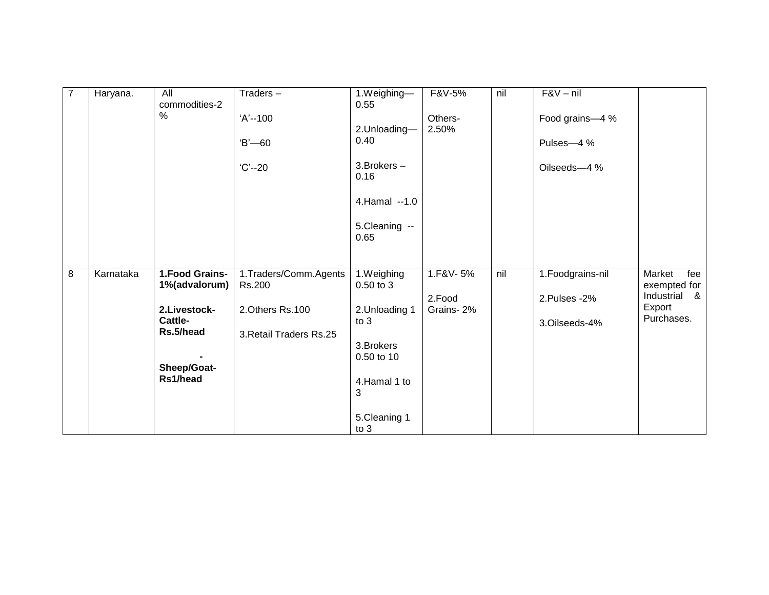| 7 | Haryana. | All commodities-2 % | Traders – 'A'--100 'B'—60 'C'--20 | 1.Weighing—0.55 2.Unloading—0.40 3.Brokers – 0.16 4.Hamal --1.0 5.Cleaning -- 0.65 | F&V-5% Others- 2.50% | nil | F&V – nil Food grains—4 % Pulses—4 % Oilseeds—4 % | |
|---|---|---|---|---|---|---|---|---|
| 8 | Karnataka | **1.Food Grains-1%(advalorum)** **2.Livestock-Cattle-Rs.5/head** **-Sheep/Goat-Rs1/head** | 1.Traders/Comm.Agents Rs.200 2.Others Rs.100 3.Retail Traders Rs.25 | 1.Weighing 0.50 to 3 2.Unloading 1 to 3 3.Brokers 0.50 to 10 4.Hamal 1 to 3 5.Cleaning 1 to 3 | 1.F&V- 5% 2.Food Grains- 2% | nil | 1.Foodgrains-nil 2.Pulses -2% 3.Oilseeds-4% | Market fee exempted for Industrial & Export Purchases. |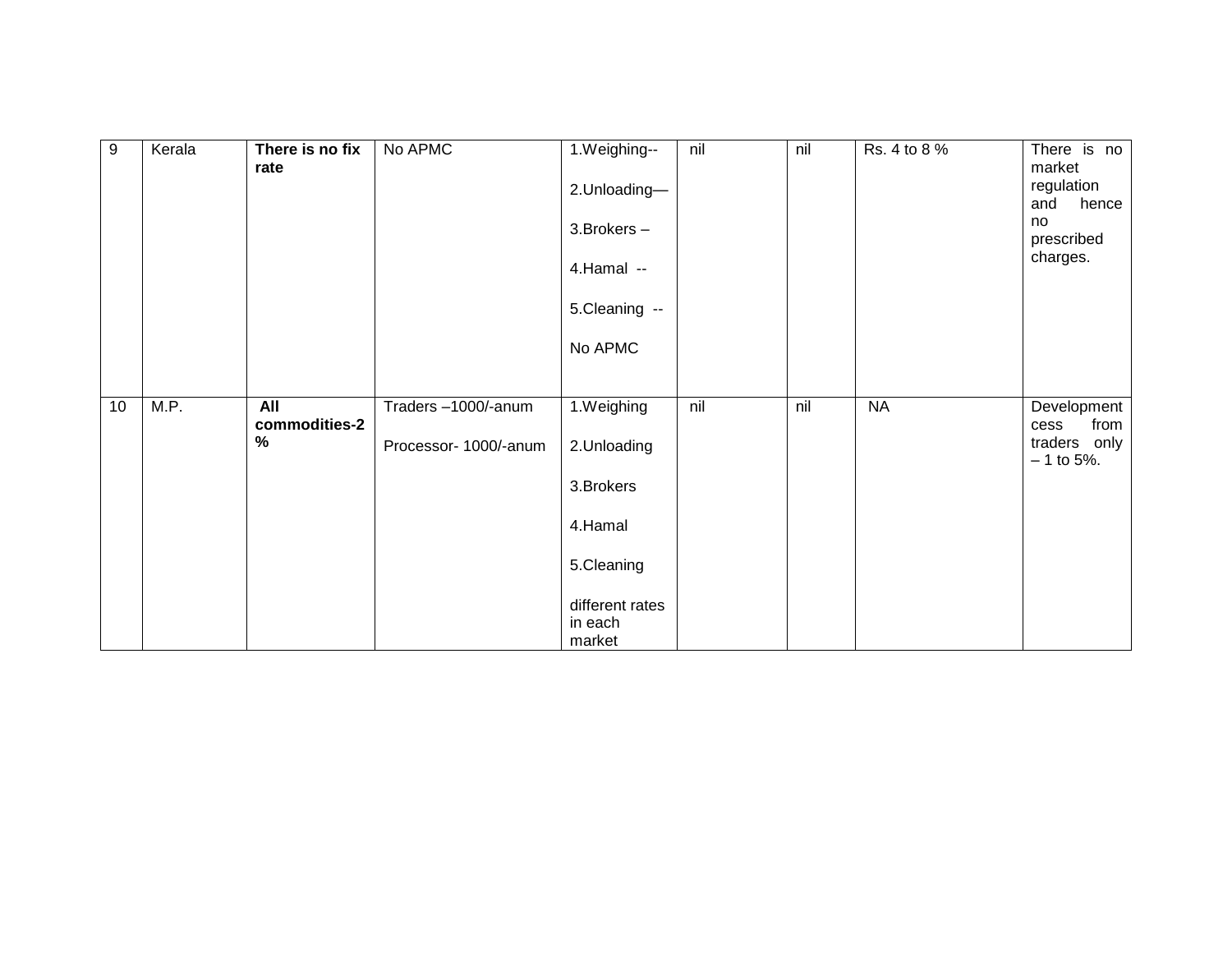| 9 | Kerala | **There is no fix rate** | No APMC | 1.Weighing--<br><br>2.Unloading—<br><br>3.Brokers –<br><br>4.Hamal --<br><br>5.Cleaning --<br><br>No APMC | nil | nil | Rs. 4 to 8 % | There is no market regulation and hence no prescribed charges. |
|---|---|---|---|---|---|---|---|---|
| 10 | M.P. | **All commodities-2 %** | Traders –1000/-anum<br><br>Processor- 1000/-anum | 1.Weighing<br><br>2.Unloading<br><br>3.Brokers<br><br>4.Hamal<br><br>5.Cleaning<br><br>different rates in each market | nil | nil | NA | Development cess from traders only – 1 to 5%. |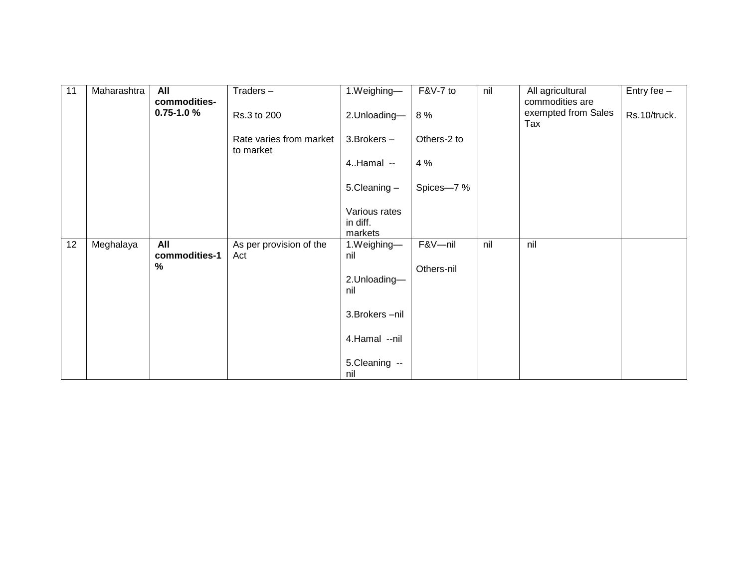| 11 | Maharashtra | **All commodities-0.75-1.0 %** | Traders –<br><br>Rs.3 to 200<br><br>Rate varies from market to market | 1.Weighing—<br><br>2.Unloading—<br><br>3.Brokers –<br><br>4..Hamal --<br><br>5.Cleaning –<br><br>Various rates in diff. markets | F&V-7 to<br><br>8 %<br><br>Others-2 to<br><br>4 %<br><br>Spices—7 % | nil | All agricultural commodities are exempted from Sales Tax | Entry fee –<br><br>Rs.10/truck. |
|---|---|---|---|---|---|---|---|---|
| 12 | Meghalaya | **All commodities-1 %** | As per provision of the Act | 1.Weighing—nil<br><br>2.Unloading—nil<br><br>3.Brokers –nil<br><br>4.Hamal --nil<br><br>5.Cleaning --nil | F&V—nil<br><br>Others-nil | nil | nil | |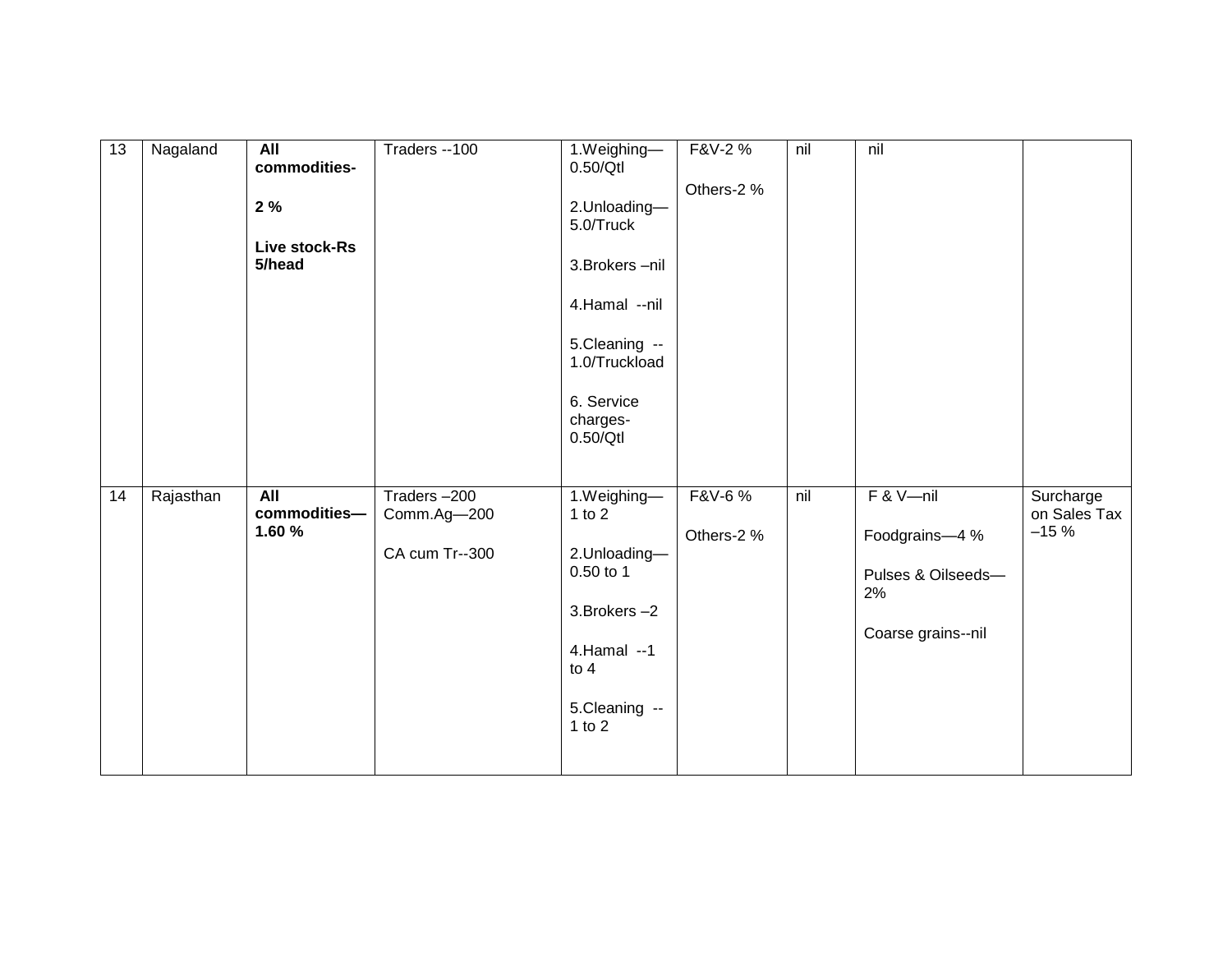| 13 | Nagaland | **All commodities- 2 % Live stock-Rs 5/head** | Traders --100 | 1.Weighing—0.50/Qtl<br>2.Unloading—5.0/Truck<br>3.Brokers –nil<br>4.Hamal --nil<br>5.Cleaning --1.0/Truckload<br>6. Service charges-0.50/Qtl | F&V-2 %<br>Others-2 % | nil | nil | |
|---|---|---|---|---|---|---|---|---|
| 14 | Rajasthan | **All commodities—1.60 %** | Traders –200<br>Comm.Ag—200<br>CA cum Tr--300 | 1.Weighing—1 to 2<br>2.Unloading—0.50 to 1<br>3.Brokers –2<br>4.Hamal --1 to 4<br>5.Cleaning --1 to 2 | F&V-6 %<br>Others-2 % | nil | F & V—nil<br>Foodgrains—4 %<br>Pulses & Oilseeds—2%<br>Coarse grains--nil | Surcharge on Sales Tax –15 % |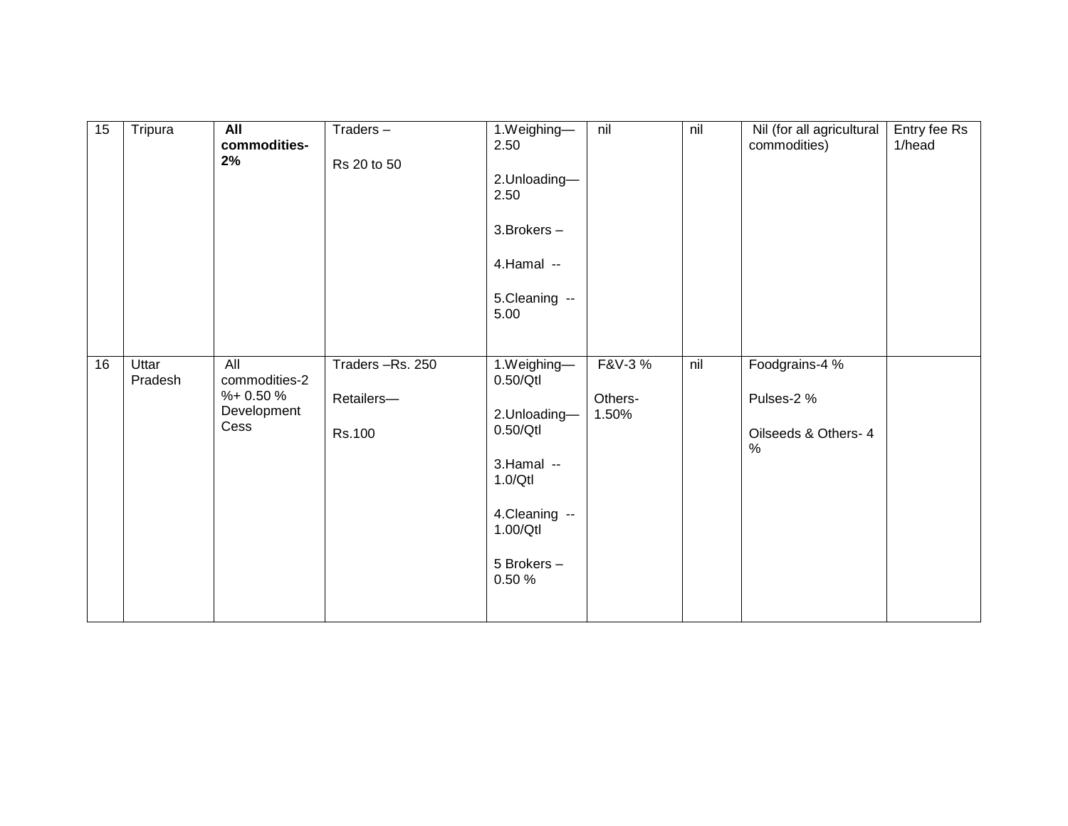| 15 | Tripura | **All commodities-2%** | Traders – Rs 20 to 50 | 1.Weighing—2.50<br>2.Unloading—2.50<br>3.Brokers –<br>4.Hamal --<br>5.Cleaning -- 5.00 | nil | nil | Nil (for all agricultural commodities) | Entry fee Rs 1/head |
|---|---|---|---|---|---|---|---|---|
| 16 | Uttar Pradesh | All commodities-2 %+ 0.50 % Development Cess | Traders –Rs. 250<br>Retailers—<br>Rs.100 | 1.Weighing—0.50/Qtl<br>2.Unloading—0.50/Qtl<br>3.Hamal -- 1.0/Qtl<br>4.Cleaning -- 1.00/Qtl<br>5 Brokers – 0.50 % | F&V-3 %<br>Others-1.50% | nil | Foodgrains-4 %<br>Pulses-2 %<br>Oilseeds & Others- 4 % | |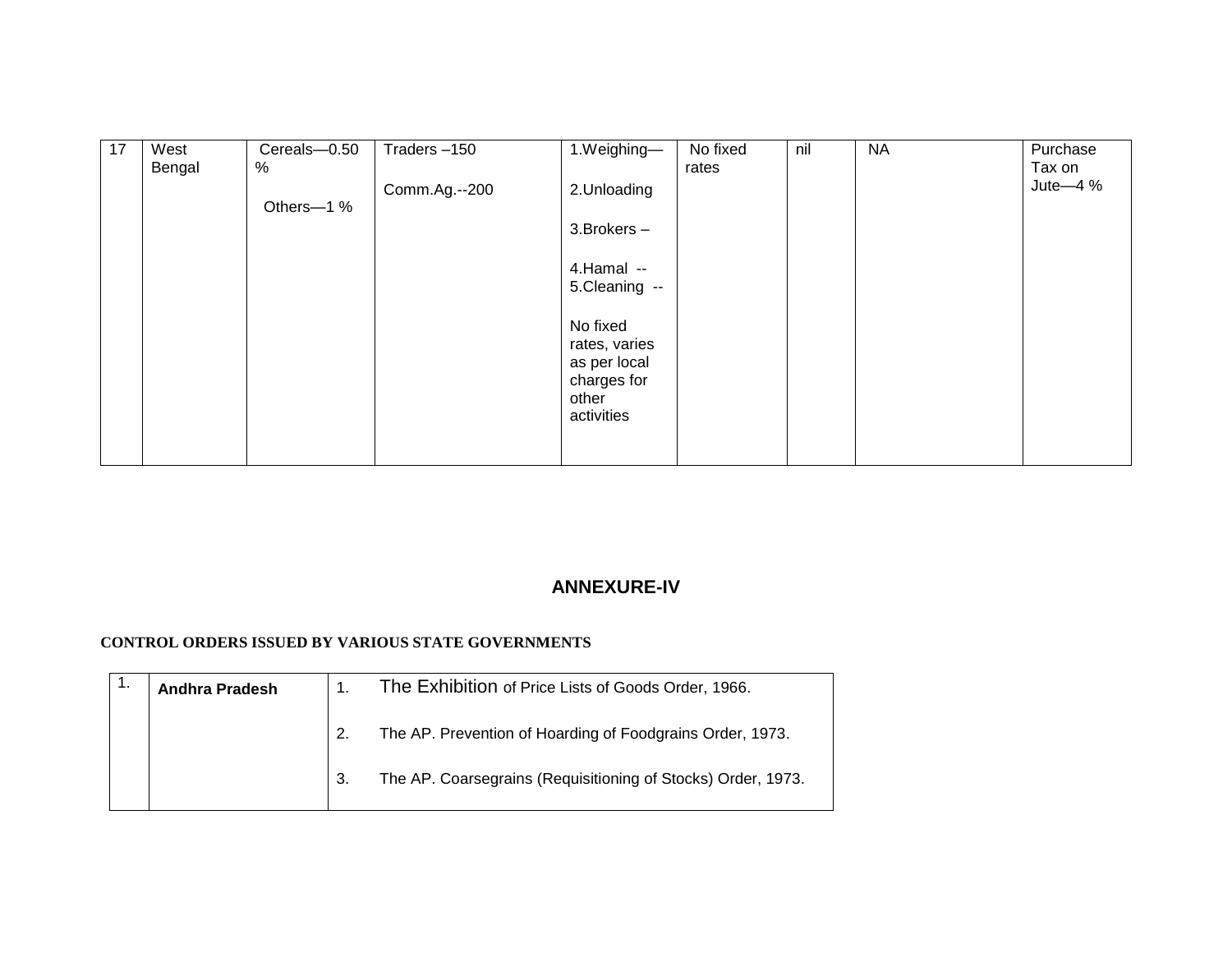| 17 | West Bengal | Cereals—0.50 %<br><br>Others—1 % | Traders –150<br><br>Comm.Ag.--200 | 1.Weighing—<br><br>2.Unloading<br><br>3.Brokers –<br><br>4.Hamal --<br>5.Cleaning --<br><br>No fixed rates, varies as per local charges for other activities | No fixed rates | nil | NA | Purchase Tax on Jute—4 % |
|---|---|---|---|---|---|---|---|---|

## ANNEXURE-IV

**CONTROL ORDERS ISSUED BY VARIOUS STATE GOVERNMENTS**

| 1. | **Andhra Pradesh** | 1. The Exhibition of Price Lists of Goods Order, 1966.<br><br>2. The AP. Prevention of Hoarding of Foodgrains Order, 1973.<br><br>3. The AP. Coarsegrains (Requisitioning of Stocks) Order, 1973. |
|---|---|---|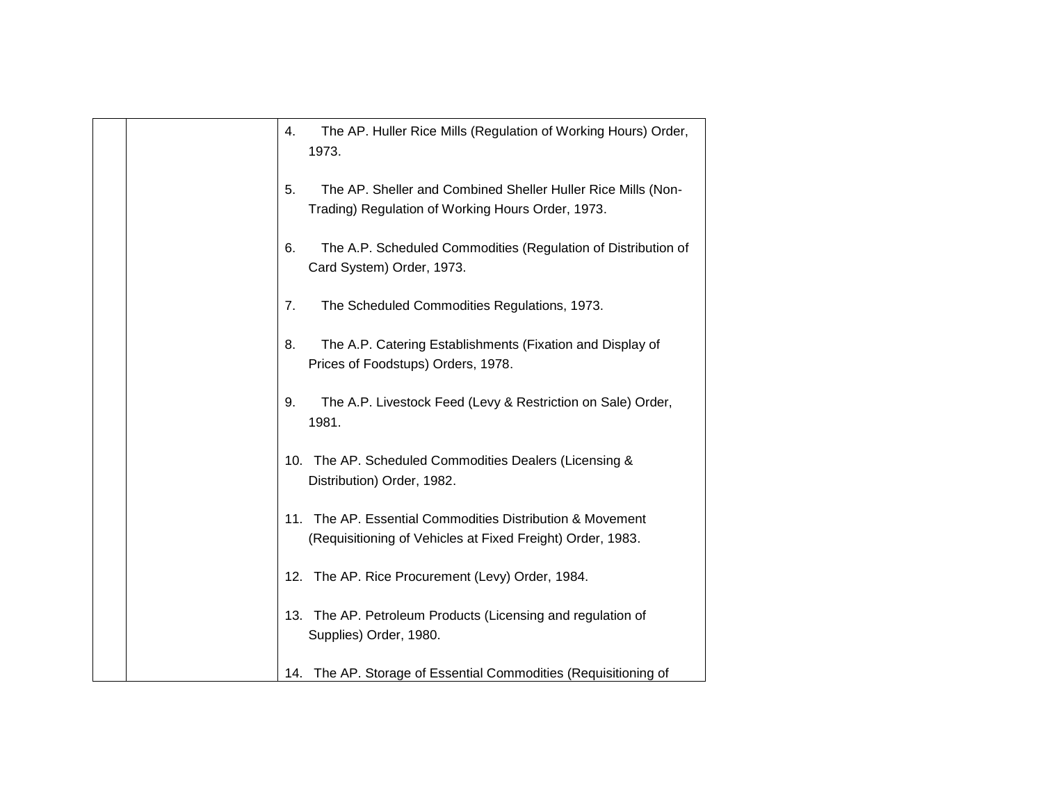| | | |
|---|---|---|
| | | 4. The AP. Huller Rice Mills (Regulation of Working Hours) Order, 1973.<br><br>5. The AP. Sheller and Combined Sheller Huller Rice Mills (Non-Trading) Regulation of Working Hours Order, 1973.<br><br>6. The A.P. Scheduled Commodities (Regulation of Distribution of Card System) Order, 1973.<br><br>7. The Scheduled Commodities Regulations, 1973.<br><br>8. The A.P. Catering Establishments (Fixation and Display of Prices of Foodstups) Orders, 1978.<br><br>9. The A.P. Livestock Feed (Levy & Restriction on Sale) Order, 1981.<br><br>10. The AP. Scheduled Commodities Dealers (Licensing & Distribution) Order, 1982.<br><br>11. The AP. Essential Commodities Distribution & Movement (Requisitioning of Vehicles at Fixed Freight) Order, 1983.<br><br>12. The AP. Rice Procurement (Levy) Order, 1984.<br><br>13. The AP. Petroleum Products (Licensing and regulation of Supplies) Order, 1980.<br><br>14. The AP. Storage of Essential Commodities (Requisitioning of |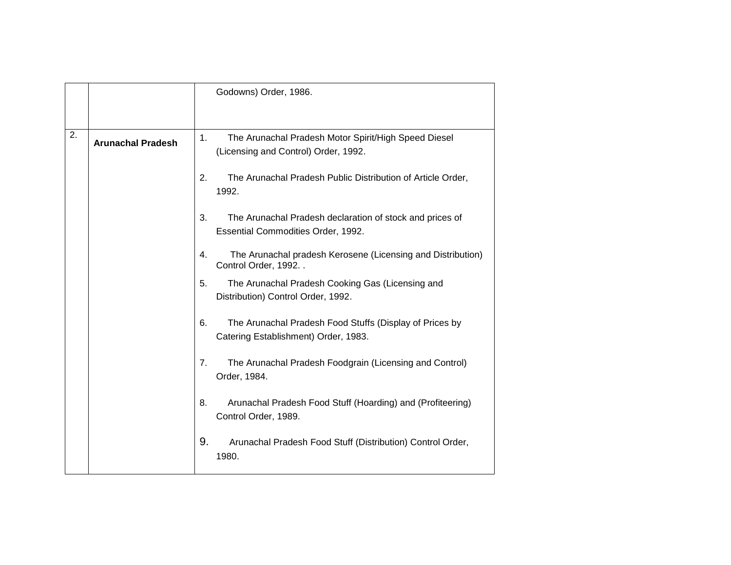| | | |
|---|---|---|
| | | Godowns) Order, 1986. |
| 2. | **Arunachal Pradesh** | 1. The Arunachal Pradesh Motor Spirit/High Speed Diesel (Licensing and Control) Order, 1992.<br><br>2. The Arunachal Pradesh Public Distribution of Article Order, 1992.<br><br>3. The Arunachal Pradesh declaration of stock and prices of Essential Commodities Order, 1992.<br><br>4. The Arunachal pradesh Kerosene (Licensing and Distribution) Control Order, 1992. .<br><br>5. The Arunachal Pradesh Cooking Gas (Licensing and Distribution) Control Order, 1992.<br><br>6. The Arunachal Pradesh Food Stuffs (Display of Prices by Catering Establishment) Order, 1983.<br><br>7. The Arunachal Pradesh Foodgrain (Licensing and Control) Order, 1984.<br><br>8. Arunachal Pradesh Food Stuff (Hoarding) and (Profiteering) Control Order, 1989.<br><br>9. Arunachal Pradesh Food Stuff (Distribution) Control Order, 1980. |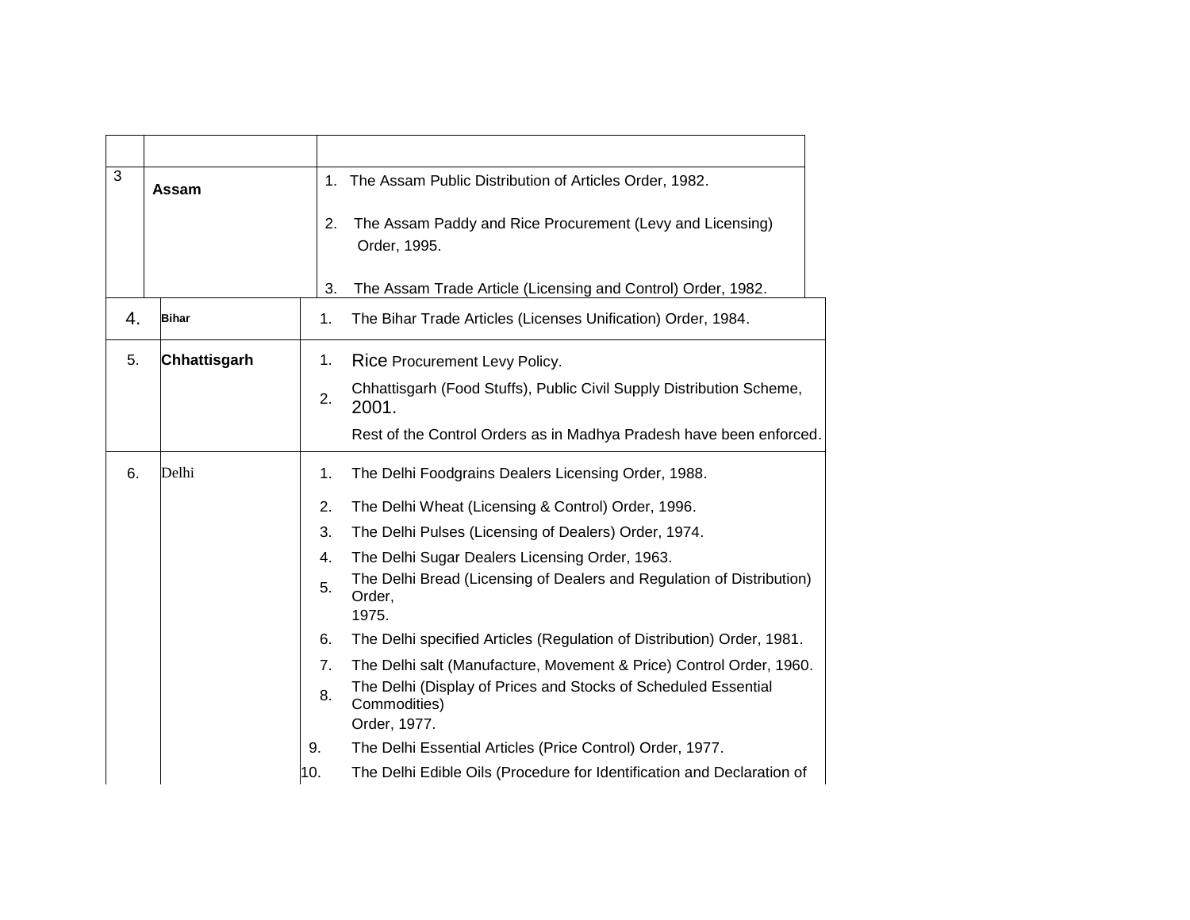| | | |
|---|---|---|
| 3 | **Assam** | 1. The Assam Public Distribution of Articles Order, 1982.<br><br>2. The Assam Paddy and Rice Procurement (Levy and Licensing) Order, 1995.<br><br>3. The Assam Trade Article (Licensing and Control) Order, 1982. |
| 4. | **Bihar** | 1. The Bihar Trade Articles (Licenses Unification) Order, 1984. |
| 5. | **Chhattisgarh** | 1. Rice Procurement Levy Policy.<br>2. Chhattisgarh (Food Stuffs), Public Civil Supply Distribution Scheme, 2001.<br>Rest of the Control Orders as in Madhya Pradesh have been enforced. |
| 6. | Delhi | 1. The Delhi Foodgrains Dealers Licensing Order, 1988.<br>2. The Delhi Wheat (Licensing & Control) Order, 1996.<br>3. The Delhi Pulses (Licensing of Dealers) Order, 1974.<br>4. The Delhi Sugar Dealers Licensing Order, 1963.<br>5. The Delhi Bread (Licensing of Dealers and Regulation of Distribution) Order, 1975.<br>6. The Delhi specified Articles (Regulation of Distribution) Order, 1981.<br>7. The Delhi salt (Manufacture, Movement & Price) Control Order, 1960.<br>8. The Delhi (Display of Prices and Stocks of Scheduled Essential Commodities) Order, 1977.<br>9. The Delhi Essential Articles (Price Control) Order, 1977.<br>10. The Delhi Edible Oils (Procedure for Identification and Declaration of |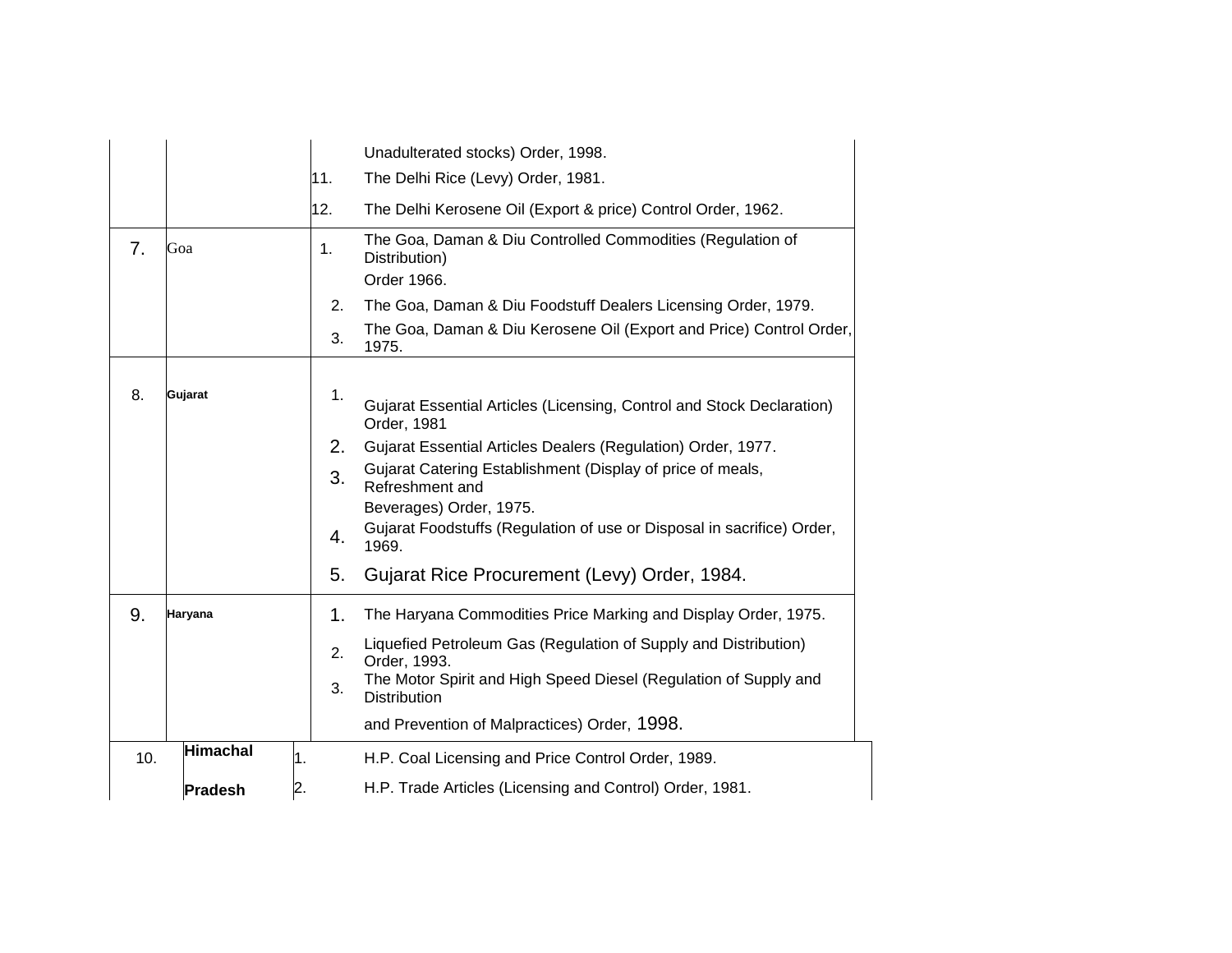| | | | |
|---|---|---|---|
| | | | Unadulterated stocks) Order, 1998. |
| | | 11. | The Delhi Rice (Levy) Order, 1981. |
| | | 12. | The Delhi Kerosene Oil (Export & price) Control Order, 1962. |
| 7. | Goa | 1. | The Goa, Daman & Diu Controlled Commodities (Regulation of Distribution) Order 1966. |
| | | 2. | The Goa, Daman & Diu Foodstuff Dealers Licensing Order, 1979. |
| | | 3. | The Goa, Daman & Diu Kerosene Oil (Export and Price) Control Order, 1975. |
| 8. | **Gujarat** | 1. | Gujarat Essential Articles (Licensing, Control and Stock Declaration) Order, 1981 |
| | | 2. | Gujarat Essential Articles Dealers (Regulation) Order, 1977. |
| | | 3. | Gujarat Catering Establishment (Display of price of meals, Refreshment and Beverages) Order, 1975. |
| | | 4. | Gujarat Foodstuffs (Regulation of use or Disposal in sacrifice) Order, 1969. |
| | | 5. | Gujarat Rice Procurement (Levy) Order, 1984. |
| 9. | **Haryana** | 1. | The Haryana Commodities Price Marking and Display Order, 1975. |
| | | 2. | Liquefied Petroleum Gas (Regulation of Supply and Distribution) Order, 1993. |
| | | 3. | The Motor Spirit and High Speed Diesel (Regulation of Supply and Distribution and Prevention of Malpractices) Order, 1998. |
| 10. | **Himachal Pradesh** | 1. | H.P. Coal Licensing and Price Control Order, 1989. |
| | | 2. | H.P. Trade Articles (Licensing and Control) Order, 1981. |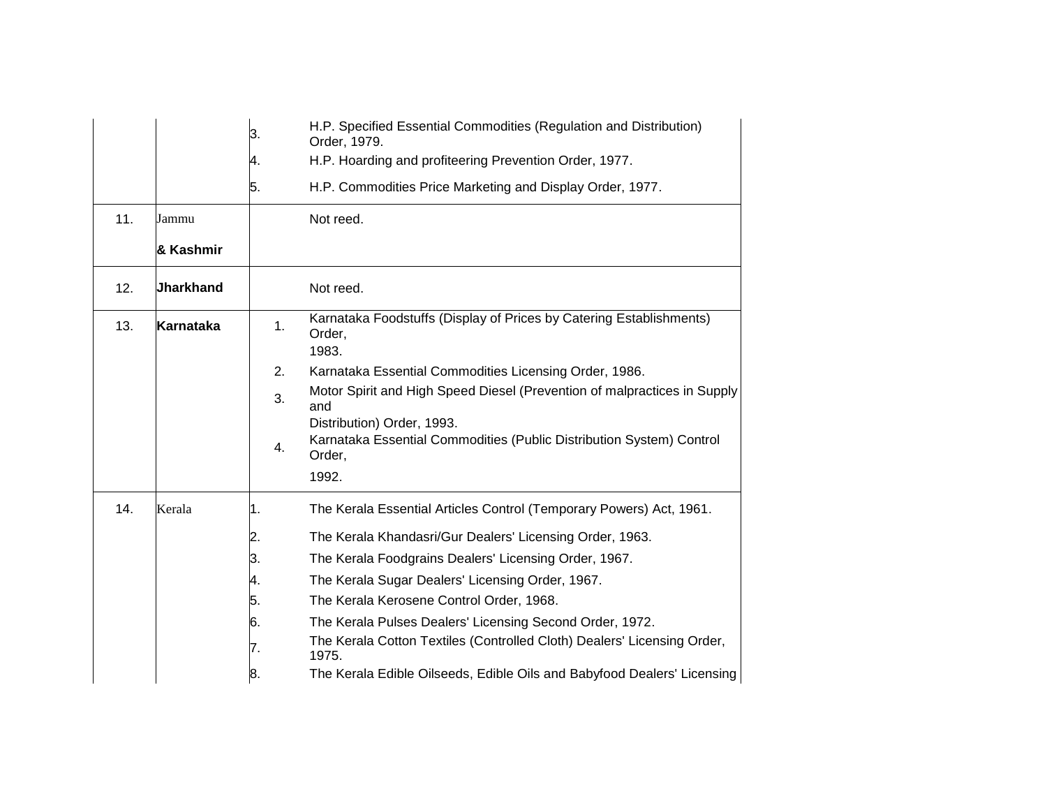| | | | |
|---|---|---|---|
| | | 3. | H.P. Specified Essential Commodities (Regulation and Distribution) Order, 1979. |
| | | 4. | H.P. Hoarding and profiteering Prevention Order, 1977. |
| | | 5. | H.P. Commodities Price Marketing and Display Order, 1977. |
| 11. | Jammu **& Kashmir** | | Not reed. |
| 12. | **Jharkhand** | | Not reed. |
| 13. | **Karnataka** | 1. | Karnataka Foodstuffs (Display of Prices by Catering Establishments) Order, 1983. |
| | | 2. | Karnataka Essential Commodities Licensing Order, 1986. |
| | | 3. | Motor Spirit and High Speed Diesel (Prevention of malpractices in Supply and Distribution) Order, 1993. |
| | | 4. | Karnataka Essential Commodities (Public Distribution System) Control Order, 1992. |
| 14. | Kerala | 1. | The Kerala Essential Articles Control (Temporary Powers) Act, 1961. |
| | | 2. | The Kerala Khandasri/Gur Dealers' Licensing Order, 1963. |
| | | 3. | The Kerala Foodgrains Dealers' Licensing Order, 1967. |
| | | 4. | The Kerala Sugar Dealers' Licensing Order, 1967. |
| | | 5. | The Kerala Kerosene Control Order, 1968. |
| | | 6. | The Kerala Pulses Dealers' Licensing Second Order, 1972. |
| | | 7. | The Kerala Cotton Textiles (Controlled Cloth) Dealers' Licensing Order, 1975. |
| | | 8. | The Kerala Edible Oilseeds, Edible Oils and Babyfood Dealers' Licensing |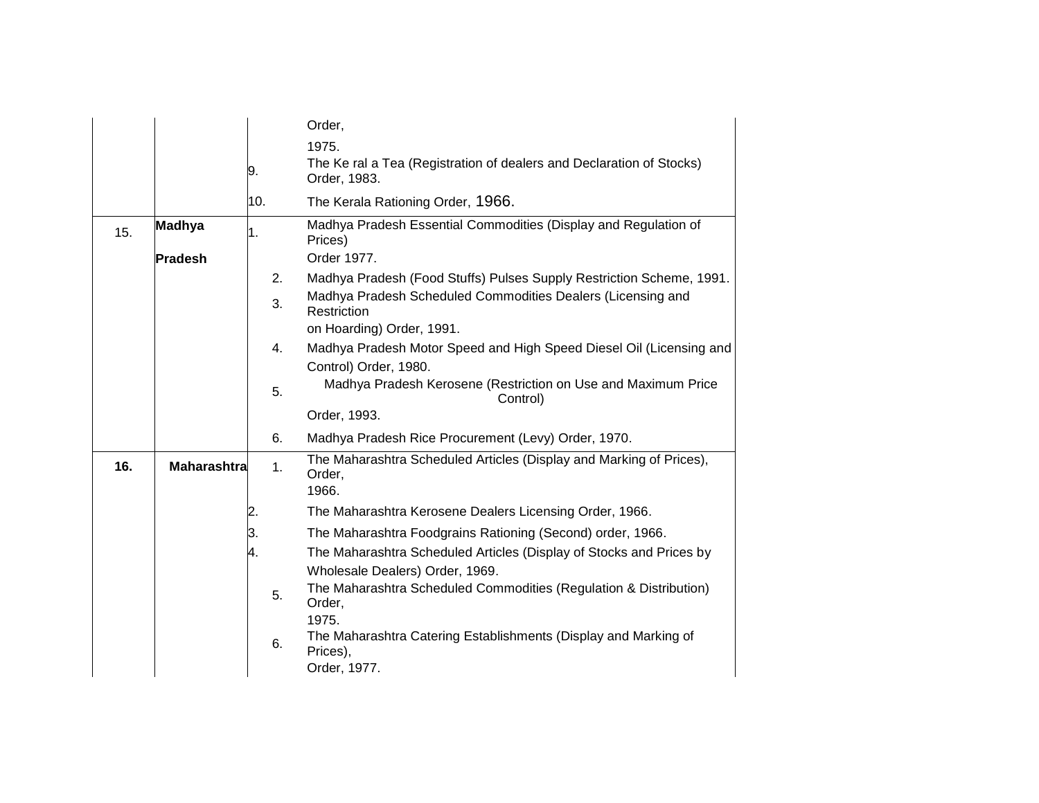| | | | |
|---|---|---|---|
| | | | Order, 1975. |
| | | 9. | The Ke ral a Tea (Registration of dealers and Declaration of Stocks) Order, 1983. |
| | | 10. | The Kerala Rationing Order, 1966. |
| 15. | **Madhya Pradesh** | 1. | Madhya Pradesh Essential Commodities (Display and Regulation of Prices) Order 1977. |
| | | 2. | Madhya Pradesh (Food Stuffs) Pulses Supply Restriction Scheme, 1991. |
| | | 3. | Madhya Pradesh Scheduled Commodities Dealers (Licensing and Restriction on Hoarding) Order, 1991. |
| | | 4. | Madhya Pradesh Motor Speed and High Speed Diesel Oil (Licensing and Control) Order, 1980. |
| | | 5. | Madhya Pradesh Kerosene (Restriction on Use and Maximum Price Control) Order, 1993. |
| | | 6. | Madhya Pradesh Rice Procurement (Levy) Order, 1970. |
| **16.** | **Maharashtra** | 1. | The Maharashtra Scheduled Articles (Display and Marking of Prices), Order, 1966. |
| | | 2. | The Maharashtra Kerosene Dealers Licensing Order, 1966. |
| | | 3. | The Maharashtra Foodgrains Rationing (Second) order, 1966. |
| | | 4. | The Maharashtra Scheduled Articles (Display of Stocks and Prices by Wholesale Dealers) Order, 1969. |
| | | 5. | The Maharashtra Scheduled Commodities (Regulation & Distribution) Order, 1975. |
| | | 6. | The Maharashtra Catering Establishments (Display and Marking of Prices), Order, 1977. |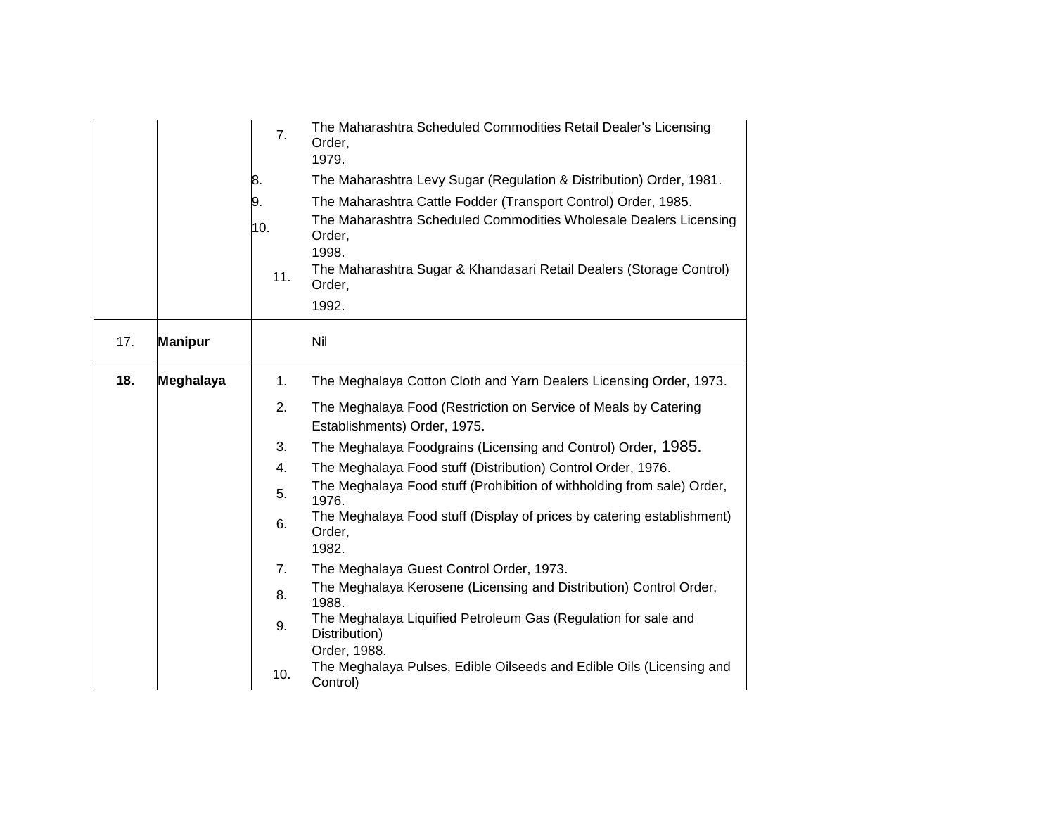| | | | |
|---|---|---|---|
| | | 7. | The Maharashtra Scheduled Commodities Retail Dealer's Licensing Order, 1979. |
| | | 8. | The Maharashtra Levy Sugar (Regulation & Distribution) Order, 1981. |
| | | 9. | The Maharashtra Cattle Fodder (Transport Control) Order, 1985. |
| | | 10. | The Maharashtra Scheduled Commodities Wholesale Dealers Licensing Order, 1998. |
| | | 11. | The Maharashtra Sugar & Khandasari Retail Dealers (Storage Control) Order, 1992. |
| 17. | **Manipur** | | Nil |
| **18.** | **Meghalaya** | 1. | The Meghalaya Cotton Cloth and Yarn Dealers Licensing Order, 1973. |
| | | 2. | The Meghalaya Food (Restriction on Service of Meals by Catering Establishments) Order, 1975. |
| | | 3. | The Meghalaya Foodgrains (Licensing and Control) Order, 1985. |
| | | 4. | The Meghalaya Food stuff (Distribution) Control Order, 1976. |
| | | 5. | The Meghalaya Food stuff (Prohibition of withholding from sale) Order, 1976. |
| | | 6. | The Meghalaya Food stuff (Display of prices by catering establishment) Order, 1982. |
| | | 7. | The Meghalaya Guest Control Order, 1973. |
| | | 8. | The Meghalaya Kerosene (Licensing and Distribution) Control Order, 1988. |
| | | 9. | The Meghalaya Liquified Petroleum Gas (Regulation for sale and Distribution) Order, 1988. |
| | | 10. | The Meghalaya Pulses, Edible Oilseeds and Edible Oils (Licensing and Control) |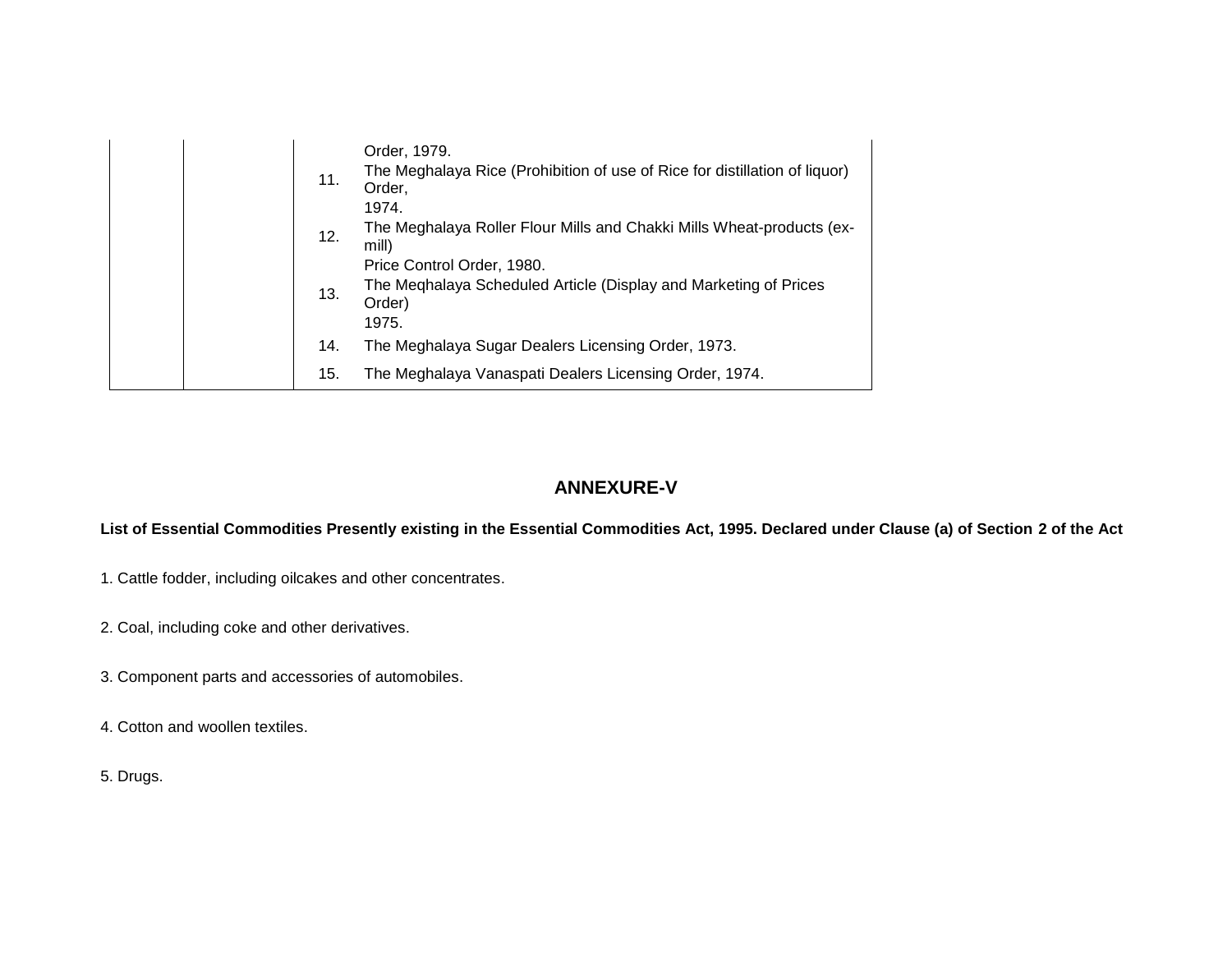| | | | |
|---|---|---|---|
| | | | Order, 1979. |
| | | 11. | The Meghalaya Rice (Prohibition of use of Rice for distillation of liquor) Order, 1974. |
| | | 12. | The Meghalaya Roller Flour Mills and Chakki Mills Wheat-products (ex-mill) Price Control Order, 1980. |
| | | 13. | The Meqhalaya Scheduled Article (Display and Marketing of Prices Order) 1975. |
| | | 14. | The Meghalaya Sugar Dealers Licensing Order, 1973. |
| | | 15. | The Meghalaya Vanaspati Dealers Licensing Order, 1974. |

## ANNEXURE-V

**List of Essential Commodities Presently existing in the Essential Commodities Act, 1995. Declared under Clause (a) of Section 2 of the Act**

1. Cattle fodder, including oilcakes and other concentrates.

2. Coal, including coke and other derivatives.

3. Component parts and accessories of automobiles.

4. Cotton and woollen textiles.

5. Drugs.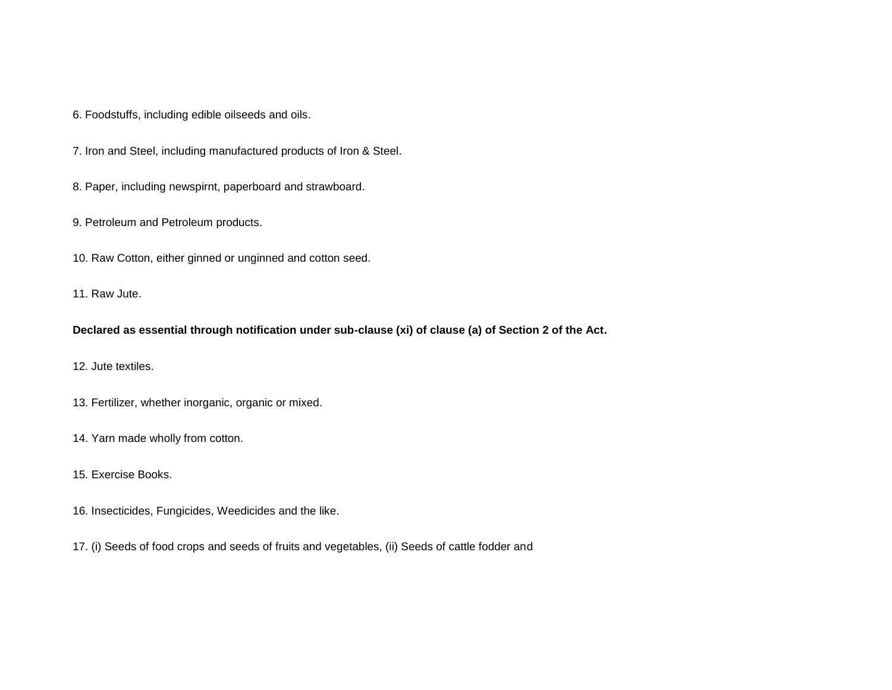6. Foodstuffs, including edible oilseeds and oils.

7. Iron and Steel, including manufactured products of Iron & Steel.

8. Paper, including newspirnt, paperboard and strawboard.

9. Petroleum and Petroleum products.

10. Raw Cotton, either ginned or unginned and cotton seed.

11. Raw Jute.

**Declared as essential through notification under sub-clause (xi) of clause (a) of Section 2 of the Act.**

12. Jute textiles.

13. Fertilizer, whether inorganic, organic or mixed.

14. Yarn made wholly from cotton.

15. Exercise Books.

16. Insecticides, Fungicides, Weedicides and the like.

17. (i) Seeds of food crops and seeds of fruits and vegetables, (ii) Seeds of cattle fodder and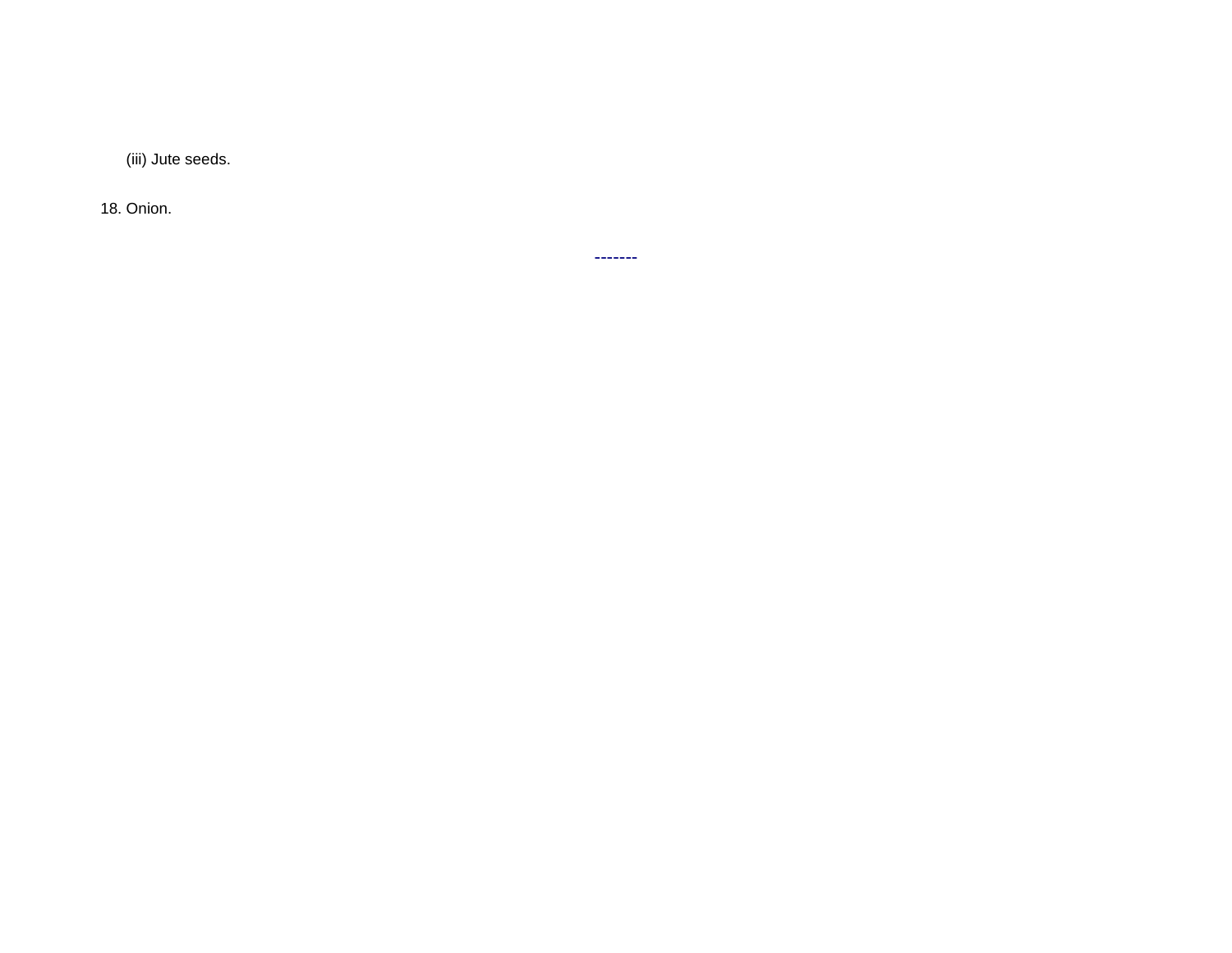(iii) Jute seeds.

18. Onion.

-------